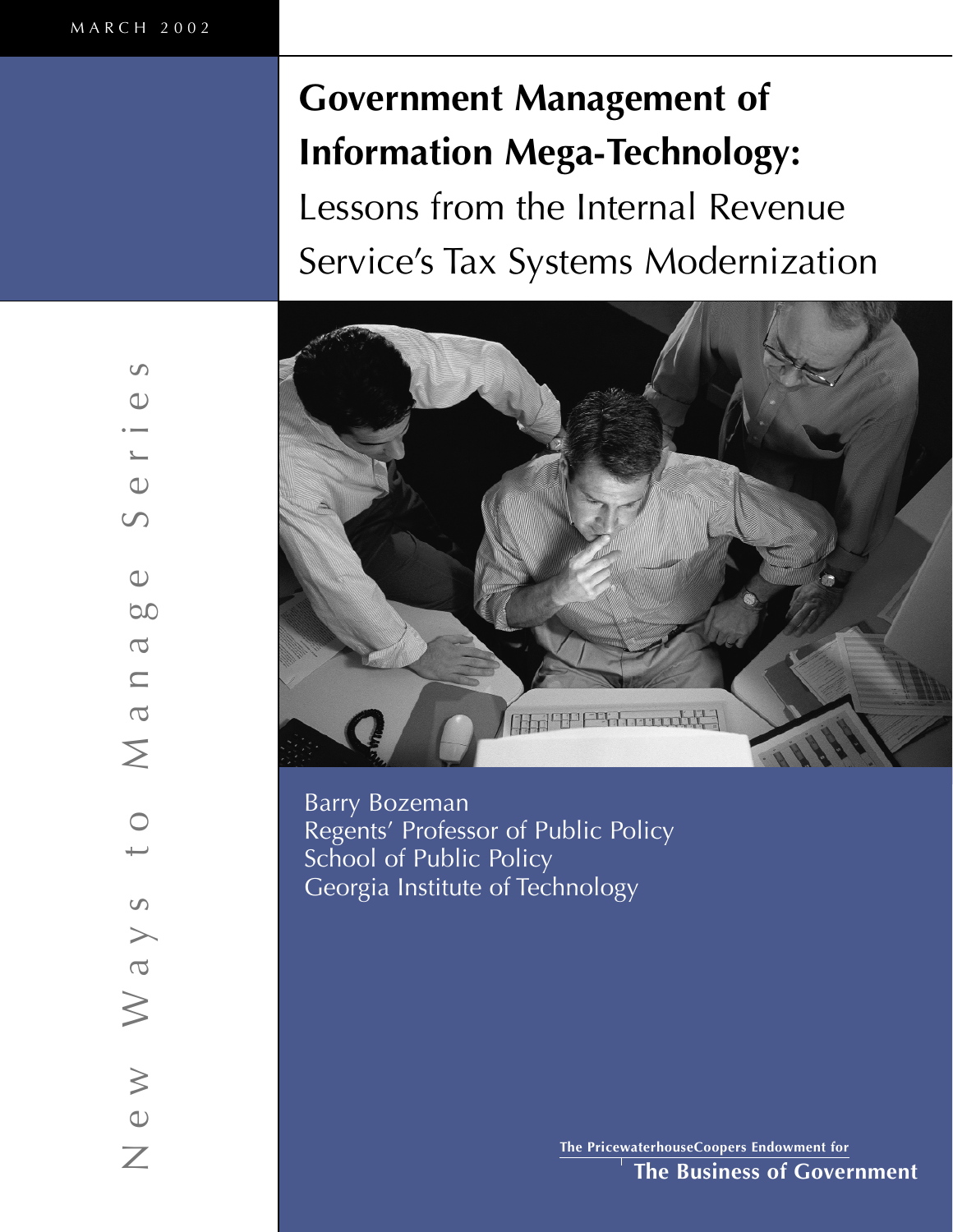MARCH 2002

# Government Management of Information Mega-Technology:

## Lessons from the Internal Revenue Service's Tax Systems Modernization

Barry Bozeman
Regents' Professor of Public Policy
School of Public Policy
Georgia Institute of Technology

New Ways to Manage Series

The PricewaterhouseCoopers Endowment for
**The Business of Government**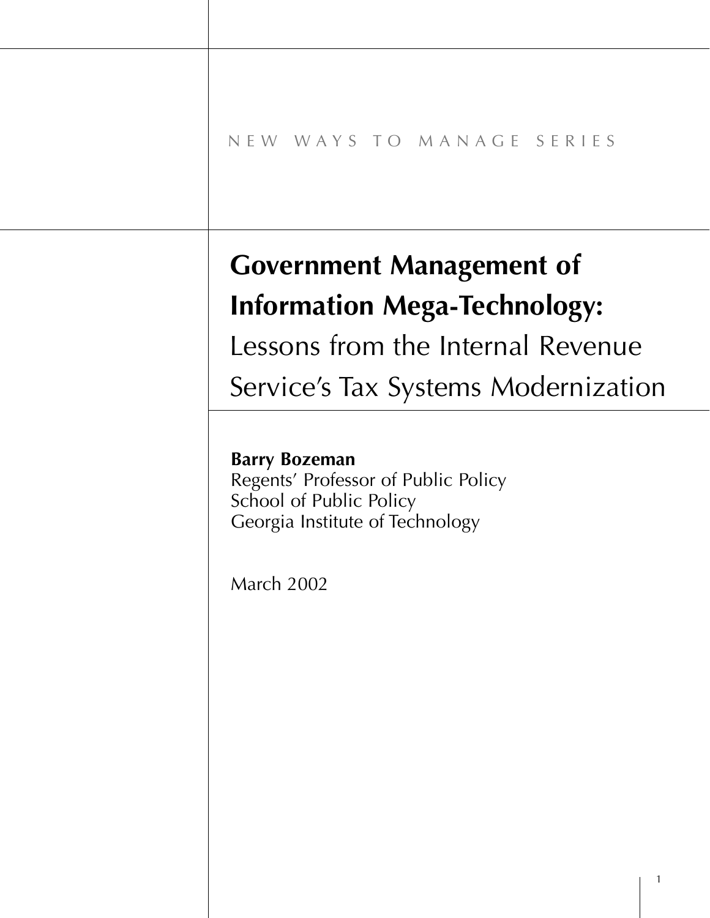NEW WAYS TO MANAGE SERIES

# Government Management of Information Mega-Technology:

## Lessons from the Internal Revenue Service's Tax Systems Modernization

**Barry Bozeman**
Regents' Professor of Public Policy
School of Public Policy
Georgia Institute of Technology

March 2002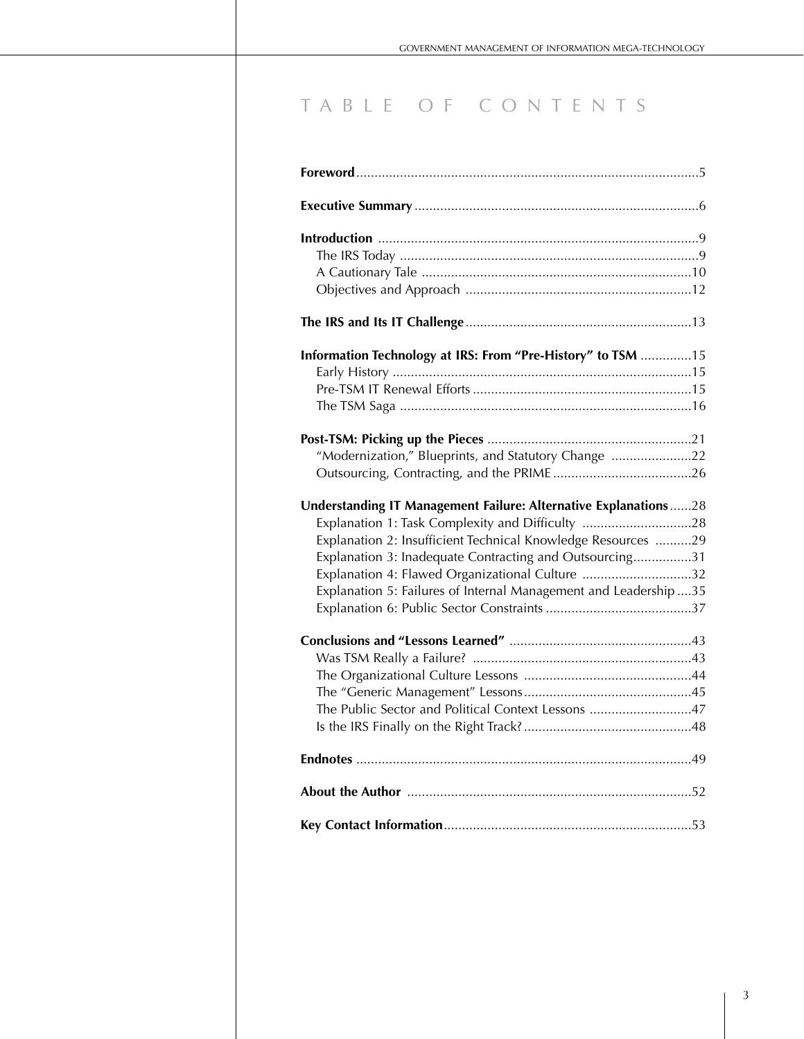# TABLE OF CONTENTS

**Foreword** ..... 5

**Executive Summary** ..... 6

**Introduction** ..... 9
- The IRS Today ..... 9
- A Cautionary Tale ..... 10
- Objectives and Approach ..... 12

**The IRS and Its IT Challenge** ..... 13

**Information Technology at IRS: From "Pre-History" to TSM** ..... 15
- Early History ..... 15
- Pre-TSM IT Renewal Efforts ..... 15
- The TSM Saga ..... 16

**Post-TSM: Picking up the Pieces** ..... 21
- "Modernization," Blueprints, and Statutory Change ..... 22
- Outsourcing, Contracting, and the PRIME ..... 26

**Understanding IT Management Failure: Alternative Explanations** ..... 28
- Explanation 1: Task Complexity and Difficulty ..... 28
- Explanation 2: Insufficient Technical Knowledge Resources ..... 29
- Explanation 3: Inadequate Contracting and Outsourcing ..... 31
- Explanation 4: Flawed Organizational Culture ..... 32
- Explanation 5: Failures of Internal Management and Leadership ..... 35
- Explanation 6: Public Sector Constraints ..... 37

**Conclusions and "Lessons Learned"** ..... 43
- Was TSM Really a Failure? ..... 43
- The Organizational Culture Lessons ..... 44
- The "Generic Management" Lessons ..... 45
- The Public Sector and Political Context Lessons ..... 47
- Is the IRS Finally on the Right Track? ..... 48

**Endnotes** ..... 49

**About the Author** ..... 52

**Key Contact Information** ..... 53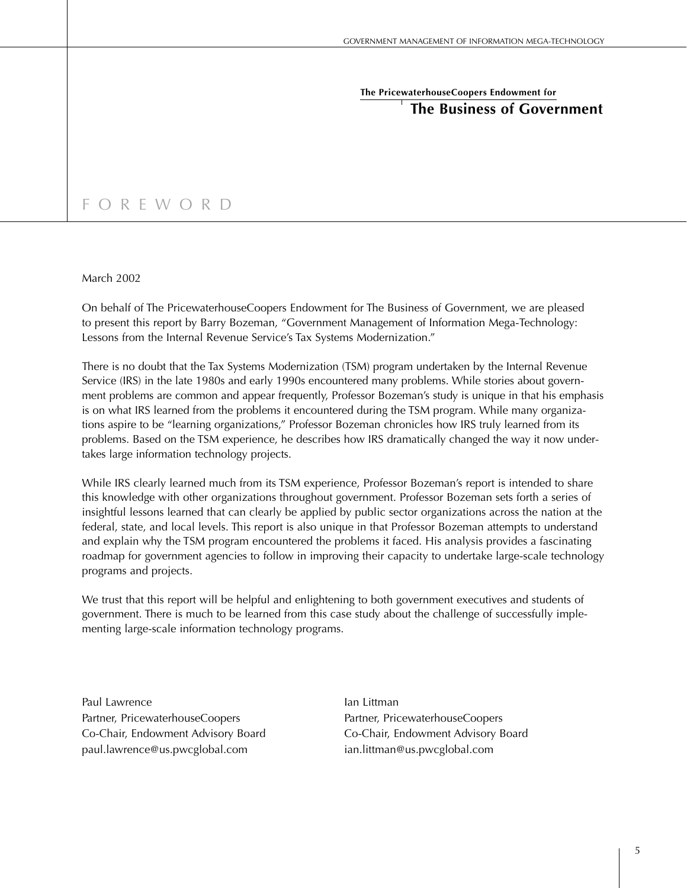**The PricewaterhouseCoopers Endowment for**
**The Business of Government**

# FOREWORD

March 2002

On behalf of The PricewaterhouseCoopers Endowment for The Business of Government, we are pleased to present this report by Barry Bozeman, "Government Management of Information Mega-Technology: Lessons from the Internal Revenue Service's Tax Systems Modernization."

There is no doubt that the Tax Systems Modernization (TSM) program undertaken by the Internal Revenue Service (IRS) in the late 1980s and early 1990s encountered many problems. While stories about government problems are common and appear frequently, Professor Bozeman's study is unique in that his emphasis is on what IRS learned from the problems it encountered during the TSM program. While many organizations aspire to be "learning organizations," Professor Bozeman chronicles how IRS truly learned from its problems. Based on the TSM experience, he describes how IRS dramatically changed the way it now undertakes large information technology projects.

While IRS clearly learned much from its TSM experience, Professor Bozeman's report is intended to share this knowledge with other organizations throughout government. Professor Bozeman sets forth a series of insightful lessons learned that can clearly be applied by public sector organizations across the nation at the federal, state, and local levels. This report is also unique in that Professor Bozeman attempts to understand and explain why the TSM program encountered the problems it faced. His analysis provides a fascinating roadmap for government agencies to follow in improving their capacity to undertake large-scale technology programs and projects.

We trust that this report will be helpful and enlightening to both government executives and students of government. There is much to be learned from this case study about the challenge of successfully implementing large-scale information technology programs.

Paul Lawrence
Partner, PricewaterhouseCoopers
Co-Chair, Endowment Advisory Board
paul.lawrence@us.pwcglobal.com

Ian Littman
Partner, PricewaterhouseCoopers
Co-Chair, Endowment Advisory Board
ian.littman@us.pwcglobal.com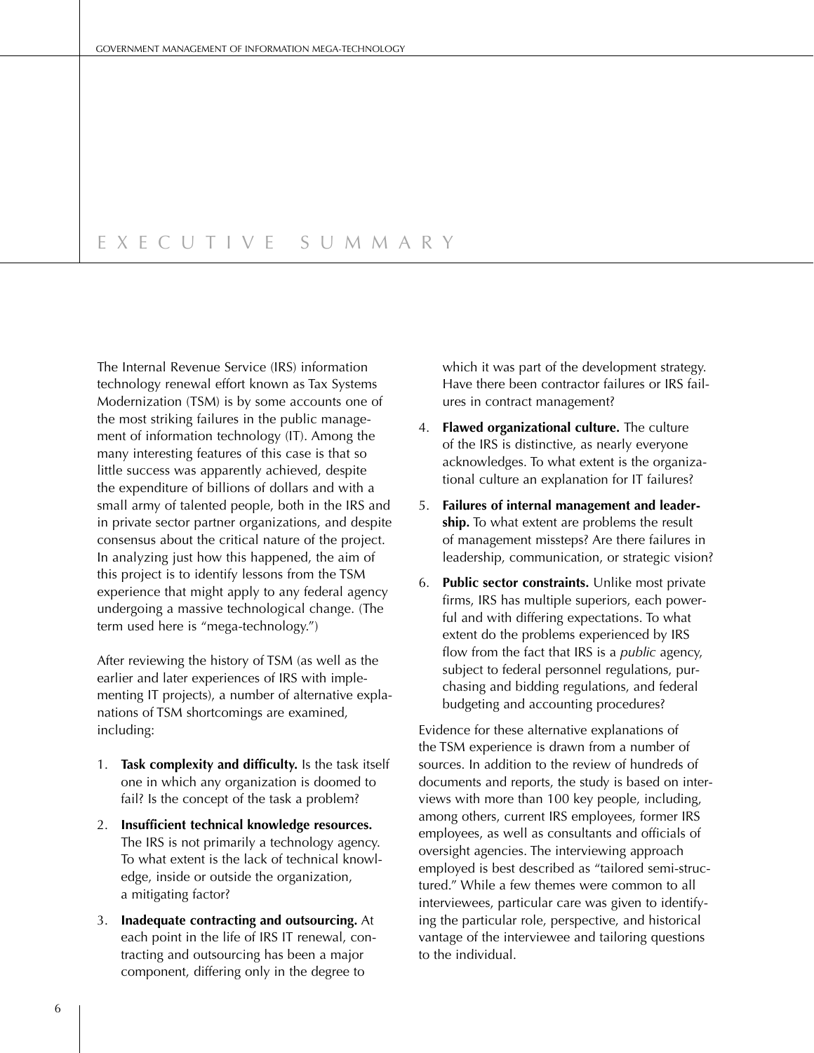# Executive Summary

The Internal Revenue Service (IRS) information technology renewal effort known as Tax Systems Modernization (TSM) is by some accounts one of the most striking failures in the public management of information technology (IT). Among the many interesting features of this case is that so little success was apparently achieved, despite the expenditure of billions of dollars and with a small army of talented people, both in the IRS and in private sector partner organizations, and despite consensus about the critical nature of the project. In analyzing just how this happened, the aim of this project is to identify lessons from the TSM experience that might apply to any federal agency undergoing a massive technological change. (The term used here is "mega-technology.")

After reviewing the history of TSM (as well as the earlier and later experiences of IRS with implementing IT projects), a number of alternative explanations of TSM shortcomings are examined, including:

1. **Task complexity and difficulty.** Is the task itself one in which any organization is doomed to fail? Is the concept of the task a problem?
2. **Insufficient technical knowledge resources.** The IRS is not primarily a technology agency. To what extent is the lack of technical knowledge, inside or outside the organization, a mitigating factor?
3. **Inadequate contracting and outsourcing.** At each point in the life of IRS IT renewal, contracting and outsourcing has been a major component, differing only in the degree to which it was part of the development strategy. Have there been contractor failures or IRS failures in contract management?
4. **Flawed organizational culture.** The culture of the IRS is distinctive, as nearly everyone acknowledges. To what extent is the organizational culture an explanation for IT failures?
5. **Failures of internal management and leadership.** To what extent are problems the result of management missteps? Are there failures in leadership, communication, or strategic vision?
6. **Public sector constraints.** Unlike most private firms, IRS has multiple superiors, each powerful and with differing expectations. To what extent do the problems experienced by IRS flow from the fact that IRS is a *public* agency, subject to federal personnel regulations, purchasing and bidding regulations, and federal budgeting and accounting procedures?

Evidence for these alternative explanations of the TSM experience is drawn from a number of sources. In addition to the review of hundreds of documents and reports, the study is based on interviews with more than 100 key people, including, among others, current IRS employees, former IRS employees, as well as consultants and officials of oversight agencies. The interviewing approach employed is best described as "tailored semi-structured." While a few themes were common to all interviewees, particular care was given to identifying the particular role, perspective, and historical vantage of the interviewee and tailoring questions to the individual.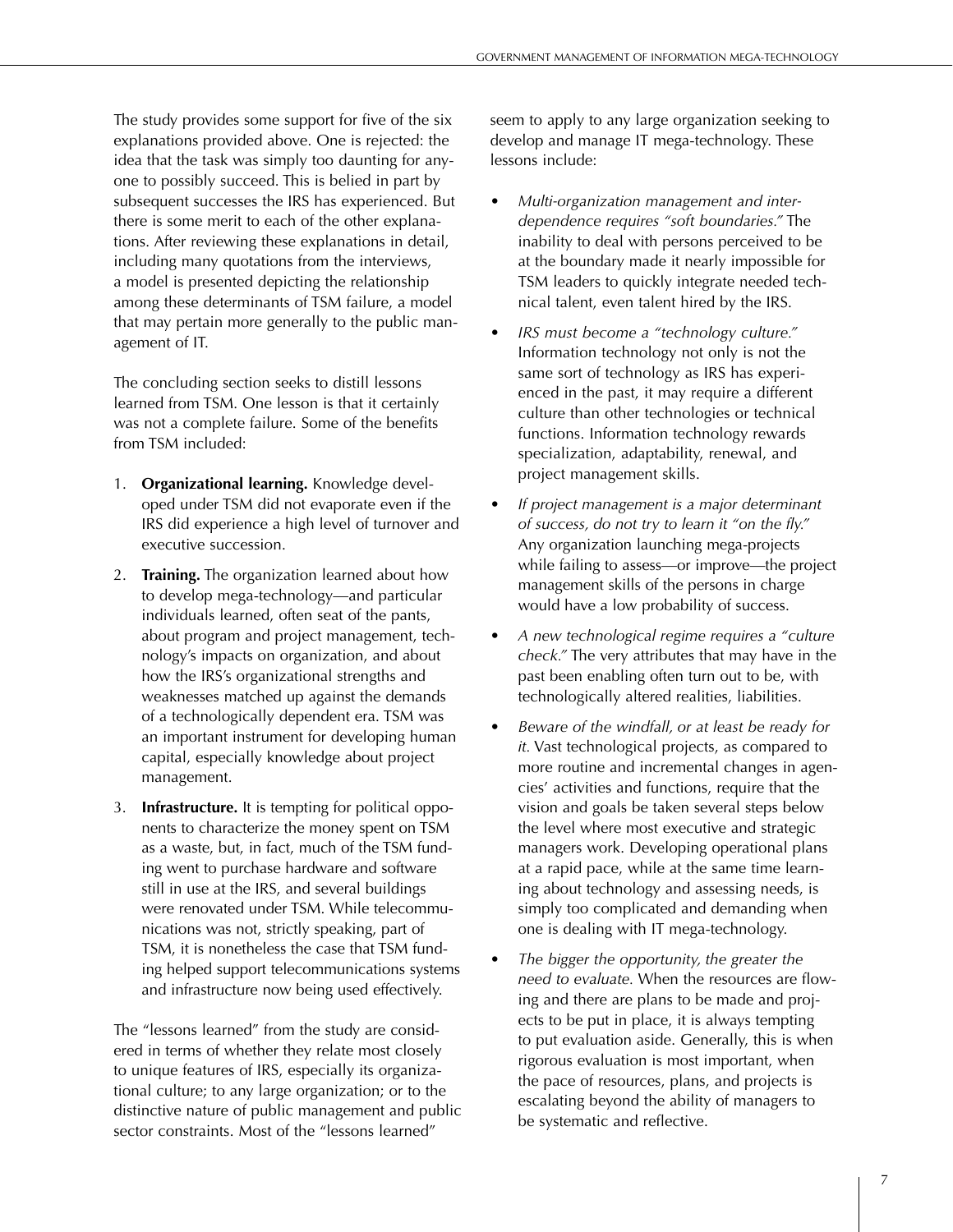The study provides some support for five of the six explanations provided above. One is rejected: the idea that the task was simply too daunting for anyone to possibly succeed. This is belied in part by subsequent successes the IRS has experienced. But there is some merit to each of the other explanations. After reviewing these explanations in detail, including many quotations from the interviews, a model is presented depicting the relationship among these determinants of TSM failure, a model that may pertain more generally to the public management of IT.

The concluding section seeks to distill lessons learned from TSM. One lesson is that it certainly was not a complete failure. Some of the benefits from TSM included:

1. **Organizational learning.** Knowledge developed under TSM did not evaporate even if the IRS did experience a high level of turnover and executive succession.
2. **Training.** The organization learned about how to develop mega-technology—and particular individuals learned, often seat of the pants, about program and project management, technology's impacts on organization, and about how the IRS's organizational strengths and weaknesses matched up against the demands of a technologically dependent era. TSM was an important instrument for developing human capital, especially knowledge about project management.
3. **Infrastructure.** It is tempting for political opponents to characterize the money spent on TSM as a waste, but, in fact, much of the TSM funding went to purchase hardware and software still in use at the IRS, and several buildings were renovated under TSM. While telecommunications was not, strictly speaking, part of TSM, it is nonetheless the case that TSM funding helped support telecommunications systems and infrastructure now being used effectively.

The "lessons learned" from the study are considered in terms of whether they relate most closely to unique features of IRS, especially its organizational culture; to any large organization; or to the distinctive nature of public management and public sector constraints. Most of the "lessons learned" seem to apply to any large organization seeking to develop and manage IT mega-technology. These lessons include:

- *Multi-organization management and interdependence requires "soft boundaries."* The inability to deal with persons perceived to be at the boundary made it nearly impossible for TSM leaders to quickly integrate needed technical talent, even talent hired by the IRS.
- *IRS must become a "technology culture."* Information technology not only is not the same sort of technology as IRS has experienced in the past, it may require a different culture than other technologies or technical functions. Information technology rewards specialization, adaptability, renewal, and project management skills.
- *If project management is a major determinant of success, do not try to learn it "on the fly."* Any organization launching mega-projects while failing to assess—or improve—the project management skills of the persons in charge would have a low probability of success.
- *A new technological regime requires a "culture check."* The very attributes that may have in the past been enabling often turn out to be, with technologically altered realities, liabilities.
- *Beware of the windfall, or at least be ready for it.* Vast technological projects, as compared to more routine and incremental changes in agencies' activities and functions, require that the vision and goals be taken several steps below the level where most executive and strategic managers work. Developing operational plans at a rapid pace, while at the same time learning about technology and assessing needs, is simply too complicated and demanding when one is dealing with IT mega-technology.
- *The bigger the opportunity, the greater the need to evaluate.* When the resources are flowing and there are plans to be made and projects to be put in place, it is always tempting to put evaluation aside. Generally, this is when rigorous evaluation is most important, when the pace of resources, plans, and projects is escalating beyond the ability of managers to be systematic and reflective.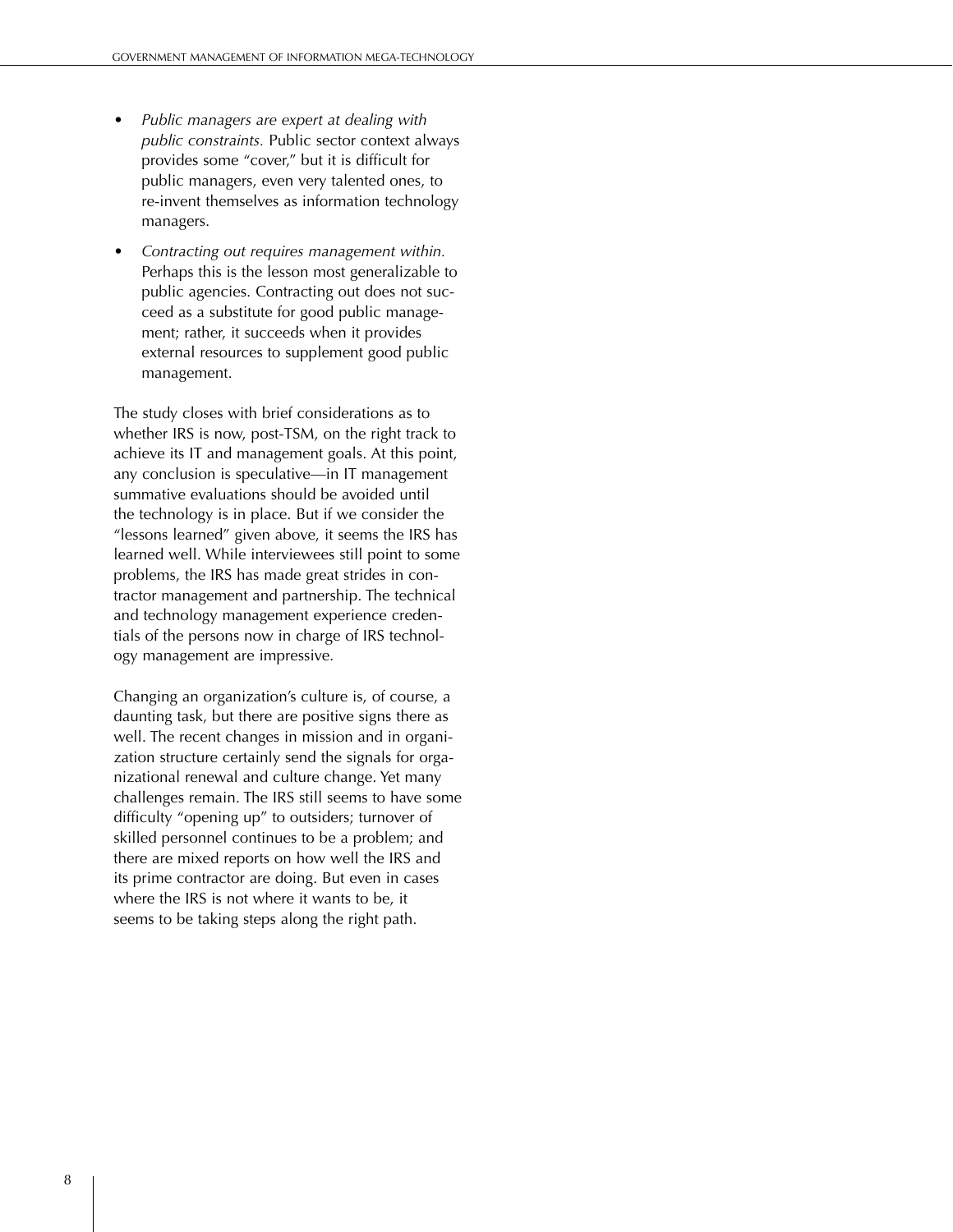- *Public managers are expert at dealing with public constraints.* Public sector context always provides some "cover," but it is difficult for public managers, even very talented ones, to re-invent themselves as information technology managers.

- *Contracting out requires management within.* Perhaps this is the lesson most generalizable to public agencies. Contracting out does not succeed as a substitute for good public management; rather, it succeeds when it provides external resources to supplement good public management.

The study closes with brief considerations as to whether IRS is now, post-TSM, on the right track to achieve its IT and management goals. At this point, any conclusion is speculative—in IT management summative evaluations should be avoided until the technology is in place. But if we consider the "lessons learned" given above, it seems the IRS has learned well. While interviewees still point to some problems, the IRS has made great strides in contractor management and partnership. The technical and technology management experience credentials of the persons now in charge of IRS technology management are impressive.

Changing an organization's culture is, of course, a daunting task, but there are positive signs there as well. The recent changes in mission and in organization structure certainly send the signals for organizational renewal and culture change. Yet many challenges remain. The IRS still seems to have some difficulty "opening up" to outsiders; turnover of skilled personnel continues to be a problem; and there are mixed reports on how well the IRS and its prime contractor are doing. But even in cases where the IRS is not where it wants to be, it seems to be taking steps along the right path.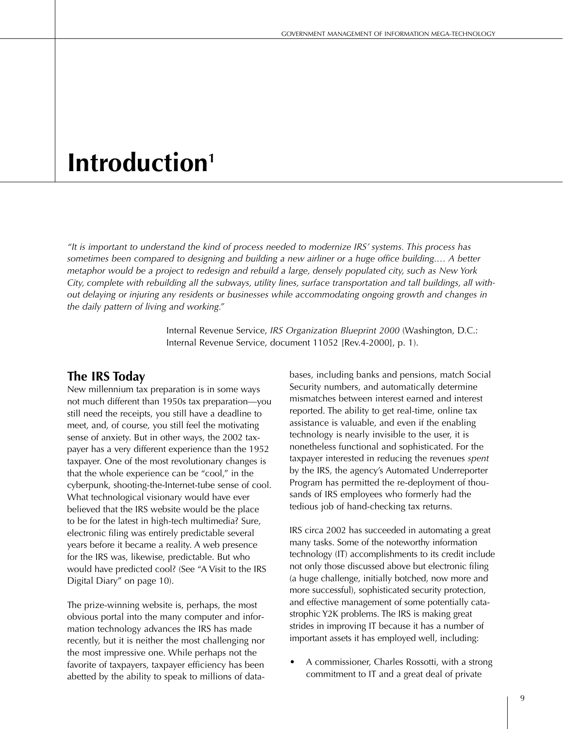# Introduction[1]

*"It is important to understand the kind of process needed to modernize IRS' systems. This process has sometimes been compared to designing and building a new airliner or a huge office building.… A better metaphor would be a project to redesign and rebuild a large, densely populated city, such as New York City, complete with rebuilding all the subways, utility lines, surface transportation and tall buildings, all without delaying or injuring any residents or businesses while accommodating ongoing growth and changes in the daily pattern of living and working."*

Internal Revenue Service, *IRS Organization Blueprint 2000* (Washington, D.C.: Internal Revenue Service, document 11052 [Rev.4-2000], p. 1).

## The IRS Today

New millennium tax preparation is in some ways not much different than 1950s tax preparation—you still need the receipts, you still have a deadline to meet, and, of course, you still feel the motivating sense of anxiety. But in other ways, the 2002 taxpayer has a very different experience than the 1952 taxpayer. One of the most revolutionary changes is that the whole experience can be "cool," in the cyberpunk, shooting-the-Internet-tube sense of cool. What technological visionary would have ever believed that the IRS website would be the place to be for the latest in high-tech multimedia? Sure, electronic filing was entirely predictable several years before it became a reality. A web presence for the IRS was, likewise, predictable. But who would have predicted cool? (See "A Visit to the IRS Digital Diary" on page 10).

The prize-winning website is, perhaps, the most obvious portal into the many computer and information technology advances the IRS has made recently, but it is neither the most challenging nor the most impressive one. While perhaps not the favorite of taxpayers, taxpayer efficiency has been abetted by the ability to speak to millions of databases, including banks and pensions, match Social Security numbers, and automatically determine mismatches between interest earned and interest reported. The ability to get real-time, online tax assistance is valuable, and even if the enabling technology is nearly invisible to the user, it is nonetheless functional and sophisticated. For the taxpayer interested in reducing the revenues *spent* by the IRS, the agency's Automated Underreporter Program has permitted the re-deployment of thousands of IRS employees who formerly had the tedious job of hand-checking tax returns.

IRS circa 2002 has succeeded in automating a great many tasks. Some of the noteworthy information technology (IT) accomplishments to its credit include not only those discussed above but electronic filing (a huge challenge, initially botched, now more and more successful), sophisticated security protection, and effective management of some potentially catastrophic Y2K problems. The IRS is making great strides in improving IT because it has a number of important assets it has employed well, including:

- A commissioner, Charles Rossotti, with a strong commitment to IT and a great deal of private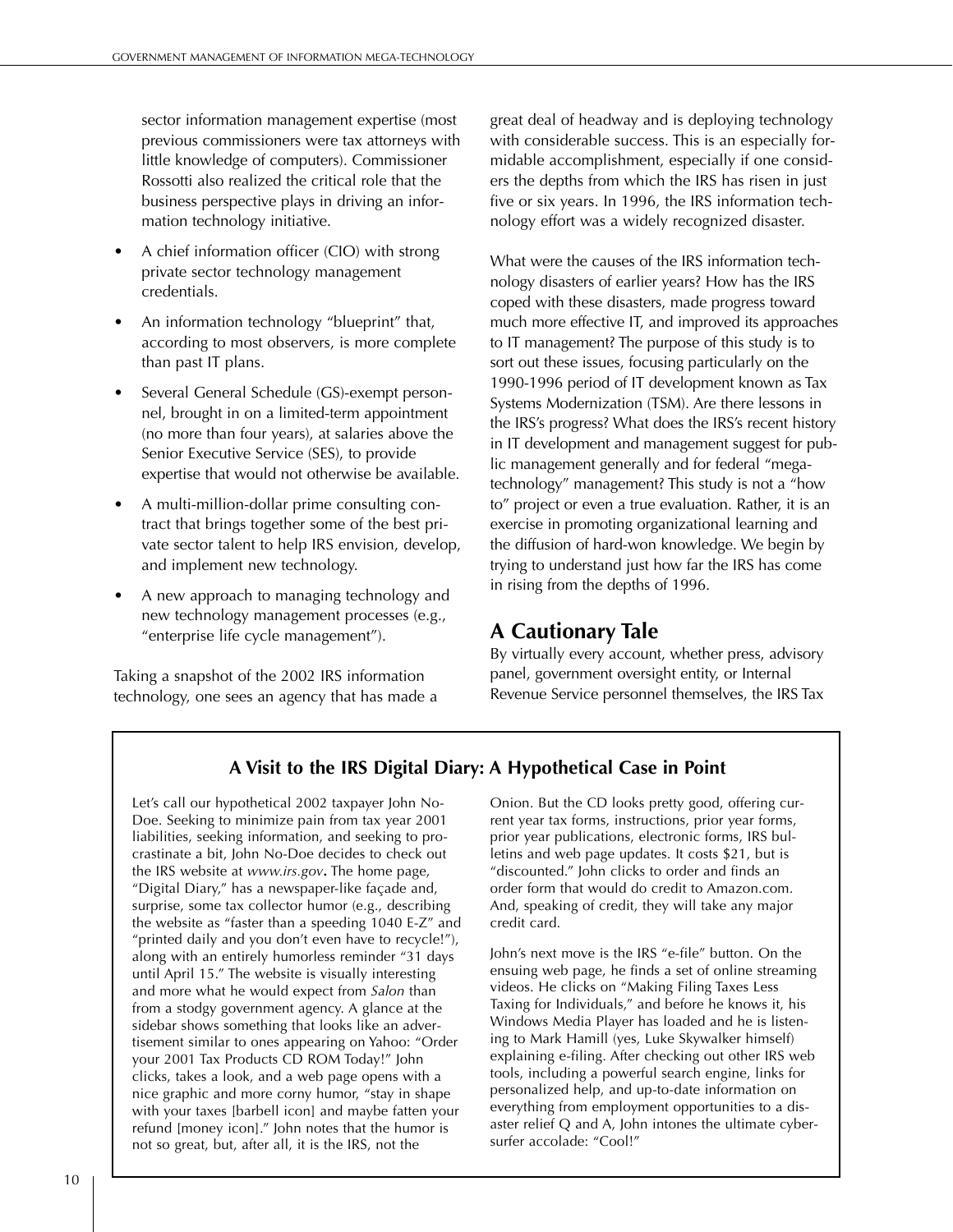sector information management expertise (most previous commissioners were tax attorneys with little knowledge of computers). Commissioner Rossotti also realized the critical role that the business perspective plays in driving an information technology initiative.

- A chief information officer (CIO) with strong private sector technology management credentials.
- An information technology "blueprint" that, according to most observers, is more complete than past IT plans.
- Several General Schedule (GS)-exempt personnel, brought in on a limited-term appointment (no more than four years), at salaries above the Senior Executive Service (SES), to provide expertise that would not otherwise be available.
- A multi-million-dollar prime consulting contract that brings together some of the best private sector talent to help IRS envision, develop, and implement new technology.
- A new approach to managing technology and new technology management processes (e.g., "enterprise life cycle management").

Taking a snapshot of the 2002 IRS information technology, one sees an agency that has made a great deal of headway and is deploying technology with considerable success. This is an especially formidable accomplishment, especially if one considers the depths from which the IRS has risen in just five or six years. In 1996, the IRS information technology effort was a widely recognized disaster.

What were the causes of the IRS information technology disasters of earlier years? How has the IRS coped with these disasters, made progress toward much more effective IT, and improved its approaches to IT management? The purpose of this study is to sort out these issues, focusing particularly on the 1990-1996 period of IT development known as Tax Systems Modernization (TSM). Are there lessons in the IRS's progress? What does the IRS's recent history in IT development and management suggest for public management generally and for federal "mega-technology" management? This study is not a "how to" project or even a true evaluation. Rather, it is an exercise in promoting organizational learning and the diffusion of hard-won knowledge. We begin by trying to understand just how far the IRS has come in rising from the depths of 1996.

## A Cautionary Tale

By virtually every account, whether press, advisory panel, government oversight entity, or Internal Revenue Service personnel themselves, the IRS Tax

### A Visit to the IRS Digital Diary: A Hypothetical Case in Point

Let's call our hypothetical 2002 taxpayer John No-Doe. Seeking to minimize pain from tax year 2001 liabilities, seeking information, and seeking to procrastinate a bit, John No-Doe decides to check out the IRS website at *www.irs.gov*. The home page, "Digital Diary," has a newspaper-like façade and, surprise, some tax collector humor (e.g., describing the website as "faster than a speeding 1040 E-Z" and "printed daily and you don't even have to recycle!"), along with an entirely humorless reminder "31 days until April 15." The website is visually interesting and more what he would expect from *Salon* than from a stodgy government agency. A glance at the sidebar shows something that looks like an advertisement similar to ones appearing on Yahoo: "Order your 2001 Tax Products CD ROM Today!" John clicks, takes a look, and a web page opens with a nice graphic and more corny humor, "stay in shape with your taxes [barbell icon] and maybe fatten your refund [money icon]." John notes that the humor is not so great, but, after all, it is the IRS, not the Onion. But the CD looks pretty good, offering current year tax forms, instructions, prior year forms, prior year publications, electronic forms, IRS bulletins and web page updates. It costs $21, but is "discounted." John clicks to order and finds an order form that would do credit to Amazon.com. And, speaking of credit, they will take any major credit card.

John's next move is the IRS "e-file" button. On the ensuing web page, he finds a set of online streaming videos. He clicks on "Making Filing Taxes Less Taxing for Individuals," and before he knows it, his Windows Media Player has loaded and he is listening to Mark Hamill (yes, Luke Skywalker himself) explaining e-filing. After checking out other IRS web tools, including a powerful search engine, links for personalized help, and up-to-date information on everything from employment opportunities to a disaster relief Q and A, John intones the ultimate cyber-surfer accolade: "Cool!"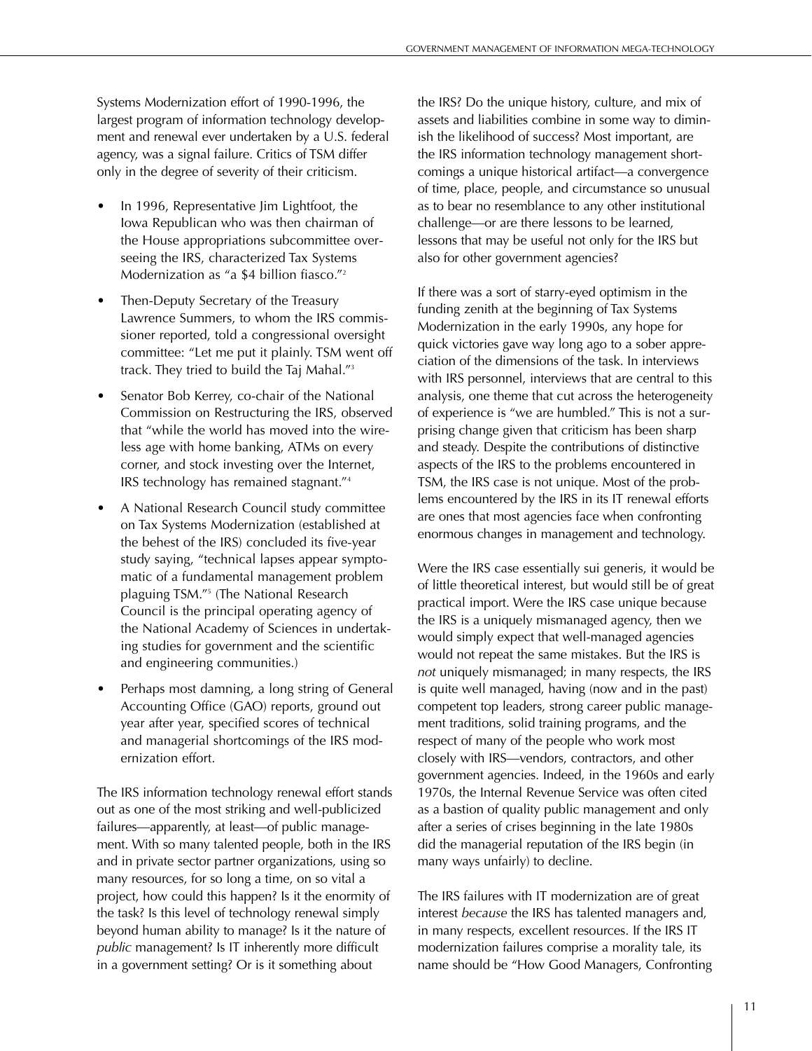Systems Modernization effort of 1990-1996, the largest program of information technology development and renewal ever undertaken by a U.S. federal agency, was a signal failure. Critics of TSM differ only in the degree of severity of their criticism.

- In 1996, Representative Jim Lightfoot, the Iowa Republican who was then chairman of the House appropriations subcommittee overseeing the IRS, characterized Tax Systems Modernization as "a $4 billion fiasco."[2]
- Then-Deputy Secretary of the Treasury Lawrence Summers, to whom the IRS commissioner reported, told a congressional oversight committee: "Let me put it plainly. TSM went off track. They tried to build the Taj Mahal."[3]
- Senator Bob Kerrey, co-chair of the National Commission on Restructuring the IRS, observed that "while the world has moved into the wireless age with home banking, ATMs on every corner, and stock investing over the Internet, IRS technology has remained stagnant."[4]
- A National Research Council study committee on Tax Systems Modernization (established at the behest of the IRS) concluded its five-year study saying, "technical lapses appear symptomatic of a fundamental management problem plaguing TSM."[5] (The National Research Council is the principal operating agency of the National Academy of Sciences in undertaking studies for government and the scientific and engineering communities.)
- Perhaps most damning, a long string of General Accounting Office (GAO) reports, ground out year after year, specified scores of technical and managerial shortcomings of the IRS modernization effort.

The IRS information technology renewal effort stands out as one of the most striking and well-publicized failures—apparently, at least—of public management. With so many talented people, both in the IRS and in private sector partner organizations, using so many resources, for so long a time, on so vital a project, how could this happen? Is it the enormity of the task? Is this level of technology renewal simply beyond human ability to manage? Is it the nature of *public* management? Is IT inherently more difficult in a government setting? Or is it something about the IRS? Do the unique history, culture, and mix of assets and liabilities combine in some way to diminish the likelihood of success? Most important, are the IRS information technology management shortcomings a unique historical artifact—a convergence of time, place, people, and circumstance so unusual as to bear no resemblance to any other institutional challenge—or are there lessons to be learned, lessons that may be useful not only for the IRS but also for other government agencies?

If there was a sort of starry-eyed optimism in the funding zenith at the beginning of Tax Systems Modernization in the early 1990s, any hope for quick victories gave way long ago to a sober appreciation of the dimensions of the task. In interviews with IRS personnel, interviews that are central to this analysis, one theme that cut across the heterogeneity of experience is "we are humbled." This is not a surprising change given that criticism has been sharp and steady. Despite the contributions of distinctive aspects of the IRS to the problems encountered in TSM, the IRS case is not unique. Most of the problems encountered by the IRS in its IT renewal efforts are ones that most agencies face when confronting enormous changes in management and technology.

Were the IRS case essentially sui generis, it would be of little theoretical interest, but would still be of great practical import. Were the IRS case unique because the IRS is a uniquely mismanaged agency, then we would simply expect that well-managed agencies would not repeat the same mistakes. But the IRS is *not* uniquely mismanaged; in many respects, the IRS is quite well managed, having (now and in the past) competent top leaders, strong career public management traditions, solid training programs, and the respect of many of the people who work most closely with IRS—vendors, contractors, and other government agencies. Indeed, in the 1960s and early 1970s, the Internal Revenue Service was often cited as a bastion of quality public management and only after a series of crises beginning in the late 1980s did the managerial reputation of the IRS begin (in many ways unfairly) to decline.

The IRS failures with IT modernization are of great interest *because* the IRS has talented managers and, in many respects, excellent resources. If the IRS IT modernization failures comprise a morality tale, its name should be "How Good Managers, Confronting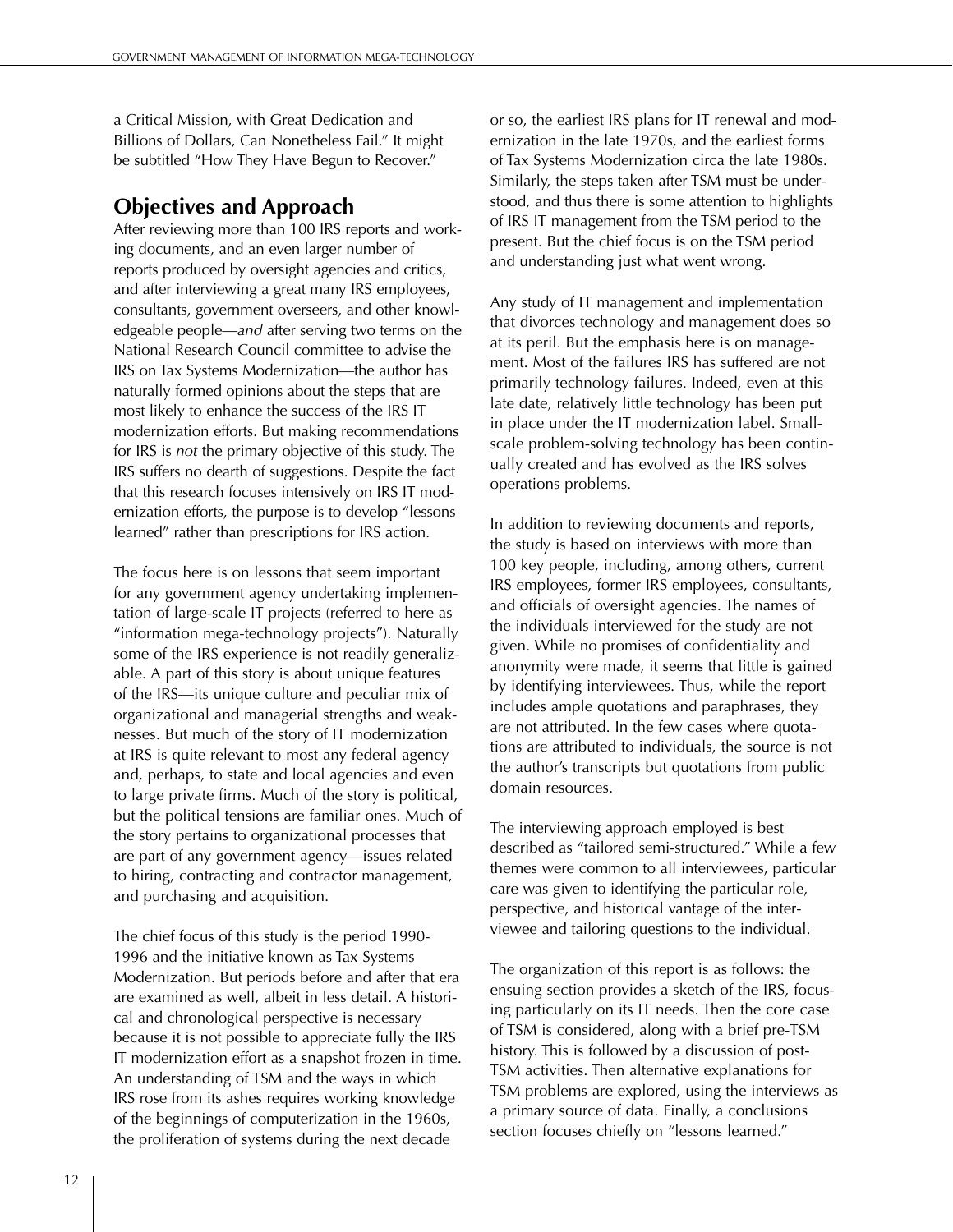a Critical Mission, with Great Dedication and Billions of Dollars, Can Nonetheless Fail." It might be subtitled "How They Have Begun to Recover."

## Objectives and Approach

After reviewing more than 100 IRS reports and working documents, and an even larger number of reports produced by oversight agencies and critics, and after interviewing a great many IRS employees, consultants, government overseers, and other knowledgeable people—*and* after serving two terms on the National Research Council committee to advise the IRS on Tax Systems Modernization—the author has naturally formed opinions about the steps that are most likely to enhance the success of the IRS IT modernization efforts. But making recommendations for IRS is *not* the primary objective of this study. The IRS suffers no dearth of suggestions. Despite the fact that this research focuses intensively on IRS IT modernization efforts, the purpose is to develop "lessons learned" rather than prescriptions for IRS action.

The focus here is on lessons that seem important for any government agency undertaking implementation of large-scale IT projects (referred to here as "information mega-technology projects"). Naturally some of the IRS experience is not readily generalizable. A part of this story is about unique features of the IRS—its unique culture and peculiar mix of organizational and managerial strengths and weaknesses. But much of the story of IT modernization at IRS is quite relevant to most any federal agency and, perhaps, to state and local agencies and even to large private firms. Much of the story is political, but the political tensions are familiar ones. Much of the story pertains to organizational processes that are part of any government agency—issues related to hiring, contracting and contractor management, and purchasing and acquisition.

The chief focus of this study is the period 1990-1996 and the initiative known as Tax Systems Modernization. But periods before and after that era are examined as well, albeit in less detail. A historical and chronological perspective is necessary because it is not possible to appreciate fully the IRS IT modernization effort as a snapshot frozen in time. An understanding of TSM and the ways in which IRS rose from its ashes requires working knowledge of the beginnings of computerization in the 1960s, the proliferation of systems during the next decade or so, the earliest IRS plans for IT renewal and modernization in the late 1970s, and the earliest forms of Tax Systems Modernization circa the late 1980s. Similarly, the steps taken after TSM must be understood, and thus there is some attention to highlights of IRS IT management from the TSM period to the present. But the chief focus is on the TSM period and understanding just what went wrong.

Any study of IT management and implementation that divorces technology and management does so at its peril. But the emphasis here is on management. Most of the failures IRS has suffered are not primarily technology failures. Indeed, even at this late date, relatively little technology has been put in place under the IT modernization label. Small-scale problem-solving technology has been continually created and has evolved as the IRS solves operations problems.

In addition to reviewing documents and reports, the study is based on interviews with more than 100 key people, including, among others, current IRS employees, former IRS employees, consultants, and officials of oversight agencies. The names of the individuals interviewed for the study are not given. While no promises of confidentiality and anonymity were made, it seems that little is gained by identifying interviewees. Thus, while the report includes ample quotations and paraphrases, they are not attributed. In the few cases where quotations are attributed to individuals, the source is not the author's transcripts but quotations from public domain resources.

The interviewing approach employed is best described as "tailored semi-structured." While a few themes were common to all interviewees, particular care was given to identifying the particular role, perspective, and historical vantage of the interviewee and tailoring questions to the individual.

The organization of this report is as follows: the ensuing section provides a sketch of the IRS, focusing particularly on its IT needs. Then the core case of TSM is considered, along with a brief pre-TSM history. This is followed by a discussion of post-TSM activities. Then alternative explanations for TSM problems are explored, using the interviews as a primary source of data. Finally, a conclusions section focuses chiefly on "lessons learned."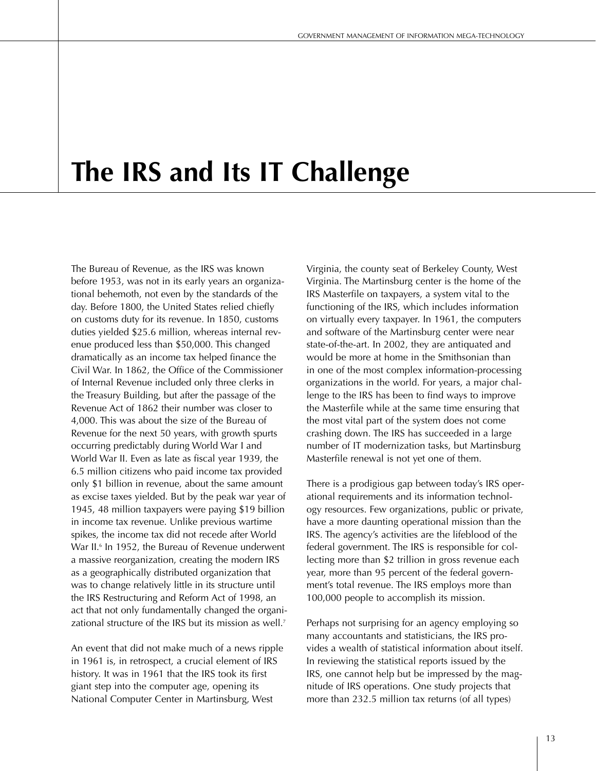# The IRS and Its IT Challenge

The Bureau of Revenue, as the IRS was known before 1953, was not in its early years an organizational behemoth, not even by the standards of the day. Before 1800, the United States relied chiefly on customs duty for its revenue. In 1850, customs duties yielded $25.6 million, whereas internal revenue produced less than $50,000. This changed dramatically as an income tax helped finance the Civil War. In 1862, the Office of the Commissioner of Internal Revenue included only three clerks in the Treasury Building, but after the passage of the Revenue Act of 1862 their number was closer to 4,000. This was about the size of the Bureau of Revenue for the next 50 years, with growth spurts occurring predictably during World War I and World War II. Even as late as fiscal year 1939, the 6.5 million citizens who paid income tax provided only $1 billion in revenue, about the same amount as excise taxes yielded. But by the peak war year of 1945, 48 million taxpayers were paying $19 billion in income tax revenue. Unlike previous wartime spikes, the income tax did not recede after World War II.[6] In 1952, the Bureau of Revenue underwent a massive reorganization, creating the modern IRS as a geographically distributed organization that was to change relatively little in its structure until the IRS Restructuring and Reform Act of 1998, an act that not only fundamentally changed the organizational structure of the IRS but its mission as well.[7]

An event that did not make much of a news ripple in 1961 is, in retrospect, a crucial element of IRS history. It was in 1961 that the IRS took its first giant step into the computer age, opening its National Computer Center in Martinsburg, West Virginia, the county seat of Berkeley County, West Virginia. The Martinsburg center is the home of the IRS Masterfile on taxpayers, a system vital to the functioning of the IRS, which includes information on virtually every taxpayer. In 1961, the computers and software of the Martinsburg center were near state-of-the-art. In 2002, they are antiquated and would be more at home in the Smithsonian than in one of the most complex information-processing organizations in the world. For years, a major challenge to the IRS has been to find ways to improve the Masterfile while at the same time ensuring that the most vital part of the system does not come crashing down. The IRS has succeeded in a large number of IT modernization tasks, but Martinsburg Masterfile renewal is not yet one of them.

There is a prodigious gap between today's IRS operational requirements and its information technology resources. Few organizations, public or private, have a more daunting operational mission than the IRS. The agency's activities are the lifeblood of the federal government. The IRS is responsible for collecting more than $2 trillion in gross revenue each year, more than 95 percent of the federal government's total revenue. The IRS employs more than 100,000 people to accomplish its mission.

Perhaps not surprising for an agency employing so many accountants and statisticians, the IRS provides a wealth of statistical information about itself. In reviewing the statistical reports issued by the IRS, one cannot help but be impressed by the magnitude of IRS operations. One study projects that more than 232.5 million tax returns (of all types)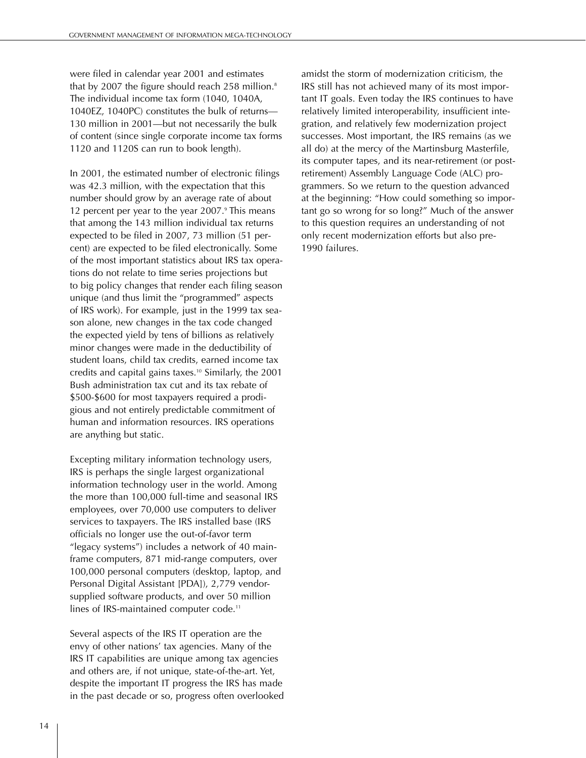were filed in calendar year 2001 and estimates that by 2007 the figure should reach 258 million.[8] The individual income tax form (1040, 1040A, 1040EZ, 1040PC) constitutes the bulk of returns—130 million in 2001—but not necessarily the bulk of content (since single corporate income tax forms 1120 and 1120S can run to book length).

In 2001, the estimated number of electronic filings was 42.3 million, with the expectation that this number should grow by an average rate of about 12 percent per year to the year 2007.[9] This means that among the 143 million individual tax returns expected to be filed in 2007, 73 million (51 percent) are expected to be filed electronically. Some of the most important statistics about IRS tax operations do not relate to time series projections but to big policy changes that render each filing season unique (and thus limit the "programmed" aspects of IRS work). For example, just in the 1999 tax season alone, new changes in the tax code changed the expected yield by tens of billions as relatively minor changes were made in the deductibility of student loans, child tax credits, earned income tax credits and capital gains taxes.[10] Similarly, the 2001 Bush administration tax cut and its tax rebate of $500-$600 for most taxpayers required a prodigious and not entirely predictable commitment of human and information resources. IRS operations are anything but static.

Excepting military information technology users, IRS is perhaps the single largest organizational information technology user in the world. Among the more than 100,000 full-time and seasonal IRS employees, over 70,000 use computers to deliver services to taxpayers. The IRS installed base (IRS officials no longer use the out-of-favor term "legacy systems") includes a network of 40 mainframe computers, 871 mid-range computers, over 100,000 personal computers (desktop, laptop, and Personal Digital Assistant [PDA]), 2,779 vendor-supplied software products, and over 50 million lines of IRS-maintained computer code.[11]

Several aspects of the IRS IT operation are the envy of other nations' tax agencies. Many of the IRS IT capabilities are unique among tax agencies and others are, if not unique, state-of-the-art. Yet, despite the important IT progress the IRS has made in the past decade or so, progress often overlooked amidst the storm of modernization criticism, the IRS still has not achieved many of its most important IT goals. Even today the IRS continues to have relatively limited interoperability, insufficient integration, and relatively few modernization project successes. Most important, the IRS remains (as we all do) at the mercy of the Martinsburg Masterfile, its computer tapes, and its near-retirement (or post-retirement) Assembly Language Code (ALC) programmers. So we return to the question advanced at the beginning: "How could something so important go so wrong for so long?" Much of the answer to this question requires an understanding of not only recent modernization efforts but also pre-1990 failures.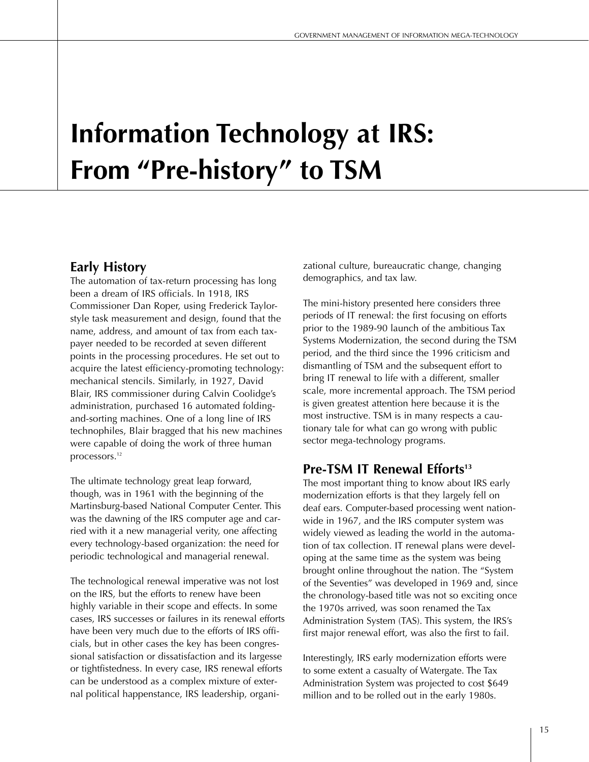# Information Technology at IRS: From "Pre-history" to TSM

## Early History

The automation of tax-return processing has long been a dream of IRS officials. In 1918, IRS Commissioner Dan Roper, using Frederick Taylor-style task measurement and design, found that the name, address, and amount of tax from each taxpayer needed to be recorded at seven different points in the processing procedures. He set out to acquire the latest efficiency-promoting technology: mechanical stencils. Similarly, in 1927, David Blair, IRS commissioner during Calvin Coolidge's administration, purchased 16 automated folding-and-sorting machines. One of a long line of IRS technophiles, Blair bragged that his new machines were capable of doing the work of three human processors.[12]

The ultimate technology great leap forward, though, was in 1961 with the beginning of the Martinsburg-based National Computer Center. This was the dawning of the IRS computer age and carried with it a new managerial verity, one affecting every technology-based organization: the need for periodic technological and managerial renewal.

The technological renewal imperative was not lost on the IRS, but the efforts to renew have been highly variable in their scope and effects. In some cases, IRS successes or failures in its renewal efforts have been very much due to the efforts of IRS officials, but in other cases the key has been congressional satisfaction or dissatisfaction and its largesse or tightfistedness. In every case, IRS renewal efforts can be understood as a complex mixture of external political happenstance, IRS leadership, organizational culture, bureaucratic change, changing demographics, and tax law.

The mini-history presented here considers three periods of IT renewal: the first focusing on efforts prior to the 1989-90 launch of the ambitious Tax Systems Modernization, the second during the TSM period, and the third since the 1996 criticism and dismantling of TSM and the subsequent effort to bring IT renewal to life with a different, smaller scale, more incremental approach. The TSM period is given greatest attention here because it is the most instructive. TSM is in many respects a cautionary tale for what can go wrong with public sector mega-technology programs.

## Pre-TSM IT Renewal Efforts[13]

The most important thing to know about IRS early modernization efforts is that they largely fell on deaf ears. Computer-based processing went nationwide in 1967, and the IRS computer system was widely viewed as leading the world in the automation of tax collection. IT renewal plans were developing at the same time as the system was being brought online throughout the nation. The "System of the Seventies" was developed in 1969 and, since the chronology-based title was not so exciting once the 1970s arrived, was soon renamed the Tax Administration System (TAS). This system, the IRS's first major renewal effort, was also the first to fail.

Interestingly, IRS early modernization efforts were to some extent a casualty of Watergate. The Tax Administration System was projected to cost $649 million and to be rolled out in the early 1980s.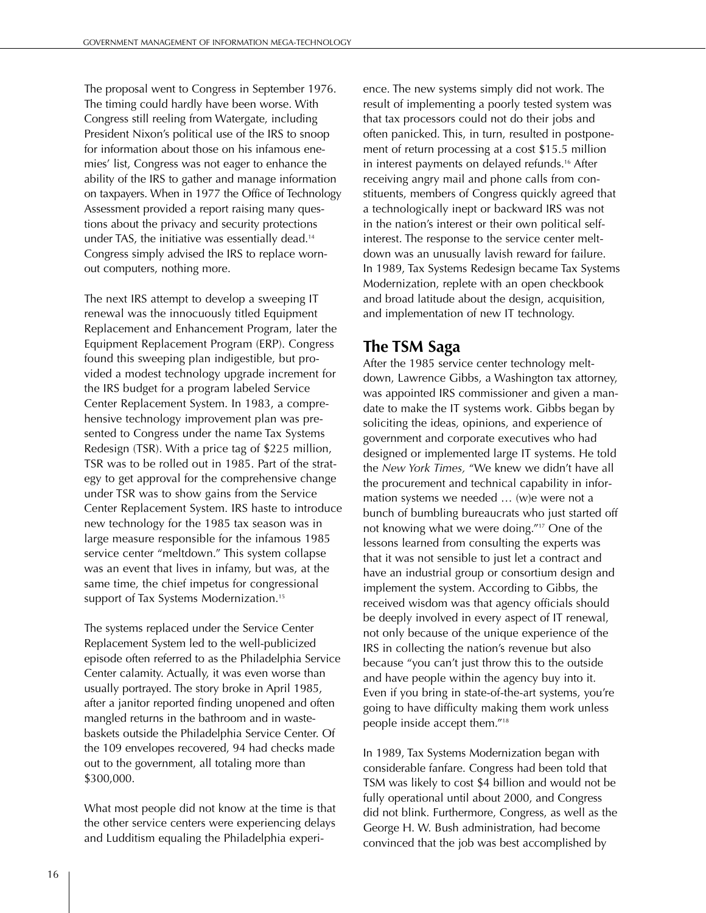The proposal went to Congress in September 1976. The timing could hardly have been worse. With Congress still reeling from Watergate, including President Nixon's political use of the IRS to snoop for information about those on his infamous enemies' list, Congress was not eager to enhance the ability of the IRS to gather and manage information on taxpayers. When in 1977 the Office of Technology Assessment provided a report raising many questions about the privacy and security protections under TAS, the initiative was essentially dead.[14] Congress simply advised the IRS to replace worn-out computers, nothing more.

The next IRS attempt to develop a sweeping IT renewal was the innocuously titled Equipment Replacement and Enhancement Program, later the Equipment Replacement Program (ERP). Congress found this sweeping plan indigestible, but provided a modest technology upgrade increment for the IRS budget for a program labeled Service Center Replacement System. In 1983, a comprehensive technology improvement plan was presented to Congress under the name Tax Systems Redesign (TSR). With a price tag of $225 million, TSR was to be rolled out in 1985. Part of the strategy to get approval for the comprehensive change under TSR was to show gains from the Service Center Replacement System. IRS haste to introduce new technology for the 1985 tax season was in large measure responsible for the infamous 1985 service center "meltdown." This system collapse was an event that lives in infamy, but was, at the same time, the chief impetus for congressional support of Tax Systems Modernization.[15]

The systems replaced under the Service Center Replacement System led to the well-publicized episode often referred to as the Philadelphia Service Center calamity. Actually, it was even worse than usually portrayed. The story broke in April 1985, after a janitor reported finding unopened and often mangled returns in the bathroom and in wastebaskets outside the Philadelphia Service Center. Of the 109 envelopes recovered, 94 had checks made out to the government, all totaling more than $300,000.

What most people did not know at the time is that the other service centers were experiencing delays and Ludditism equaling the Philadelphia experience. The new systems simply did not work. The result of implementing a poorly tested system was that tax processors could not do their jobs and often panicked. This, in turn, resulted in postponement of return processing at a cost $15.5 million in interest payments on delayed refunds.[16] After receiving angry mail and phone calls from constituents, members of Congress quickly agreed that a technologically inept or backward IRS was not in the nation's interest or their own political self-interest. The response to the service center meltdown was an unusually lavish reward for failure. In 1989, Tax Systems Redesign became Tax Systems Modernization, replete with an open checkbook and broad latitude about the design, acquisition, and implementation of new IT technology.

## The TSM Saga

After the 1985 service center technology meltdown, Lawrence Gibbs, a Washington tax attorney, was appointed IRS commissioner and given a mandate to make the IT systems work. Gibbs began by soliciting the ideas, opinions, and experience of government and corporate executives who had designed or implemented large IT systems. He told the *New York Times,* "We knew we didn't have all the procurement and technical capability in information systems we needed … (w)e were not a bunch of bumbling bureaucrats who just started off not knowing what we were doing."[17] One of the lessons learned from consulting the experts was that it was not sensible to just let a contract and have an industrial group or consortium design and implement the system. According to Gibbs, the received wisdom was that agency officials should be deeply involved in every aspect of IT renewal, not only because of the unique experience of the IRS in collecting the nation's revenue but also because "you can't just throw this to the outside and have people within the agency buy into it. Even if you bring in state-of-the-art systems, you're going to have difficulty making them work unless people inside accept them."[18]

In 1989, Tax Systems Modernization began with considerable fanfare. Congress had been told that TSM was likely to cost $4 billion and would not be fully operational until about 2000, and Congress did not blink. Furthermore, Congress, as well as the George H. W. Bush administration, had become convinced that the job was best accomplished by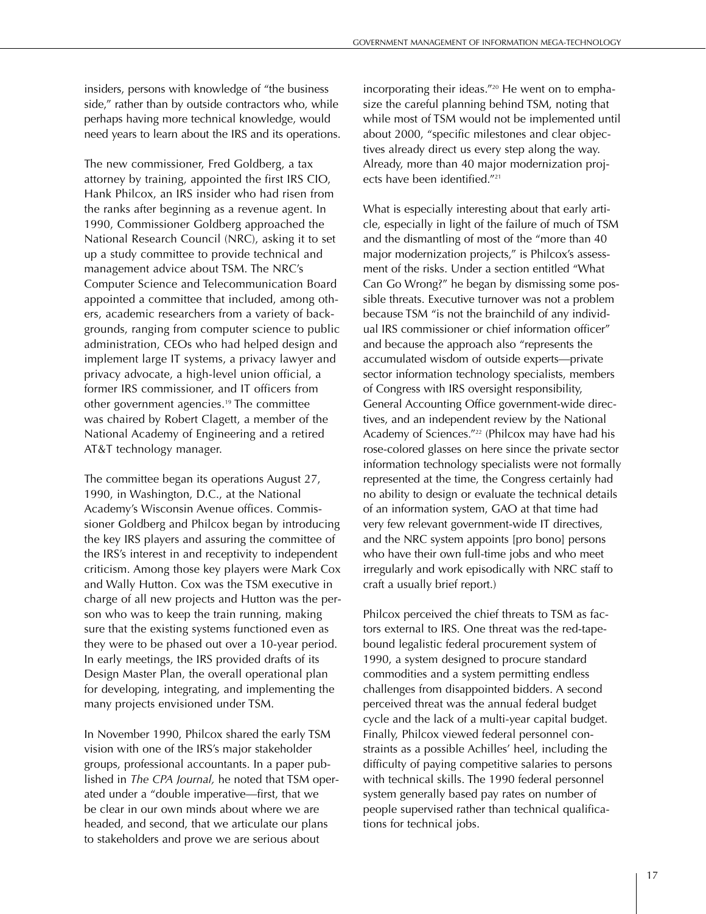insiders, persons with knowledge of "the business side," rather than by outside contractors who, while perhaps having more technical knowledge, would need years to learn about the IRS and its operations.

The new commissioner, Fred Goldberg, a tax attorney by training, appointed the first IRS CIO, Hank Philcox, an IRS insider who had risen from the ranks after beginning as a revenue agent. In 1990, Commissioner Goldberg approached the National Research Council (NRC), asking it to set up a study committee to provide technical and management advice about TSM. The NRC's Computer Science and Telecommunication Board appointed a committee that included, among others, academic researchers from a variety of backgrounds, ranging from computer science to public administration, CEOs who had helped design and implement large IT systems, a privacy lawyer and privacy advocate, a high-level union official, a former IRS commissioner, and IT officers from other government agencies.[19] The committee was chaired by Robert Clagett, a member of the National Academy of Engineering and a retired AT&T technology manager.

The committee began its operations August 27, 1990, in Washington, D.C., at the National Academy's Wisconsin Avenue offices. Commissioner Goldberg and Philcox began by introducing the key IRS players and assuring the committee of the IRS's interest in and receptivity to independent criticism. Among those key players were Mark Cox and Wally Hutton. Cox was the TSM executive in charge of all new projects and Hutton was the person who was to keep the train running, making sure that the existing systems functioned even as they were to be phased out over a 10-year period. In early meetings, the IRS provided drafts of its Design Master Plan, the overall operational plan for developing, integrating, and implementing the many projects envisioned under TSM.

In November 1990, Philcox shared the early TSM vision with one of the IRS's major stakeholder groups, professional accountants. In a paper published in *The CPA Journal,* he noted that TSM operated under a "double imperative—first, that we be clear in our own minds about where we are headed, and second, that we articulate our plans to stakeholders and prove we are serious about incorporating their ideas."[20] He went on to emphasize the careful planning behind TSM, noting that while most of TSM would not be implemented until about 2000, "specific milestones and clear objectives already direct us every step along the way. Already, more than 40 major modernization projects have been identified."[21]

What is especially interesting about that early article, especially in light of the failure of much of TSM and the dismantling of most of the "more than 40 major modernization projects," is Philcox's assessment of the risks. Under a section entitled "What Can Go Wrong?" he began by dismissing some possible threats. Executive turnover was not a problem because TSM "is not the brainchild of any individual IRS commissioner or chief information officer" and because the approach also "represents the accumulated wisdom of outside experts—private sector information technology specialists, members of Congress with IRS oversight responsibility, General Accounting Office government-wide directives, and an independent review by the National Academy of Sciences."[22] (Philcox may have had his rose-colored glasses on here since the private sector information technology specialists were not formally represented at the time, the Congress certainly had no ability to design or evaluate the technical details of an information system, GAO at that time had very few relevant government-wide IT directives, and the NRC system appoints [pro bono] persons who have their own full-time jobs and who meet irregularly and work episodically with NRC staff to craft a usually brief report.)

Philcox perceived the chief threats to TSM as factors external to IRS. One threat was the red-tape-bound legalistic federal procurement system of 1990, a system designed to procure standard commodities and a system permitting endless challenges from disappointed bidders. A second perceived threat was the annual federal budget cycle and the lack of a multi-year capital budget. Finally, Philcox viewed federal personnel constraints as a possible Achilles' heel, including the difficulty of paying competitive salaries to persons with technical skills. The 1990 federal personnel system generally based pay rates on number of people supervised rather than technical qualifications for technical jobs.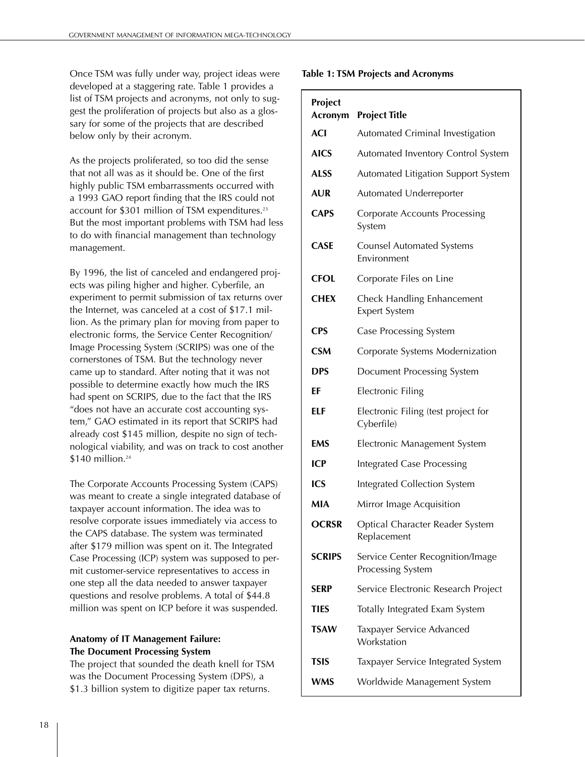Once TSM was fully under way, project ideas were developed at a staggering rate. Table 1 provides a list of TSM projects and acronyms, not only to suggest the proliferation of projects but also as a glossary for some of the projects that are described below only by their acronym.

As the projects proliferated, so too did the sense that not all was as it should be. One of the first highly public TSM embarrassments occurred with a 1993 GAO report finding that the IRS could not account for $301 million of TSM expenditures.[23] But the most important problems with TSM had less to do with financial management than technology management.

By 1996, the list of canceled and endangered projects was piling higher and higher. Cyberfile, an experiment to permit submission of tax returns over the Internet, was canceled at a cost of $17.1 million. As the primary plan for moving from paper to electronic forms, the Service Center Recognition/Image Processing System (SCRIPS) was one of the cornerstones of TSM. But the technology never came up to standard. After noting that it was not possible to determine exactly how much the IRS had spent on SCRIPS, due to the fact that the IRS "does not have an accurate cost accounting system," GAO estimated in its report that SCRIPS had already cost $145 million, despite no sign of technological viability, and was on track to cost another $140 million.[24]

The Corporate Accounts Processing System (CAPS) was meant to create a single integrated database of taxpayer account information. The idea was to resolve corporate issues immediately via access to the CAPS database. The system was terminated after $179 million was spent on it. The Integrated Case Processing (ICP) system was supposed to permit customer-service representatives to access in one step all the data needed to answer taxpayer questions and resolve problems. A total of $44.8 million was spent on ICP before it was suspended.

**Table 1: TSM Projects and Acronyms**

| Project Acronym | Project Title |
|---|---|
| **ACI** | Automated Criminal Investigation |
| **AICS** | Automated Inventory Control System |
| **ALSS** | Automated Litigation Support System |
| **AUR** | Automated Underreporter |
| **CAPS** | Corporate Accounts Processing System |
| **CASE** | Counsel Automated Systems Environment |
| **CFOL** | Corporate Files on Line |
| **CHEX** | Check Handling Enhancement Expert System |
| **CPS** | Case Processing System |
| **CSM** | Corporate Systems Modernization |
| **DPS** | Document Processing System |
| **EF** | Electronic Filing |
| **ELF** | Electronic Filing (test project for Cyberfile) |
| **EMS** | Electronic Management System |
| **ICP** | Integrated Case Processing |
| **ICS** | Integrated Collection System |
| **MIA** | Mirror Image Acquisition |
| **OCRSR** | Optical Character Reader System Replacement |
| **SCRIPS** | Service Center Recognition/Image Processing System |
| **SERP** | Service Electronic Research Project |
| **TIES** | Totally Integrated Exam System |
| **TSAW** | Taxpayer Service Advanced Workstation |
| **TSIS** | Taxpayer Service Integrated System |
| **WMS** | Worldwide Management System |

### Anatomy of IT Management Failure: The Document Processing System

The project that sounded the death knell for TSM was the Document Processing System (DPS), a $1.3 billion system to digitize paper tax returns.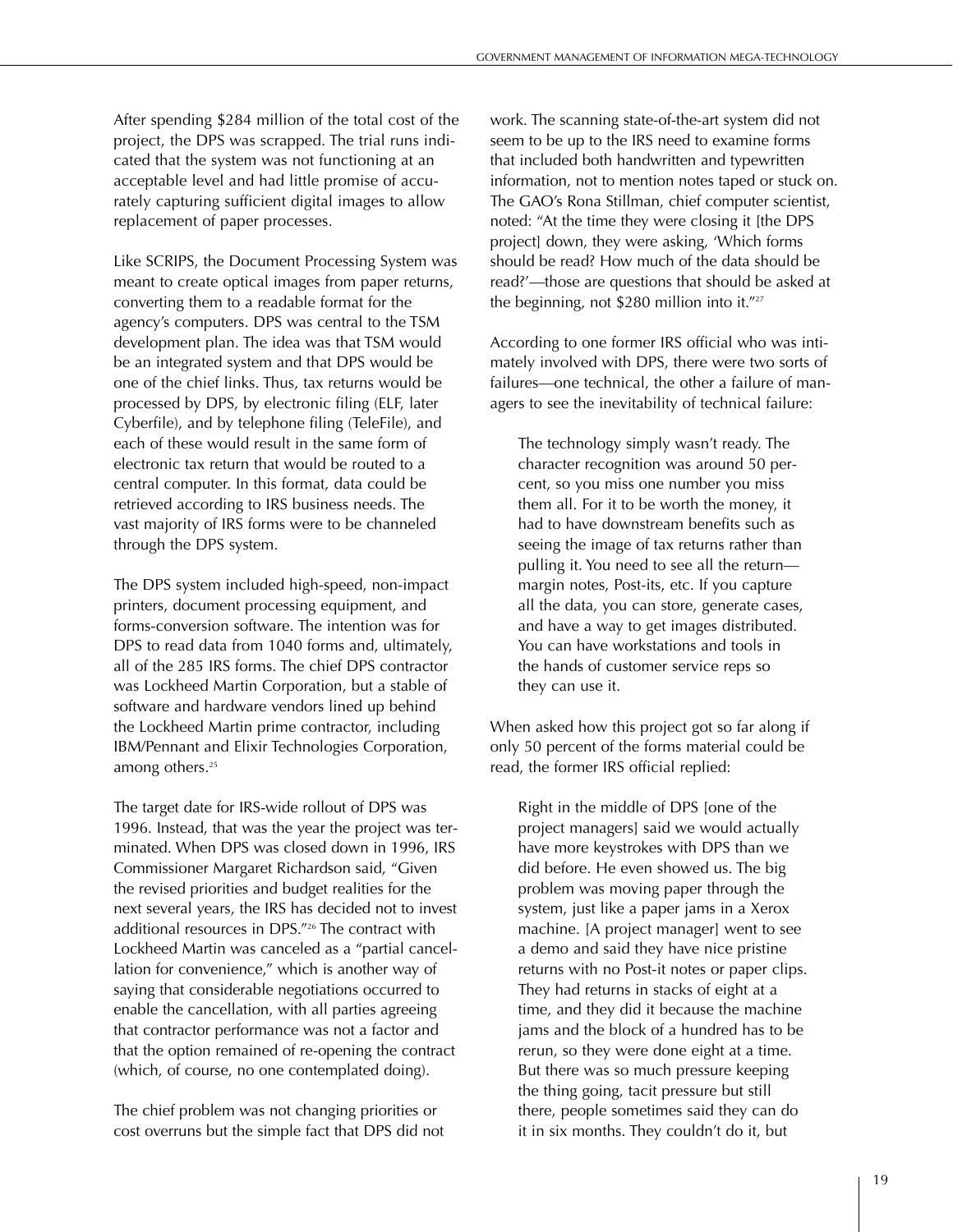After spending $284 million of the total cost of the project, the DPS was scrapped. The trial runs indicated that the system was not functioning at an acceptable level and had little promise of accurately capturing sufficient digital images to allow replacement of paper processes.

Like SCRIPS, the Document Processing System was meant to create optical images from paper returns, converting them to a readable format for the agency's computers. DPS was central to the TSM development plan. The idea was that TSM would be an integrated system and that DPS would be one of the chief links. Thus, tax returns would be processed by DPS, by electronic filing (ELF, later Cyberfile), and by telephone filing (TeleFile), and each of these would result in the same form of electronic tax return that would be routed to a central computer. In this format, data could be retrieved according to IRS business needs. The vast majority of IRS forms were to be channeled through the DPS system.

The DPS system included high-speed, non-impact printers, document processing equipment, and forms-conversion software. The intention was for DPS to read data from 1040 forms and, ultimately, all of the 285 IRS forms. The chief DPS contractor was Lockheed Martin Corporation, but a stable of software and hardware vendors lined up behind the Lockheed Martin prime contractor, including IBM/Pennant and Elixir Technologies Corporation, among others.[25]

The target date for IRS-wide rollout of DPS was 1996. Instead, that was the year the project was terminated. When DPS was closed down in 1996, IRS Commissioner Margaret Richardson said, "Given the revised priorities and budget realities for the next several years, the IRS has decided not to invest additional resources in DPS."[26] The contract with Lockheed Martin was canceled as a "partial cancellation for convenience," which is another way of saying that considerable negotiations occurred to enable the cancellation, with all parties agreeing that contractor performance was not a factor and that the option remained of re-opening the contract (which, of course, no one contemplated doing).

The chief problem was not changing priorities or cost overruns but the simple fact that DPS did not work. The scanning state-of-the-art system did not seem to be up to the IRS need to examine forms that included both handwritten and typewritten information, not to mention notes taped or stuck on. The GAO's Rona Stillman, chief computer scientist, noted: "At the time they were closing it [the DPS project] down, they were asking, 'Which forms should be read? How much of the data should be read?'—those are questions that should be asked at the beginning, not $280 million into it."[27]

According to one former IRS official who was intimately involved with DPS, there were two sorts of failures—one technical, the other a failure of managers to see the inevitability of technical failure:

> The technology simply wasn't ready. The character recognition was around 50 percent, so you miss one number you miss them all. For it to be worth the money, it had to have downstream benefits such as seeing the image of tax returns rather than pulling it. You need to see all the return—margin notes, Post-its, etc. If you capture all the data, you can store, generate cases, and have a way to get images distributed. You can have workstations and tools in the hands of customer service reps so they can use it.

When asked how this project got so far along if only 50 percent of the forms material could be read, the former IRS official replied:

> Right in the middle of DPS [one of the project managers] said we would actually have more keystrokes with DPS than we did before. He even showed us. The big problem was moving paper through the system, just like a paper jams in a Xerox machine. [A project manager] went to see a demo and said they have nice pristine returns with no Post-it notes or paper clips. They had returns in stacks of eight at a time, and they did it because the machine jams and the block of a hundred has to be rerun, so they were done eight at a time. But there was so much pressure keeping the thing going, tacit pressure but still there, people sometimes said they can do it in six months. They couldn't do it, but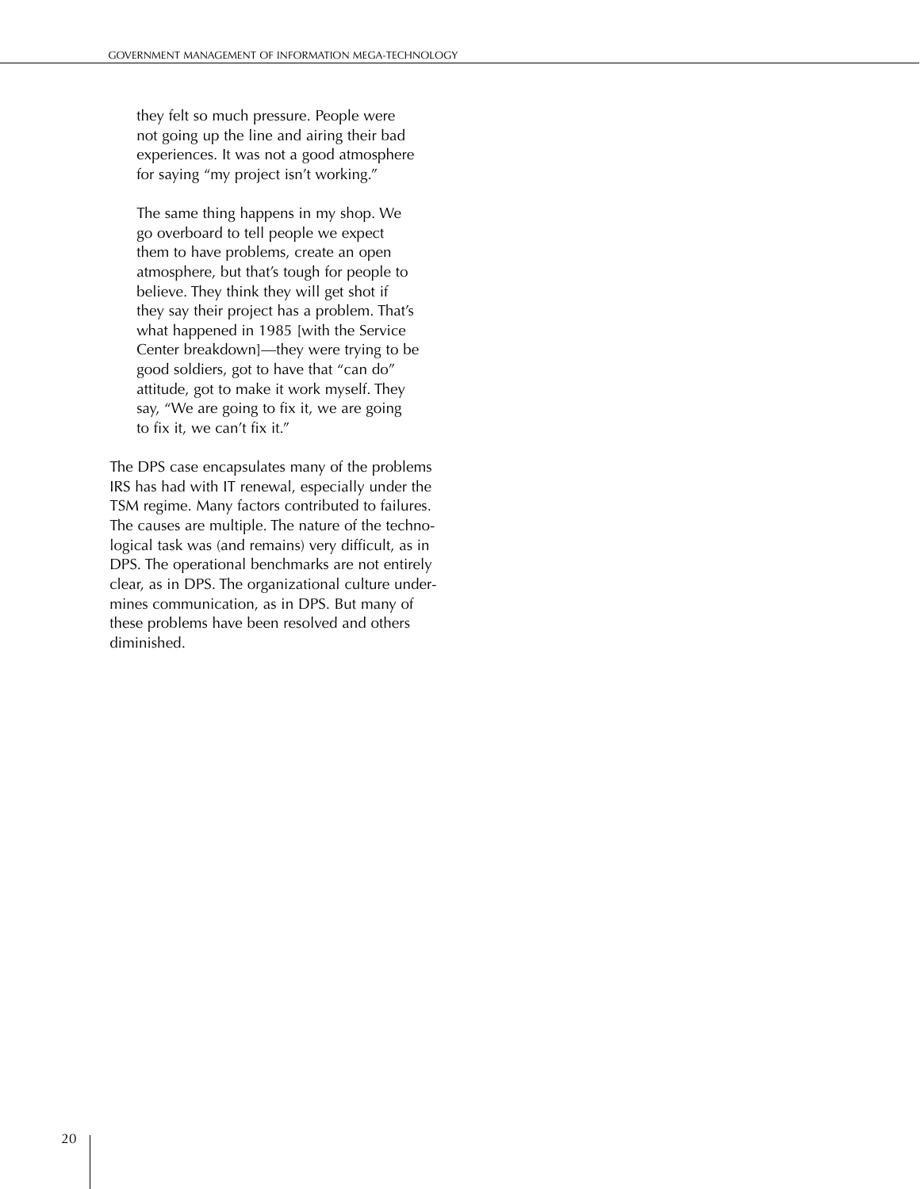> they felt so much pressure. People were not going up the line and airing their bad experiences. It was not a good atmosphere for saying "my project isn't working."
>
> The same thing happens in my shop. We go overboard to tell people we expect them to have problems, create an open atmosphere, but that's tough for people to believe. They think they will get shot if they say their project has a problem. That's what happened in 1985 [with the Service Center breakdown]—they were trying to be good soldiers, got to have that "can do" attitude, got to make it work myself. They say, "We are going to fix it, we are going to fix it, we can't fix it."

The DPS case encapsulates many of the problems IRS has had with IT renewal, especially under the TSM regime. Many factors contributed to failures. The causes are multiple. The nature of the technological task was (and remains) very difficult, as in DPS. The operational benchmarks are not entirely clear, as in DPS. The organizational culture undermines communication, as in DPS. But many of these problems have been resolved and others diminished.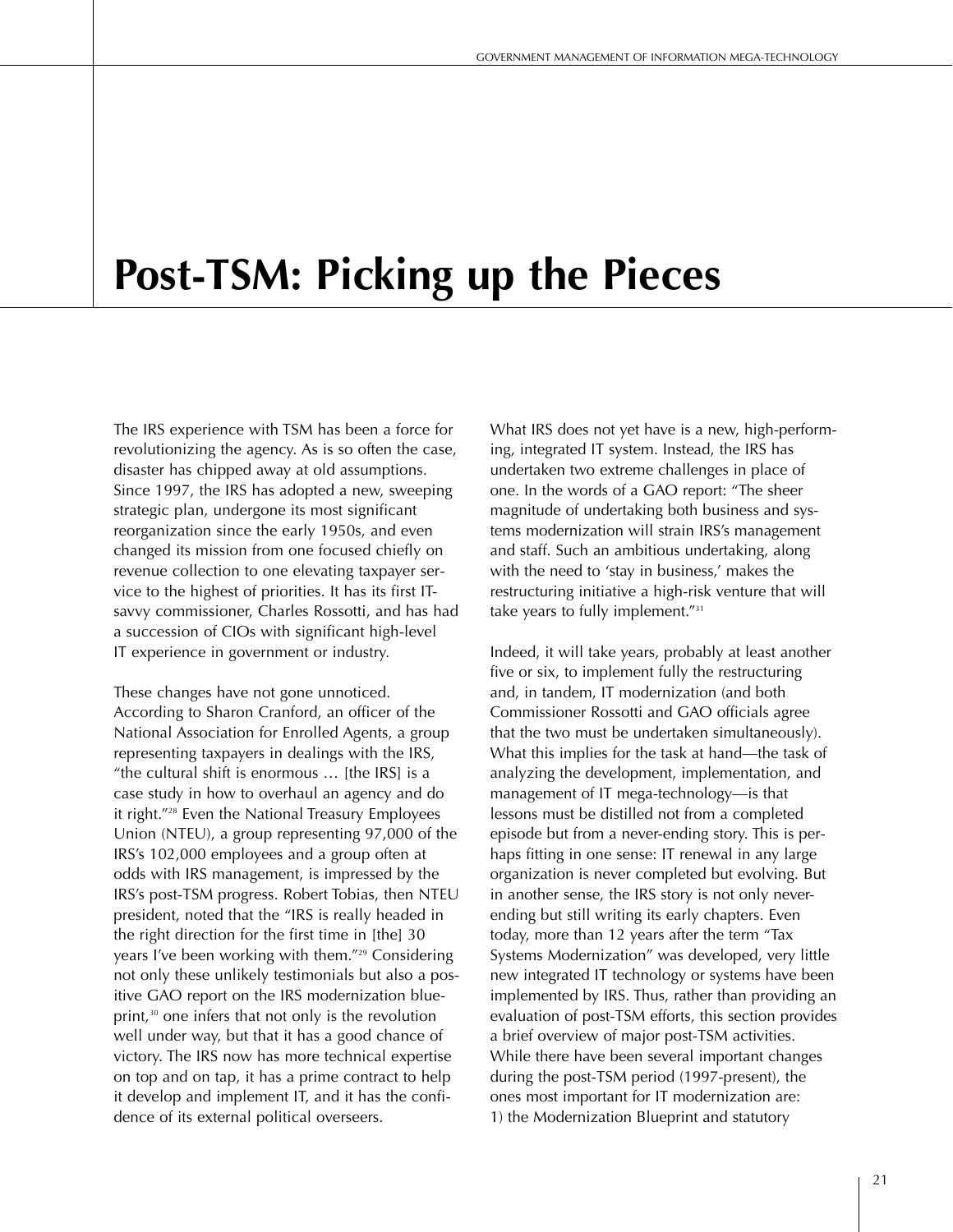# Post-TSM: Picking up the Pieces

The IRS experience with TSM has been a force for revolutionizing the agency. As is so often the case, disaster has chipped away at old assumptions. Since 1997, the IRS has adopted a new, sweeping strategic plan, undergone its most significant reorganization since the early 1950s, and even changed its mission from one focused chiefly on revenue collection to one elevating taxpayer service to the highest of priorities. It has its first IT-savvy commissioner, Charles Rossotti, and has had a succession of CIOs with significant high-level IT experience in government or industry.

These changes have not gone unnoticed. According to Sharon Cranford, an officer of the National Association for Enrolled Agents, a group representing taxpayers in dealings with the IRS, "the cultural shift is enormous … [the IRS] is a case study in how to overhaul an agency and do it right."[28] Even the National Treasury Employees Union (NTEU), a group representing 97,000 of the IRS's 102,000 employees and a group often at odds with IRS management, is impressed by the IRS's post-TSM progress. Robert Tobias, then NTEU president, noted that the "IRS is really headed in the right direction for the first time in [the] 30 years I've been working with them."[29] Considering not only these unlikely testimonials but also a positive GAO report on the IRS modernization blueprint,[30] one infers that not only is the revolution well under way, but that it has a good chance of victory. The IRS now has more technical expertise on top and on tap, it has a prime contract to help it develop and implement IT, and it has the confidence of its external political overseers.

What IRS does not yet have is a new, high-performing, integrated IT system. Instead, the IRS has undertaken two extreme challenges in place of one. In the words of a GAO report: "The sheer magnitude of undertaking both business and systems modernization will strain IRS's management and staff. Such an ambitious undertaking, along with the need to 'stay in business,' makes the restructuring initiative a high-risk venture that will take years to fully implement."[31]

Indeed, it will take years, probably at least another five or six, to implement fully the restructuring and, in tandem, IT modernization (and both Commissioner Rossotti and GAO officials agree that the two must be undertaken simultaneously). What this implies for the task at hand—the task of analyzing the development, implementation, and management of IT mega-technology—is that lessons must be distilled not from a completed episode but from a never-ending story. This is perhaps fitting in one sense: IT renewal in any large organization is never completed but evolving. But in another sense, the IRS story is not only never-ending but still writing its early chapters. Even today, more than 12 years after the term "Tax Systems Modernization" was developed, very little new integrated IT technology or systems have been implemented by IRS. Thus, rather than providing an evaluation of post-TSM efforts, this section provides a brief overview of major post-TSM activities. While there have been several important changes during the post-TSM period (1997-present), the ones most important for IT modernization are: 1) the Modernization Blueprint and statutory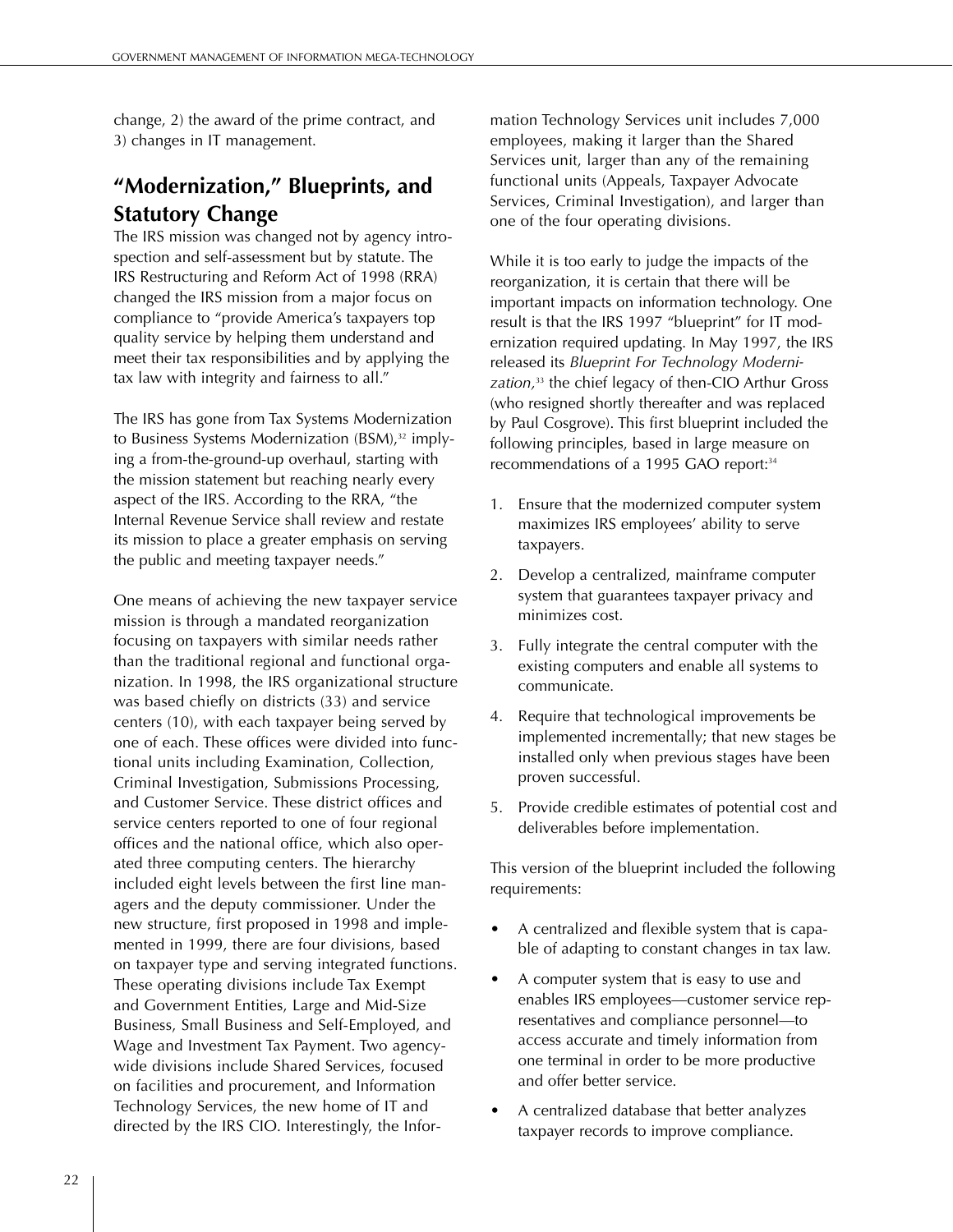change, 2) the award of the prime contract, and 3) changes in IT management.

## "Modernization," Blueprints, and Statutory Change

The IRS mission was changed not by agency introspection and self-assessment but by statute. The IRS Restructuring and Reform Act of 1998 (RRA) changed the IRS mission from a major focus on compliance to "provide America's taxpayers top quality service by helping them understand and meet their tax responsibilities and by applying the tax law with integrity and fairness to all."

The IRS has gone from Tax Systems Modernization to Business Systems Modernization (BSM),[32] implying a from-the-ground-up overhaul, starting with the mission statement but reaching nearly every aspect of the IRS. According to the RRA, "the Internal Revenue Service shall review and restate its mission to place a greater emphasis on serving the public and meeting taxpayer needs."

One means of achieving the new taxpayer service mission is through a mandated reorganization focusing on taxpayers with similar needs rather than the traditional regional and functional organization. In 1998, the IRS organizational structure was based chiefly on districts (33) and service centers (10), with each taxpayer being served by one of each. These offices were divided into functional units including Examination, Collection, Criminal Investigation, Submissions Processing, and Customer Service. These district offices and service centers reported to one of four regional offices and the national office, which also operated three computing centers. The hierarchy included eight levels between the first line managers and the deputy commissioner. Under the new structure, first proposed in 1998 and implemented in 1999, there are four divisions, based on taxpayer type and serving integrated functions. These operating divisions include Tax Exempt and Government Entities, Large and Mid-Size Business, Small Business and Self-Employed, and Wage and Investment Tax Payment. Two agency-wide divisions include Shared Services, focused on facilities and procurement, and Information Technology Services, the new home of IT and directed by the IRS CIO. Interestingly, the Information Technology Services unit includes 7,000 employees, making it larger than the Shared Services unit, larger than any of the remaining functional units (Appeals, Taxpayer Advocate Services, Criminal Investigation), and larger than one of the four operating divisions.

While it is too early to judge the impacts of the reorganization, it is certain that there will be important impacts on information technology. One result is that the IRS 1997 "blueprint" for IT modernization required updating. In May 1997, the IRS released its *Blueprint For Technology Modernization*,[33] the chief legacy of then-CIO Arthur Gross (who resigned shortly thereafter and was replaced by Paul Cosgrove). This first blueprint included the following principles, based in large measure on recommendations of a 1995 GAO report:[34]

1. Ensure that the modernized computer system maximizes IRS employees' ability to serve taxpayers.
2. Develop a centralized, mainframe computer system that guarantees taxpayer privacy and minimizes cost.
3. Fully integrate the central computer with the existing computers and enable all systems to communicate.
4. Require that technological improvements be implemented incrementally; that new stages be installed only when previous stages have been proven successful.
5. Provide credible estimates of potential cost and deliverables before implementation.

This version of the blueprint included the following requirements:

- A centralized and flexible system that is capable of adapting to constant changes in tax law.
- A computer system that is easy to use and enables IRS employees—customer service representatives and compliance personnel—to access accurate and timely information from one terminal in order to be more productive and offer better service.
- A centralized database that better analyzes taxpayer records to improve compliance.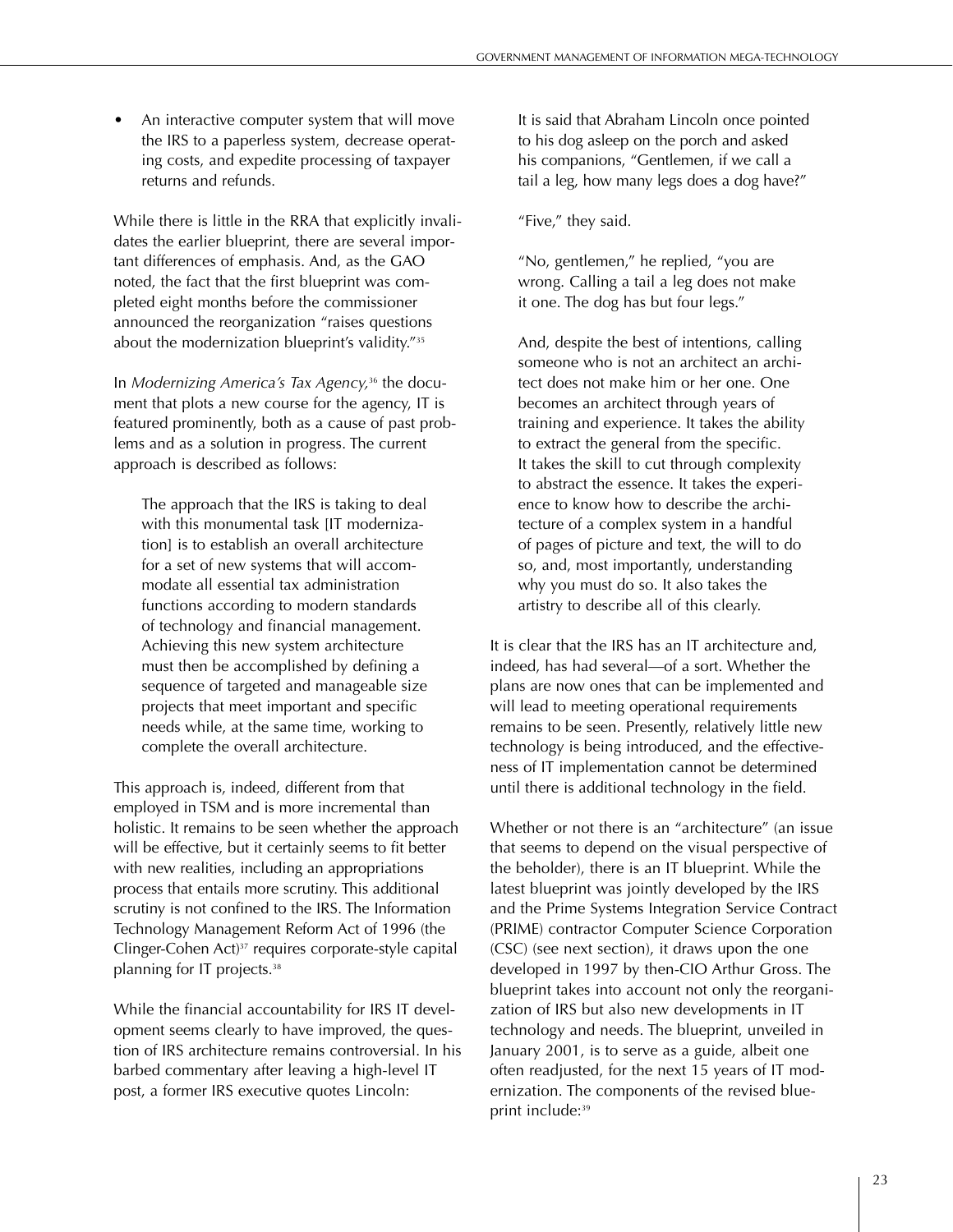- An interactive computer system that will move the IRS to a paperless system, decrease operating costs, and expedite processing of taxpayer returns and refunds.

While there is little in the RRA that explicitly invalidates the earlier blueprint, there are several important differences of emphasis. And, as the GAO noted, the fact that the first blueprint was completed eight months before the commissioner announced the reorganization "raises questions about the modernization blueprint's validity."[35]

In *Modernizing America's Tax Agency,*[36] the document that plots a new course for the agency, IT is featured prominently, both as a cause of past problems and as a solution in progress. The current approach is described as follows:

> The approach that the IRS is taking to deal with this monumental task [IT modernization] is to establish an overall architecture for a set of new systems that will accommodate all essential tax administration functions according to modern standards of technology and financial management. Achieving this new system architecture must then be accomplished by defining a sequence of targeted and manageable size projects that meet important and specific needs while, at the same time, working to complete the overall architecture.

This approach is, indeed, different from that employed in TSM and is more incremental than holistic. It remains to be seen whether the approach will be effective, but it certainly seems to fit better with new realities, including an appropriations process that entails more scrutiny. This additional scrutiny is not confined to the IRS. The Information Technology Management Reform Act of 1996 (the Clinger-Cohen Act)[37] requires corporate-style capital planning for IT projects.[38]

While the financial accountability for IRS IT development seems clearly to have improved, the question of IRS architecture remains controversial. In his barbed commentary after leaving a high-level IT post, a former IRS executive quotes Lincoln:

> It is said that Abraham Lincoln once pointed to his dog asleep on the porch and asked his companions, "Gentlemen, if we call a tail a leg, how many legs does a dog have?"
>
> "Five," they said.
>
> "No, gentlemen," he replied, "you are wrong. Calling a tail a leg does not make it one. The dog has but four legs."
>
> And, despite the best of intentions, calling someone who is not an architect an architect does not make him or her one. One becomes an architect through years of training and experience. It takes the ability to extract the general from the specific. It takes the skill to cut through complexity to abstract the essence. It takes the experience to know how to describe the architecture of a complex system in a handful of pages of picture and text, the will to do so, and, most importantly, understanding why you must do so. It also takes the artistry to describe all of this clearly.

It is clear that the IRS has an IT architecture and, indeed, has had several—of a sort. Whether the plans are now ones that can be implemented and will lead to meeting operational requirements remains to be seen. Presently, relatively little new technology is being introduced, and the effectiveness of IT implementation cannot be determined until there is additional technology in the field.

Whether or not there is an "architecture" (an issue that seems to depend on the visual perspective of the beholder), there is an IT blueprint. While the latest blueprint was jointly developed by the IRS and the Prime Systems Integration Service Contract (PRIME) contractor Computer Science Corporation (CSC) (see next section), it draws upon the one developed in 1997 by then-CIO Arthur Gross. The blueprint takes into account not only the reorganization of IRS but also new developments in IT technology and needs. The blueprint, unveiled in January 2001, is to serve as a guide, albeit one often readjusted, for the next 15 years of IT modernization. The components of the revised blueprint include:[39]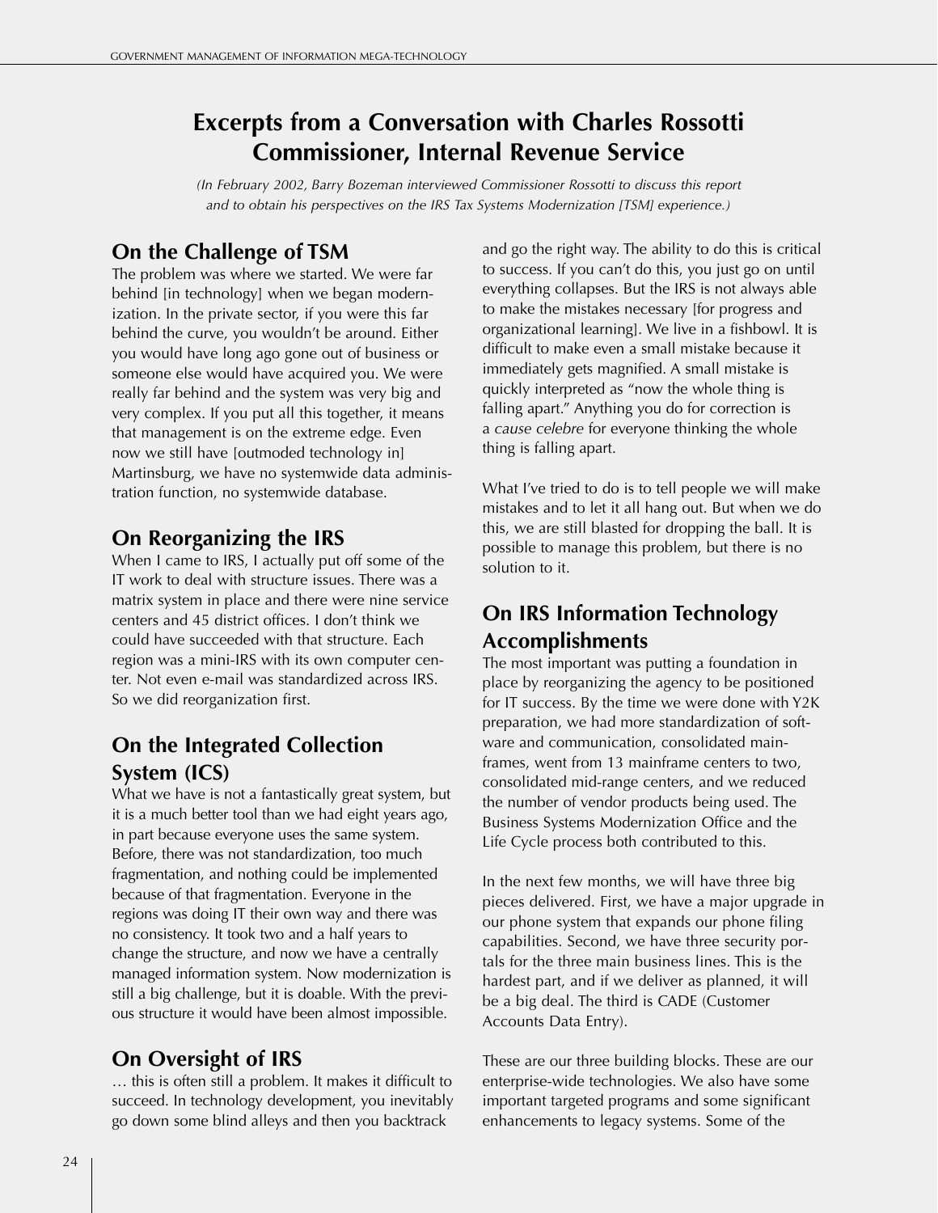# Excerpts from a Conversation with Charles Rossotti Commissioner, Internal Revenue Service

*(In February 2002, Barry Bozeman interviewed Commissioner Rossotti to discuss this report and to obtain his perspectives on the IRS Tax Systems Modernization [TSM] experience.)*

## On the Challenge of TSM

The problem was where we started. We were far behind [in technology] when we began modernization. In the private sector, if you were this far behind the curve, you wouldn't be around. Either you would have long ago gone out of business or someone else would have acquired you. We were really far behind and the system was very big and very complex. If you put all this together, it means that management is on the extreme edge. Even now we still have [outmoded technology in] Martinsburg, we have no systemwide data administration function, no systemwide database.

## On Reorganizing the IRS

When I came to IRS, I actually put off some of the IT work to deal with structure issues. There was a matrix system in place and there were nine service centers and 45 district offices. I don't think we could have succeeded with that structure. Each region was a mini-IRS with its own computer center. Not even e-mail was standardized across IRS. So we did reorganization first.

## On the Integrated Collection System (ICS)

What we have is not a fantastically great system, but it is a much better tool than we had eight years ago, in part because everyone uses the same system. Before, there was not standardization, too much fragmentation, and nothing could be implemented because of that fragmentation. Everyone in the regions was doing IT their own way and there was no consistency. It took two and a half years to change the structure, and now we have a centrally managed information system. Now modernization is still a big challenge, but it is doable. With the previous structure it would have been almost impossible.

## On Oversight of IRS

… this is often still a problem. It makes it difficult to succeed. In technology development, you inevitably go down some blind alleys and then you backtrack and go the right way. The ability to do this is critical to success. If you can't do this, you just go on until everything collapses. But the IRS is not always able to make the mistakes necessary [for progress and organizational learning]. We live in a fishbowl. It is difficult to make even a small mistake because it immediately gets magnified. A small mistake is quickly interpreted as "now the whole thing is falling apart." Anything you do for correction is a *cause celebre* for everyone thinking the whole thing is falling apart.

What I've tried to do is to tell people we will make mistakes and to let it all hang out. But when we do this, we are still blasted for dropping the ball. It is possible to manage this problem, but there is no solution to it.

## On IRS Information Technology Accomplishments

The most important was putting a foundation in place by reorganizing the agency to be positioned for IT success. By the time we were done with Y2K preparation, we had more standardization of software and communication, consolidated mainframes, went from 13 mainframe centers to two, consolidated mid-range centers, and we reduced the number of vendor products being used. The Business Systems Modernization Office and the Life Cycle process both contributed to this.

In the next few months, we will have three big pieces delivered. First, we have a major upgrade in our phone system that expands our phone filing capabilities. Second, we have three security portals for the three main business lines. This is the hardest part, and if we deliver as planned, it will be a big deal. The third is CADE (Customer Accounts Data Entry).

These are our three building blocks. These are our enterprise-wide technologies. We also have some important targeted programs and some significant enhancements to legacy systems. Some of the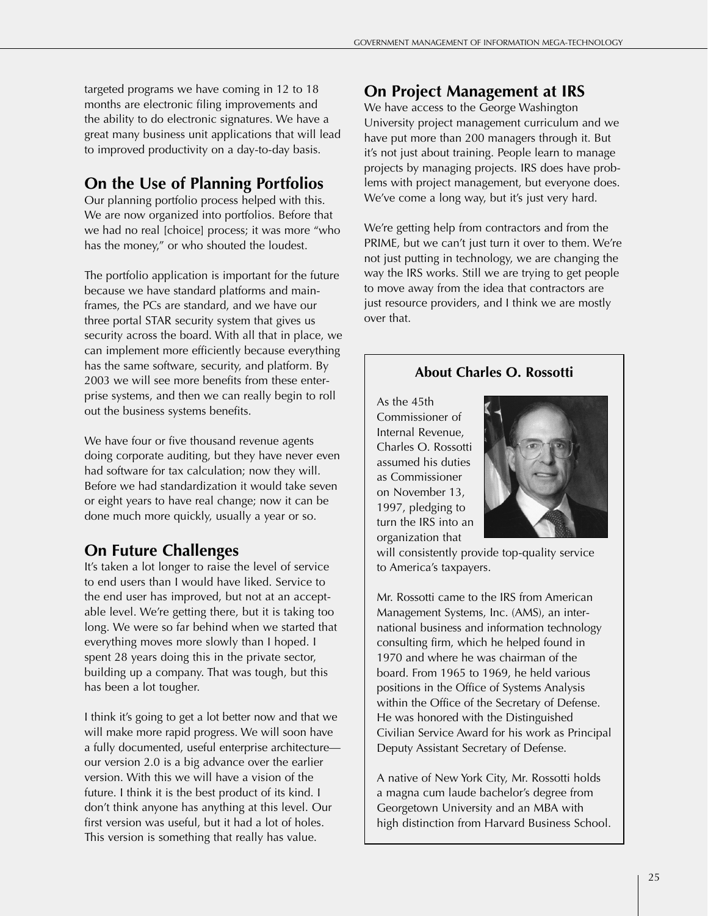targeted programs we have coming in 12 to 18 months are electronic filing improvements and the ability to do electronic signatures. We have a great many business unit applications that will lead to improved productivity on a day-to-day basis.

## On the Use of Planning Portfolios

Our planning portfolio process helped with this. We are now organized into portfolios. Before that we had no real [choice] process; it was more "who has the money," or who shouted the loudest.

The portfolio application is important for the future because we have standard platforms and mainframes, the PCs are standard, and we have our three portal STAR security system that gives us security across the board. With all that in place, we can implement more efficiently because everything has the same software, security, and platform. By 2003 we will see more benefits from these enterprise systems, and then we can really begin to roll out the business systems benefits.

We have four or five thousand revenue agents doing corporate auditing, but they have never even had software for tax calculation; now they will. Before we had standardization it would take seven or eight years to have real change; now it can be done much more quickly, usually a year or so.

## On Future Challenges

It's taken a lot longer to raise the level of service to end users than I would have liked. Service to the end user has improved, but not at an acceptable level. We're getting there, but it is taking too long. We were so far behind when we started that everything moves more slowly than I hoped. I spent 28 years doing this in the private sector, building up a company. That was tough, but this has been a lot tougher.

I think it's going to get a lot better now and that we will make more rapid progress. We will soon have a fully documented, useful enterprise architecture—our version 2.0 is a big advance over the earlier version. With this we will have a vision of the future. I think it is the best product of its kind. I don't think anyone has anything at this level. Our first version was useful, but it had a lot of holes. This version is something that really has value.

## On Project Management at IRS

We have access to the George Washington University project management curriculum and we have put more than 200 managers through it. But it's not just about training. People learn to manage projects by managing projects. IRS does have problems with project management, but everyone does. We've come a long way, but it's just very hard.

We're getting help from contractors and from the PRIME, but we can't just turn it over to them. We're not just putting in technology, we are changing the way the IRS works. Still we are trying to get people to move away from the idea that contractors are just resource providers, and I think we are mostly over that.

### About Charles O. Rossotti

As the 45th Commissioner of Internal Revenue, Charles O. Rossotti assumed his duties as Commissioner on November 13, 1997, pledging to turn the IRS into an organization that will consistently provide top-quality service to America's taxpayers.

Mr. Rossotti came to the IRS from American Management Systems, Inc. (AMS), an international business and information technology consulting firm, which he helped found in 1970 and where he was chairman of the board. From 1965 to 1969, he held various positions in the Office of Systems Analysis within the Office of the Secretary of Defense. He was honored with the Distinguished Civilian Service Award for his work as Principal Deputy Assistant Secretary of Defense.

A native of New York City, Mr. Rossotti holds a magna cum laude bachelor's degree from Georgetown University and an MBA with high distinction from Harvard Business School.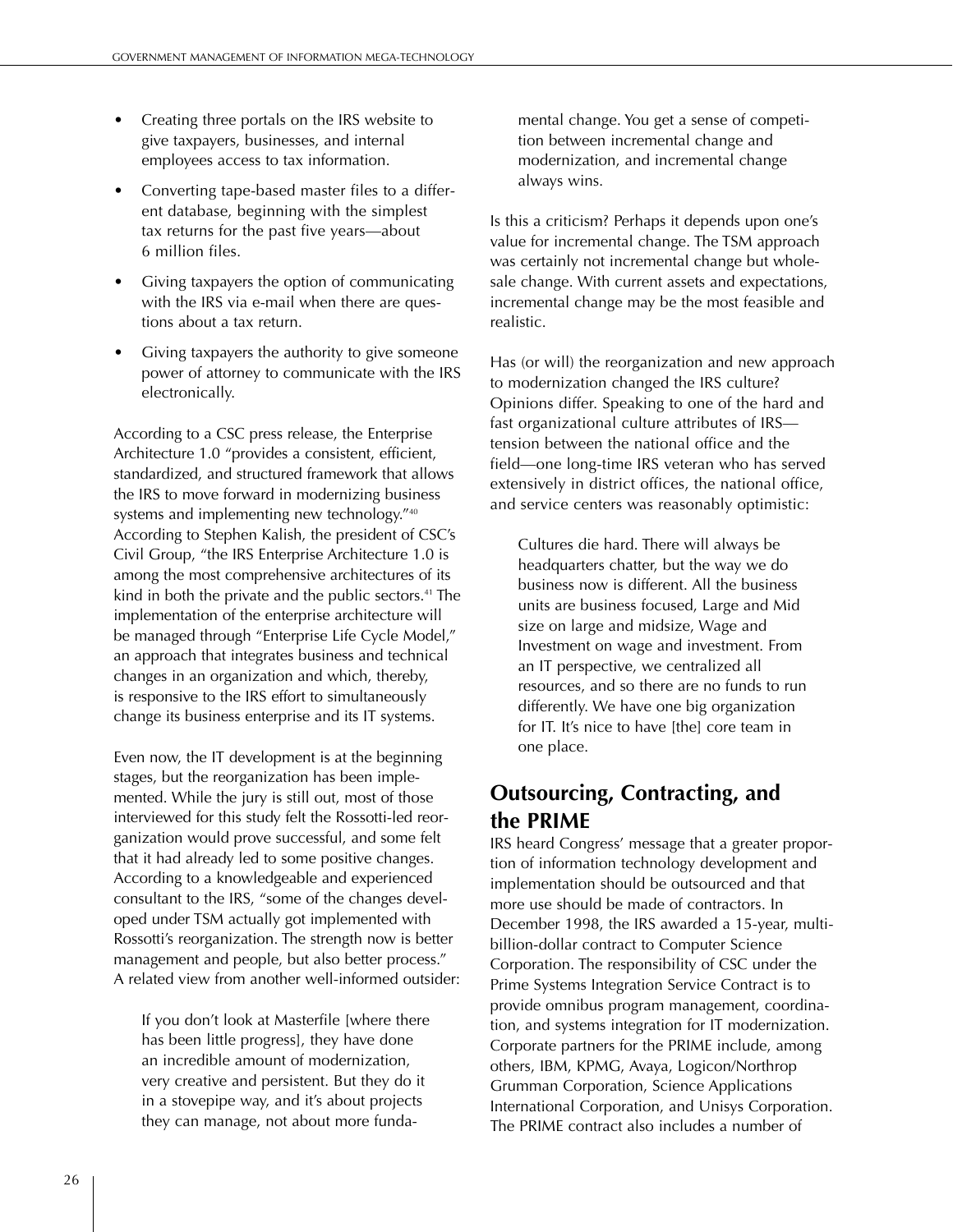- Creating three portals on the IRS website to give taxpayers, businesses, and internal employees access to tax information.
- Converting tape-based master files to a different database, beginning with the simplest tax returns for the past five years—about 6 million files.
- Giving taxpayers the option of communicating with the IRS via e-mail when there are questions about a tax return.
- Giving taxpayers the authority to give someone power of attorney to communicate with the IRS electronically.

According to a CSC press release, the Enterprise Architecture 1.0 "provides a consistent, efficient, standardized, and structured framework that allows the IRS to move forward in modernizing business systems and implementing new technology."[40] According to Stephen Kalish, the president of CSC's Civil Group, "the IRS Enterprise Architecture 1.0 is among the most comprehensive architectures of its kind in both the private and the public sectors.[41] The implementation of the enterprise architecture will be managed through "Enterprise Life Cycle Model," an approach that integrates business and technical changes in an organization and which, thereby, is responsive to the IRS effort to simultaneously change its business enterprise and its IT systems.

Even now, the IT development is at the beginning stages, but the reorganization has been implemented. While the jury is still out, most of those interviewed for this study felt the Rossotti-led reorganization would prove successful, and some felt that it had already led to some positive changes. According to a knowledgeable and experienced consultant to the IRS, "some of the changes developed under TSM actually got implemented with Rossotti's reorganization. The strength now is better management and people, but also better process." A related view from another well-informed outsider:

> If you don't look at Masterfile [where there has been little progress], they have done an incredible amount of modernization, very creative and persistent. But they do it in a stovepipe way, and it's about projects they can manage, not about more fundamental change. You get a sense of competition between incremental change and modernization, and incremental change always wins.

Is this a criticism? Perhaps it depends upon one's value for incremental change. The TSM approach was certainly not incremental change but wholesale change. With current assets and expectations, incremental change may be the most feasible and realistic.

Has (or will) the reorganization and new approach to modernization changed the IRS culture? Opinions differ. Speaking to one of the hard and fast organizational culture attributes of IRS—tension between the national office and the field—one long-time IRS veteran who has served extensively in district offices, the national office, and service centers was reasonably optimistic:

> Cultures die hard. There will always be headquarters chatter, but the way we do business now is different. All the business units are business focused, Large and Mid size on large and midsize, Wage and Investment on wage and investment. From an IT perspective, we centralized all resources, and so there are no funds to run differently. We have one big organization for IT. It's nice to have [the] core team in one place.

## Outsourcing, Contracting, and the PRIME

IRS heard Congress' message that a greater proportion of information technology development and implementation should be outsourced and that more use should be made of contractors. In December 1998, the IRS awarded a 15-year, multi-billion-dollar contract to Computer Science Corporation. The responsibility of CSC under the Prime Systems Integration Service Contract is to provide omnibus program management, coordination, and systems integration for IT modernization. Corporate partners for the PRIME include, among others, IBM, KPMG, Avaya, Logicon/Northrop Grumman Corporation, Science Applications International Corporation, and Unisys Corporation. The PRIME contract also includes a number of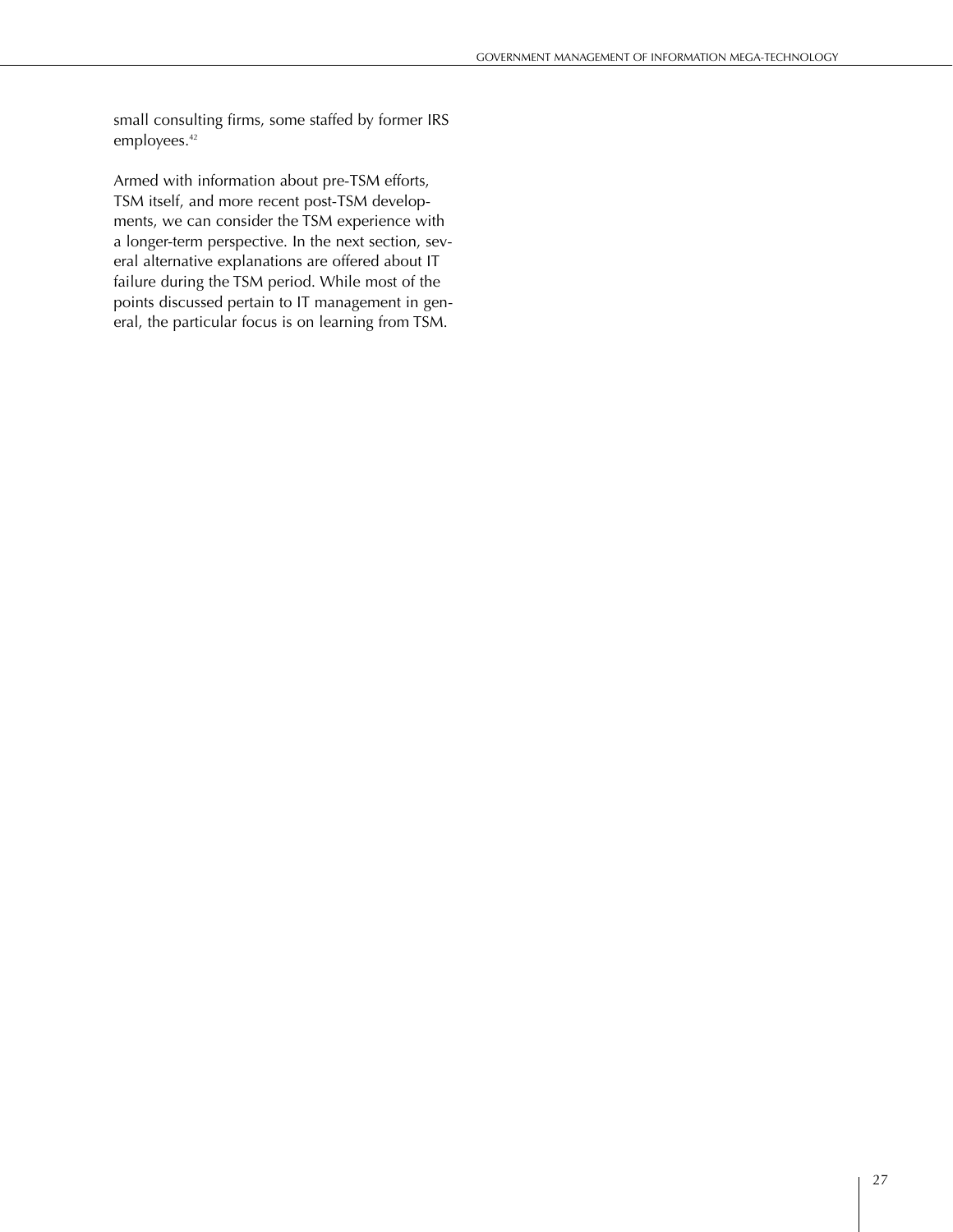small consulting firms, some staffed by former IRS employees.[42]

Armed with information about pre-TSM efforts, TSM itself, and more recent post-TSM developments, we can consider the TSM experience with a longer-term perspective. In the next section, several alternative explanations are offered about IT failure during the TSM period. While most of the points discussed pertain to IT management in general, the particular focus is on learning from TSM.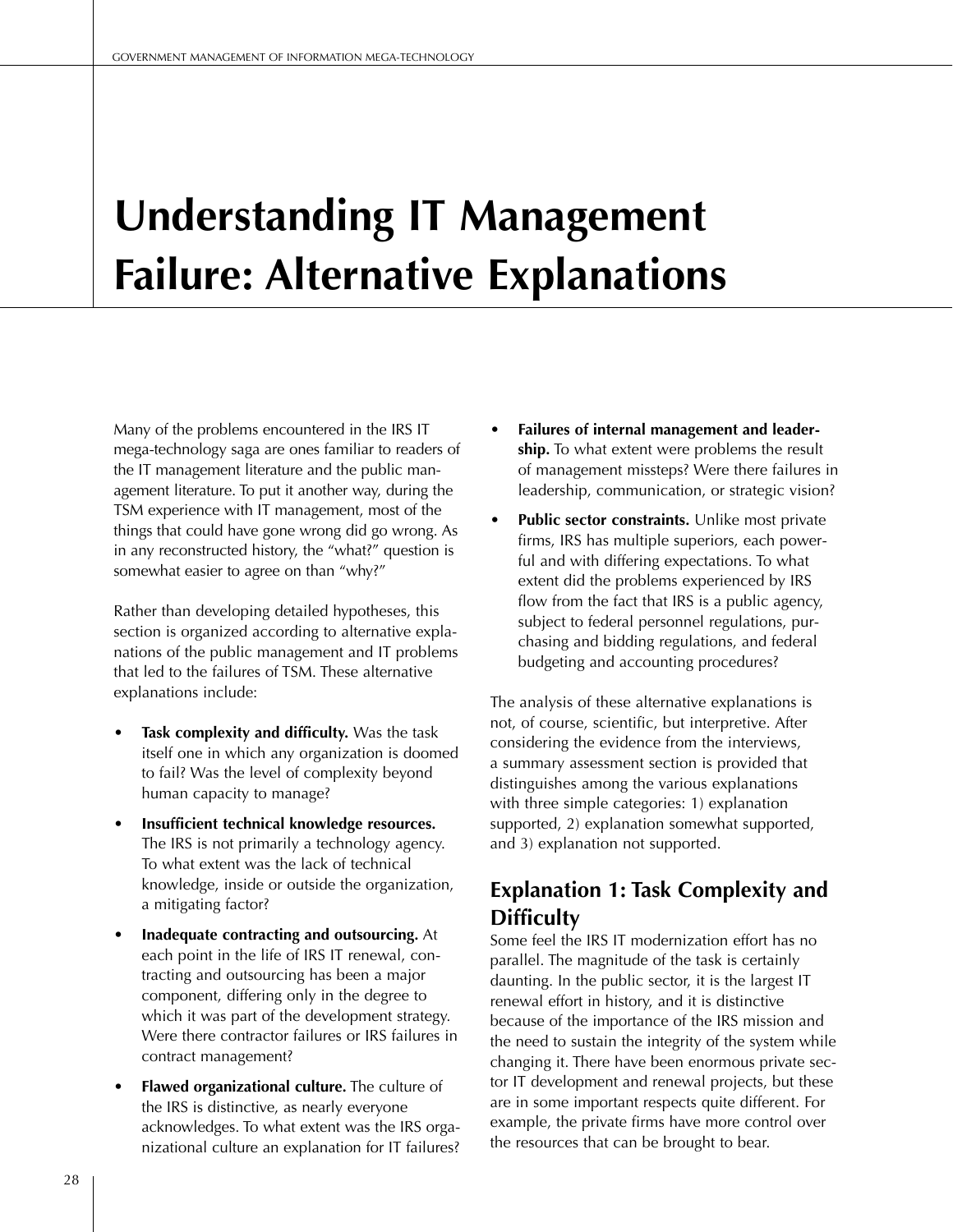# Understanding IT Management Failure: Alternative Explanations

Many of the problems encountered in the IRS IT mega-technology saga are ones familiar to readers of the IT management literature and the public management literature. To put it another way, during the TSM experience with IT management, most of the things that could have gone wrong did go wrong. As in any reconstructed history, the "what?" question is somewhat easier to agree on than "why?"

Rather than developing detailed hypotheses, this section is organized according to alternative explanations of the public management and IT problems that led to the failures of TSM. These alternative explanations include:

- **Task complexity and difficulty.** Was the task itself one in which any organization is doomed to fail? Was the level of complexity beyond human capacity to manage?
- **Insufficient technical knowledge resources.** The IRS is not primarily a technology agency. To what extent was the lack of technical knowledge, inside or outside the organization, a mitigating factor?
- **Inadequate contracting and outsourcing.** At each point in the life of IRS IT renewal, contracting and outsourcing has been a major component, differing only in the degree to which it was part of the development strategy. Were there contractor failures or IRS failures in contract management?
- **Flawed organizational culture.** The culture of the IRS is distinctive, as nearly everyone acknowledges. To what extent was the IRS organizational culture an explanation for IT failures?
- **Failures of internal management and leadership.** To what extent were problems the result of management missteps? Were there failures in leadership, communication, or strategic vision?
- **Public sector constraints.** Unlike most private firms, IRS has multiple superiors, each powerful and with differing expectations. To what extent did the problems experienced by IRS flow from the fact that IRS is a public agency, subject to federal personnel regulations, purchasing and bidding regulations, and federal budgeting and accounting procedures?

The analysis of these alternative explanations is not, of course, scientific, but interpretive. After considering the evidence from the interviews, a summary assessment section is provided that distinguishes among the various explanations with three simple categories: 1) explanation supported, 2) explanation somewhat supported, and 3) explanation not supported.

## Explanation 1: Task Complexity and Difficulty

Some feel the IRS IT modernization effort has no parallel. The magnitude of the task is certainly daunting. In the public sector, it is the largest IT renewal effort in history, and it is distinctive because of the importance of the IRS mission and the need to sustain the integrity of the system while changing it. There have been enormous private sector IT development and renewal projects, but these are in some important respects quite different. For example, the private firms have more control over the resources that can be brought to bear.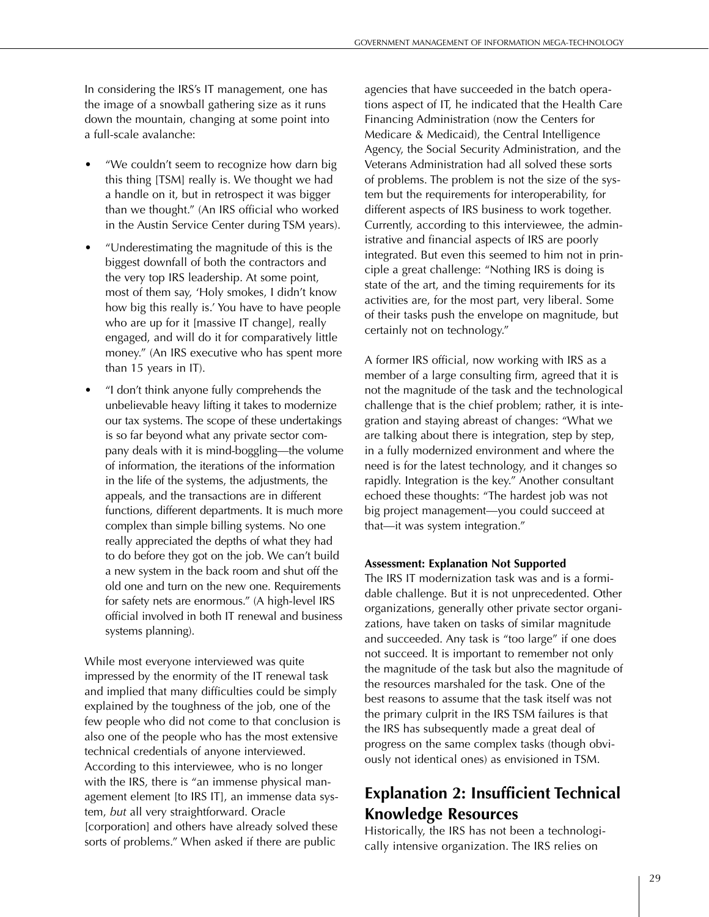In considering the IRS's IT management, one has the image of a snowball gathering size as it runs down the mountain, changing at some point into a full-scale avalanche:

- "We couldn't seem to recognize how darn big this thing [TSM] really is. We thought we had a handle on it, but in retrospect it was bigger than we thought." (An IRS official who worked in the Austin Service Center during TSM years).
- "Underestimating the magnitude of this is the biggest downfall of both the contractors and the very top IRS leadership. At some point, most of them say, 'Holy smokes, I didn't know how big this really is.' You have to have people who are up for it [massive IT change], really engaged, and will do it for comparatively little money." (An IRS executive who has spent more than 15 years in IT).
- "I don't think anyone fully comprehends the unbelievable heavy lifting it takes to modernize our tax systems. The scope of these undertakings is so far beyond what any private sector company deals with it is mind-boggling—the volume of information, the iterations of the information in the life of the systems, the adjustments, the appeals, and the transactions are in different functions, different departments. It is much more complex than simple billing systems. No one really appreciated the depths of what they had to do before they got on the job. We can't build a new system in the back room and shut off the old one and turn on the new one. Requirements for safety nets are enormous." (A high-level IRS official involved in both IT renewal and business systems planning).

While most everyone interviewed was quite impressed by the enormity of the IT renewal task and implied that many difficulties could be simply explained by the toughness of the job, one of the few people who did not come to that conclusion is also one of the people who has the most extensive technical credentials of anyone interviewed. According to this interviewee, who is no longer with the IRS, there is "an immense physical management element [to IRS IT], an immense data system, *but* all very straightforward. Oracle [corporation] and others have already solved these sorts of problems." When asked if there are public agencies that have succeeded in the batch operations aspect of IT, he indicated that the Health Care Financing Administration (now the Centers for Medicare & Medicaid), the Central Intelligence Agency, the Social Security Administration, and the Veterans Administration had all solved these sorts of problems. The problem is not the size of the system but the requirements for interoperability, for different aspects of IRS business to work together. Currently, according to this interviewee, the administrative and financial aspects of IRS are poorly integrated. But even this seemed to him not in principle a great challenge: "Nothing IRS is doing is state of the art, and the timing requirements for its activities are, for the most part, very liberal. Some of their tasks push the envelope on magnitude, but certainly not on technology."

A former IRS official, now working with IRS as a member of a large consulting firm, agreed that it is not the magnitude of the task and the technological challenge that is the chief problem; rather, it is integration and staying abreast of changes: "What we are talking about there is integration, step by step, in a fully modernized environment and where the need is for the latest technology, and it changes so rapidly. Integration is the key." Another consultant echoed these thoughts: "The hardest job was not big project management—you could succeed at that—it was system integration."

**Assessment: Explanation Not Supported**

The IRS IT modernization task was and is a formidable challenge. But it is not unprecedented. Other organizations, generally other private sector organizations, have taken on tasks of similar magnitude and succeeded. Any task is "too large" if one does not succeed. It is important to remember not only the magnitude of the task but also the magnitude of the resources marshaled for the task. One of the best reasons to assume that the task itself was not the primary culprit in the IRS TSM failures is that the IRS has subsequently made a great deal of progress on the same complex tasks (though obviously not identical ones) as envisioned in TSM.

## Explanation 2: Insufficient Technical Knowledge Resources

Historically, the IRS has not been a technologically intensive organization. The IRS relies on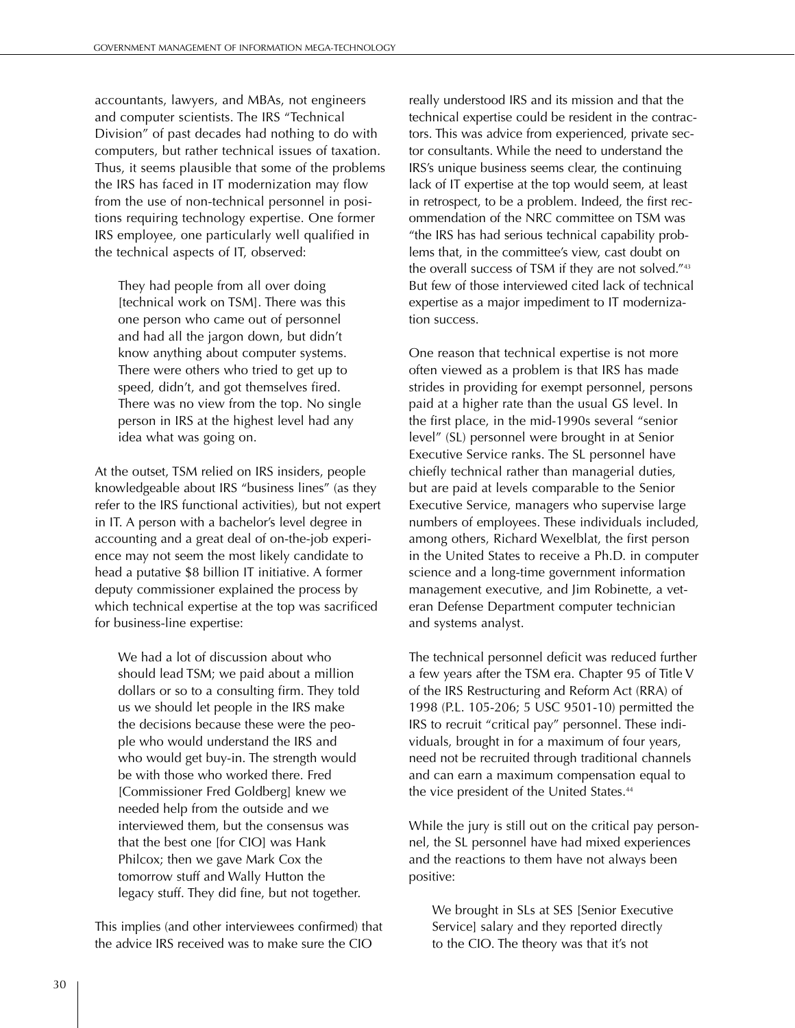accountants, lawyers, and MBAs, not engineers and computer scientists. The IRS "Technical Division" of past decades had nothing to do with computers, but rather technical issues of taxation. Thus, it seems plausible that some of the problems the IRS has faced in IT modernization may flow from the use of non-technical personnel in positions requiring technology expertise. One former IRS employee, one particularly well qualified in the technical aspects of IT, observed:

> They had people from all over doing [technical work on TSM]. There was this one person who came out of personnel and had all the jargon down, but didn't know anything about computer systems. There were others who tried to get up to speed, didn't, and got themselves fired. There was no view from the top. No single person in IRS at the highest level had any idea what was going on.

At the outset, TSM relied on IRS insiders, people knowledgeable about IRS "business lines" (as they refer to the IRS functional activities), but not expert in IT. A person with a bachelor's level degree in accounting and a great deal of on-the-job experience may not seem the most likely candidate to head a putative $8 billion IT initiative. A former deputy commissioner explained the process by which technical expertise at the top was sacrificed for business-line expertise:

> We had a lot of discussion about who should lead TSM; we paid about a million dollars or so to a consulting firm. They told us we should let people in the IRS make the decisions because these were the people who would understand the IRS and who would get buy-in. The strength would be with those who worked there. Fred [Commissioner Fred Goldberg] knew we needed help from the outside and we interviewed them, but the consensus was that the best one [for CIO] was Hank Philcox; then we gave Mark Cox the tomorrow stuff and Wally Hutton the legacy stuff. They did fine, but not together.

This implies (and other interviewees confirmed) that the advice IRS received was to make sure the CIO really understood IRS and its mission and that the technical expertise could be resident in the contractors. This was advice from experienced, private sector consultants. While the need to understand the IRS's unique business seems clear, the continuing lack of IT expertise at the top would seem, at least in retrospect, to be a problem. Indeed, the first recommendation of the NRC committee on TSM was "the IRS has had serious technical capability problems that, in the committee's view, cast doubt on the overall success of TSM if they are not solved."[43] But few of those interviewed cited lack of technical expertise as a major impediment to IT modernization success.

One reason that technical expertise is not more often viewed as a problem is that IRS has made strides in providing for exempt personnel, persons paid at a higher rate than the usual GS level. In the first place, in the mid-1990s several "senior level" (SL) personnel were brought in at Senior Executive Service ranks. The SL personnel have chiefly technical rather than managerial duties, but are paid at levels comparable to the Senior Executive Service, managers who supervise large numbers of employees. These individuals included, among others, Richard Wexelblat, the first person in the United States to receive a Ph.D. in computer science and a long-time government information management executive, and Jim Robinette, a veteran Defense Department computer technician and systems analyst.

The technical personnel deficit was reduced further a few years after the TSM era. Chapter 95 of Title V of the IRS Restructuring and Reform Act (RRA) of 1998 (P.L. 105-206; 5 USC 9501-10) permitted the IRS to recruit "critical pay" personnel. These individuals, brought in for a maximum of four years, need not be recruited through traditional channels and can earn a maximum compensation equal to the vice president of the United States.[44]

While the jury is still out on the critical pay personnel, the SL personnel have had mixed experiences and the reactions to them have not always been positive:

> We brought in SLs at SES [Senior Executive Service] salary and they reported directly to the CIO. The theory was that it's not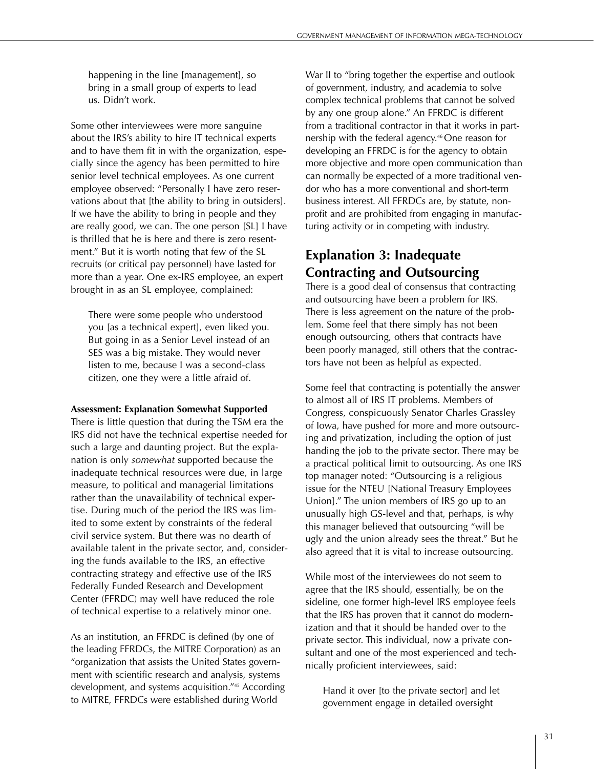> happening in the line [management], so bring in a small group of experts to lead us. Didn't work.

Some other interviewees were more sanguine about the IRS's ability to hire IT technical experts and to have them fit in with the organization, especially since the agency has been permitted to hire senior level technical employees. As one current employee observed: "Personally I have zero reservations about that [the ability to bring in outsiders]. If we have the ability to bring in people and they are really good, we can. The one person [SL] I have is thrilled that he is here and there is zero resentment." But it is worth noting that few of the SL recruits (or critical pay personnel) have lasted for more than a year. One ex-IRS employee, an expert brought in as an SL employee, complained:

> There were some people who understood you [as a technical expert], even liked you. But going in as a Senior Level instead of an SES was a big mistake. They would never listen to me, because I was a second-class citizen, one they were a little afraid of.

**Assessment: Explanation Somewhat Supported**

There is little question that during the TSM era the IRS did not have the technical expertise needed for such a large and daunting project. But the explanation is only *somewhat* supported because the inadequate technical resources were due, in large measure, to political and managerial limitations rather than the unavailability of technical expertise. During much of the period the IRS was limited to some extent by constraints of the federal civil service system. But there was no dearth of available talent in the private sector, and, considering the funds available to the IRS, an effective contracting strategy and effective use of the IRS Federally Funded Research and Development Center (FFRDC) may well have reduced the role of technical expertise to a relatively minor one.

As an institution, an FFRDC is defined (by one of the leading FFRDCs, the MITRE Corporation) as an "organization that assists the United States government with scientific research and analysis, systems development, and systems acquisition."[45] According to MITRE, FFRDCs were established during World War II to "bring together the expertise and outlook of government, industry, and academia to solve complex technical problems that cannot be solved by any one group alone." An FFRDC is different from a traditional contractor in that it works in partnership with the federal agency.[46] One reason for developing an FFRDC is for the agency to obtain more objective and more open communication than can normally be expected of a more traditional vendor who has a more conventional and short-term business interest. All FFRDCs are, by statute, nonprofit and are prohibited from engaging in manufacturing activity or in competing with industry.

## Explanation 3: Inadequate Contracting and Outsourcing

There is a good deal of consensus that contracting and outsourcing have been a problem for IRS. There is less agreement on the nature of the problem. Some feel that there simply has not been enough outsourcing, others that contracts have been poorly managed, still others that the contractors have not been as helpful as expected.

Some feel that contracting is potentially the answer to almost all of IRS IT problems. Members of Congress, conspicuously Senator Charles Grassley of Iowa, have pushed for more and more outsourcing and privatization, including the option of just handing the job to the private sector. There may be a practical political limit to outsourcing. As one IRS top manager noted: "Outsourcing is a religious issue for the NTEU [National Treasury Employees Union]." The union members of IRS go up to an unusually high GS-level and that, perhaps, is why this manager believed that outsourcing "will be ugly and the union already sees the threat." But he also agreed that it is vital to increase outsourcing.

While most of the interviewees do not seem to agree that the IRS should, essentially, be on the sideline, one former high-level IRS employee feels that the IRS has proven that it cannot do modernization and that it should be handed over to the private sector. This individual, now a private consultant and one of the most experienced and technically proficient interviewees, said:

> Hand it over [to the private sector] and let government engage in detailed oversight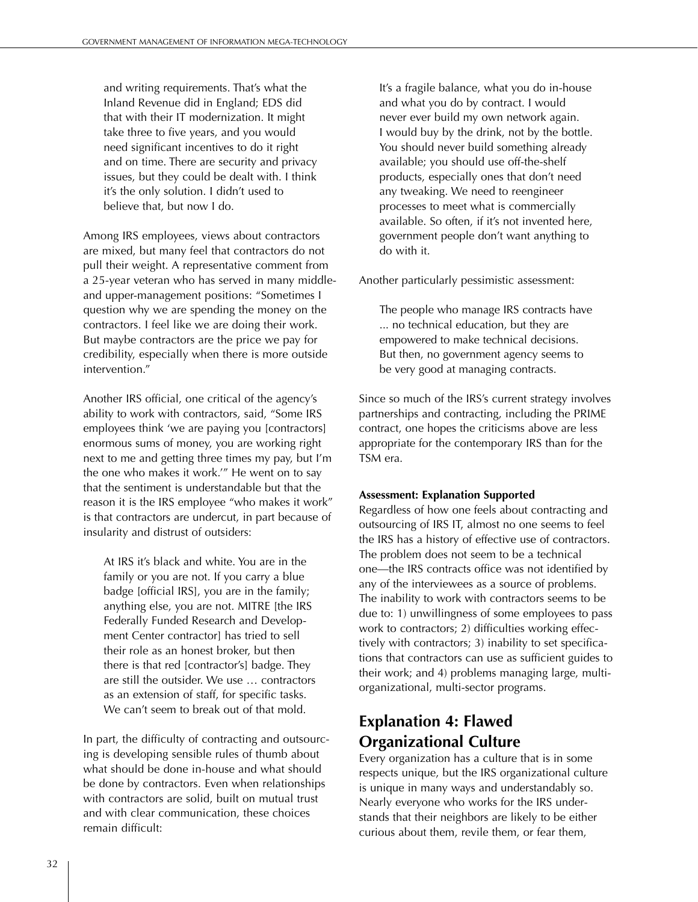> and writing requirements. That's what the Inland Revenue did in England; EDS did that with their IT modernization. It might take three to five years, and you would need significant incentives to do it right and on time. There are security and privacy issues, but they could be dealt with. I think it's the only solution. I didn't used to believe that, but now I do.

Among IRS employees, views about contractors are mixed, but many feel that contractors do not pull their weight. A representative comment from a 25-year veteran who has served in many middle- and upper-management positions: "Sometimes I question why we are spending the money on the contractors. I feel like we are doing their work. But maybe contractors are the price we pay for credibility, especially when there is more outside intervention."

Another IRS official, one critical of the agency's ability to work with contractors, said, "Some IRS employees think 'we are paying you [contractors] enormous sums of money, you are working right next to me and getting three times my pay, but I'm the one who makes it work.'" He went on to say that the sentiment is understandable but that the reason it is the IRS employee "who makes it work" is that contractors are undercut, in part because of insularity and distrust of outsiders:

> At IRS it's black and white. You are in the family or you are not. If you carry a blue badge [official IRS], you are in the family; anything else, you are not. MITRE [the IRS Federally Funded Research and Development Center contractor] has tried to sell their role as an honest broker, but then there is that red [contractor's] badge. They are still the outsider. We use … contractors as an extension of staff, for specific tasks. We can't seem to break out of that mold.

In part, the difficulty of contracting and outsourcing is developing sensible rules of thumb about what should be done in-house and what should be done by contractors. Even when relationships with contractors are solid, built on mutual trust and with clear communication, these choices remain difficult:

> It's a fragile balance, what you do in-house and what you do by contract. I would never ever build my own network again. I would buy by the drink, not by the bottle. You should never build something already available; you should use off-the-shelf products, especially ones that don't need any tweaking. We need to reengineer processes to meet what is commercially available. So often, if it's not invented here, government people don't want anything to do with it.

Another particularly pessimistic assessment:

> The people who manage IRS contracts have ... no technical education, but they are empowered to make technical decisions. But then, no government agency seems to be very good at managing contracts.

Since so much of the IRS's current strategy involves partnerships and contracting, including the PRIME contract, one hopes the criticisms above are less appropriate for the contemporary IRS than for the TSM era.

**Assessment: Explanation Supported**

Regardless of how one feels about contracting and outsourcing of IRS IT, almost no one seems to feel the IRS has a history of effective use of contractors. The problem does not seem to be a technical one—the IRS contracts office was not identified by any of the interviewees as a source of problems. The inability to work with contractors seems to be due to: 1) unwillingness of some employees to pass work to contractors; 2) difficulties working effectively with contractors; 3) inability to set specifications that contractors can use as sufficient guides to their work; and 4) problems managing large, multi-organizational, multi-sector programs.

## Explanation 4: Flawed Organizational Culture

Every organization has a culture that is in some respects unique, but the IRS organizational culture is unique in many ways and understandably so. Nearly everyone who works for the IRS understands that their neighbors are likely to be either curious about them, revile them, or fear them,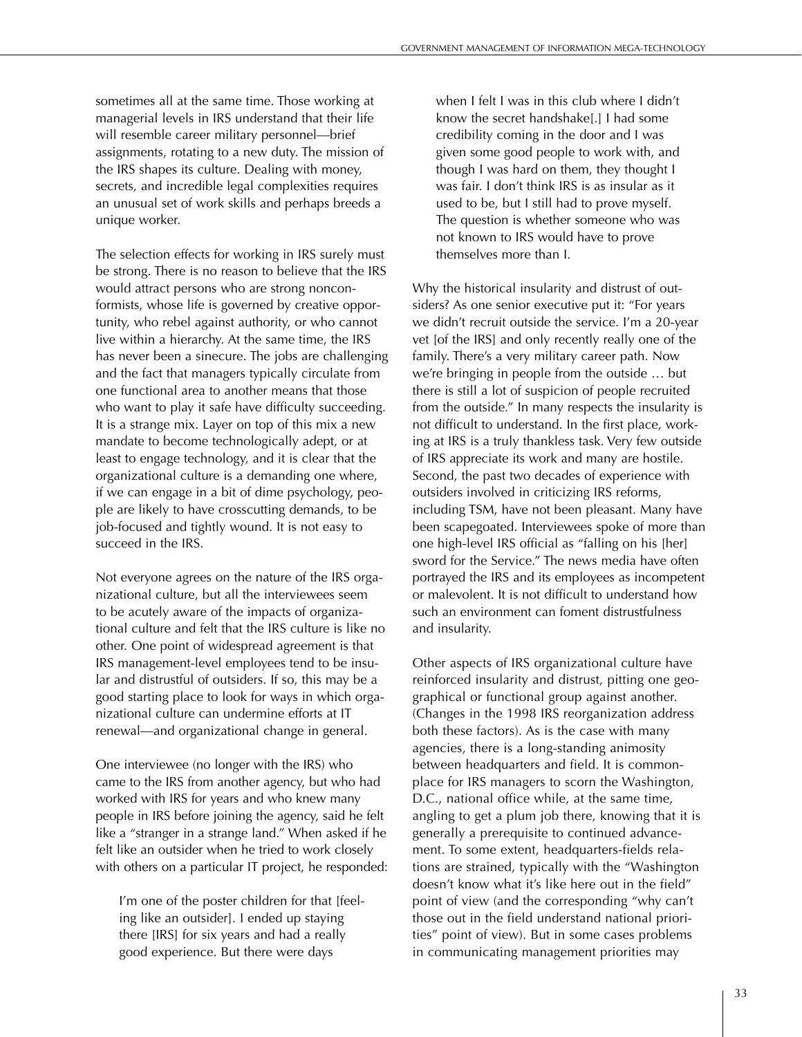sometimes all at the same time. Those working at managerial levels in IRS understand that their life will resemble career military personnel—brief assignments, rotating to a new duty. The mission of the IRS shapes its culture. Dealing with money, secrets, and incredible legal complexities requires an unusual set of work skills and perhaps breeds a unique worker.

The selection effects for working in IRS surely must be strong. There is no reason to believe that the IRS would attract persons who are strong nonconformists, whose life is governed by creative opportunity, who rebel against authority, or who cannot live within a hierarchy. At the same time, the IRS has never been a sinecure. The jobs are challenging and the fact that managers typically circulate from one functional area to another means that those who want to play it safe have difficulty succeeding. It is a strange mix. Layer on top of this mix a new mandate to become technologically adept, or at least to engage technology, and it is clear that the organizational culture is a demanding one where, if we can engage in a bit of dime psychology, people are likely to have crosscutting demands, to be job-focused and tightly wound. It is not easy to succeed in the IRS.

Not everyone agrees on the nature of the IRS organizational culture, but all the interviewees seem to be acutely aware of the impacts of organizational culture and felt that the IRS culture is like no other. One point of widespread agreement is that IRS management-level employees tend to be insular and distrustful of outsiders. If so, this may be a good starting place to look for ways in which organizational culture can undermine efforts at IT renewal—and organizational change in general.

One interviewee (no longer with the IRS) who came to the IRS from another agency, but who had worked with IRS for years and who knew many people in IRS before joining the agency, said he felt like a "stranger in a strange land." When asked if he felt like an outsider when he tried to work closely with others on a particular IT project, he responded:

> I'm one of the poster children for that [feeling like an outsider]. I ended up staying there [IRS] for six years and had a really good experience. But there were days when I felt I was in this club where I didn't know the secret handshake[.] I had some credibility coming in the door and I was given some good people to work with, and though I was hard on them, they thought I was fair. I don't think IRS is as insular as it used to be, but I still had to prove myself. The question is whether someone who was not known to IRS would have to prove themselves more than I.

Why the historical insularity and distrust of outsiders? As one senior executive put it: "For years we didn't recruit outside the service. I'm a 20-year vet [of the IRS] and only recently really one of the family. There's a very military career path. Now we're bringing in people from the outside … but there is still a lot of suspicion of people recruited from the outside." In many respects the insularity is not difficult to understand. In the first place, working at IRS is a truly thankless task. Very few outside of IRS appreciate its work and many are hostile. Second, the past two decades of experience with outsiders involved in criticizing IRS reforms, including TSM, have not been pleasant. Many have been scapegoated. Interviewees spoke of more than one high-level IRS official as "falling on his [her] sword for the Service." The news media have often portrayed the IRS and its employees as incompetent or malevolent. It is not difficult to understand how such an environment can foment distrustfulness and insularity.

Other aspects of IRS organizational culture have reinforced insularity and distrust, pitting one geographical or functional group against another. (Changes in the 1998 IRS reorganization address both these factors). As is the case with many agencies, there is a long-standing animosity between headquarters and field. It is commonplace for IRS managers to scorn the Washington, D.C., national office while, at the same time, angling to get a plum job there, knowing that it is generally a prerequisite to continued advancement. To some extent, headquarters-fields relations are strained, typically with the "Washington doesn't know what it's like here out in the field" point of view (and the corresponding "why can't those out in the field understand national priorities" point of view). But in some cases problems in communicating management priorities may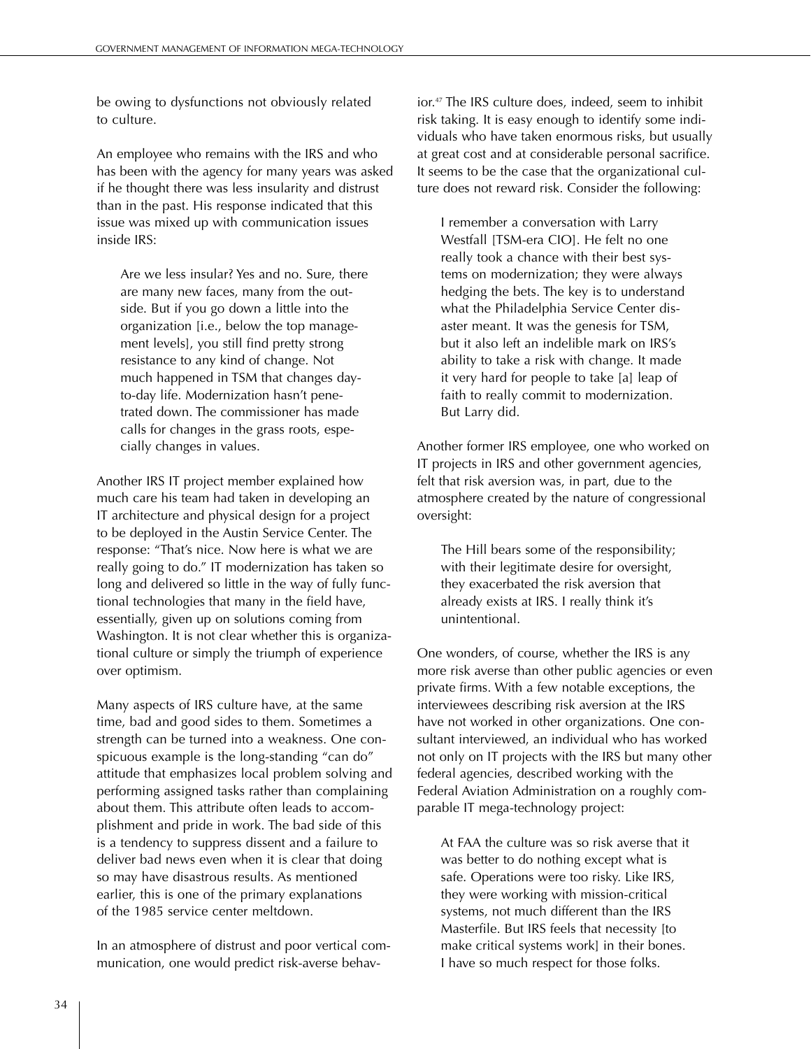be owing to dysfunctions not obviously related to culture.

An employee who remains with the IRS and who has been with the agency for many years was asked if he thought there was less insularity and distrust than in the past. His response indicated that this issue was mixed up with communication issues inside IRS:

> Are we less insular? Yes and no. Sure, there are many new faces, many from the outside. But if you go down a little into the organization [i.e., below the top management levels], you still find pretty strong resistance to any kind of change. Not much happened in TSM that changes day-to-day life. Modernization hasn't penetrated down. The commissioner has made calls for changes in the grass roots, especially changes in values.

Another IRS IT project member explained how much care his team had taken in developing an IT architecture and physical design for a project to be deployed in the Austin Service Center. The response: "That's nice. Now here is what we are really going to do." IT modernization has taken so long and delivered so little in the way of fully functional technologies that many in the field have, essentially, given up on solutions coming from Washington. It is not clear whether this is organizational culture or simply the triumph of experience over optimism.

Many aspects of IRS culture have, at the same time, bad and good sides to them. Sometimes a strength can be turned into a weakness. One conspicuous example is the long-standing "can do" attitude that emphasizes local problem solving and performing assigned tasks rather than complaining about them. This attribute often leads to accomplishment and pride in work. The bad side of this is a tendency to suppress dissent and a failure to deliver bad news even when it is clear that doing so may have disastrous results. As mentioned earlier, this is one of the primary explanations of the 1985 service center meltdown.

In an atmosphere of distrust and poor vertical communication, one would predict risk-averse behavior.[47] The IRS culture does, indeed, seem to inhibit risk taking. It is easy enough to identify some individuals who have taken enormous risks, but usually at great cost and at considerable personal sacrifice. It seems to be the case that the organizational culture does not reward risk. Consider the following:

> I remember a conversation with Larry Westfall [TSM-era CIO]. He felt no one really took a chance with their best systems on modernization; they were always hedging the bets. The key is to understand what the Philadelphia Service Center disaster meant. It was the genesis for TSM, but it also left an indelible mark on IRS's ability to take a risk with change. It made it very hard for people to take [a] leap of faith to really commit to modernization. But Larry did.

Another former IRS employee, one who worked on IT projects in IRS and other government agencies, felt that risk aversion was, in part, due to the atmosphere created by the nature of congressional oversight:

> The Hill bears some of the responsibility; with their legitimate desire for oversight, they exacerbated the risk aversion that already exists at IRS. I really think it's unintentional.

One wonders, of course, whether the IRS is any more risk averse than other public agencies or even private firms. With a few notable exceptions, the interviewees describing risk aversion at the IRS have not worked in other organizations. One consultant interviewed, an individual who has worked not only on IT projects with the IRS but many other federal agencies, described working with the Federal Aviation Administration on a roughly comparable IT mega-technology project:

> At FAA the culture was so risk averse that it was better to do nothing except what is safe. Operations were too risky. Like IRS, they were working with mission-critical systems, not much different than the IRS Masterfile. But IRS feels that necessity [to make critical systems work] in their bones. I have so much respect for those folks.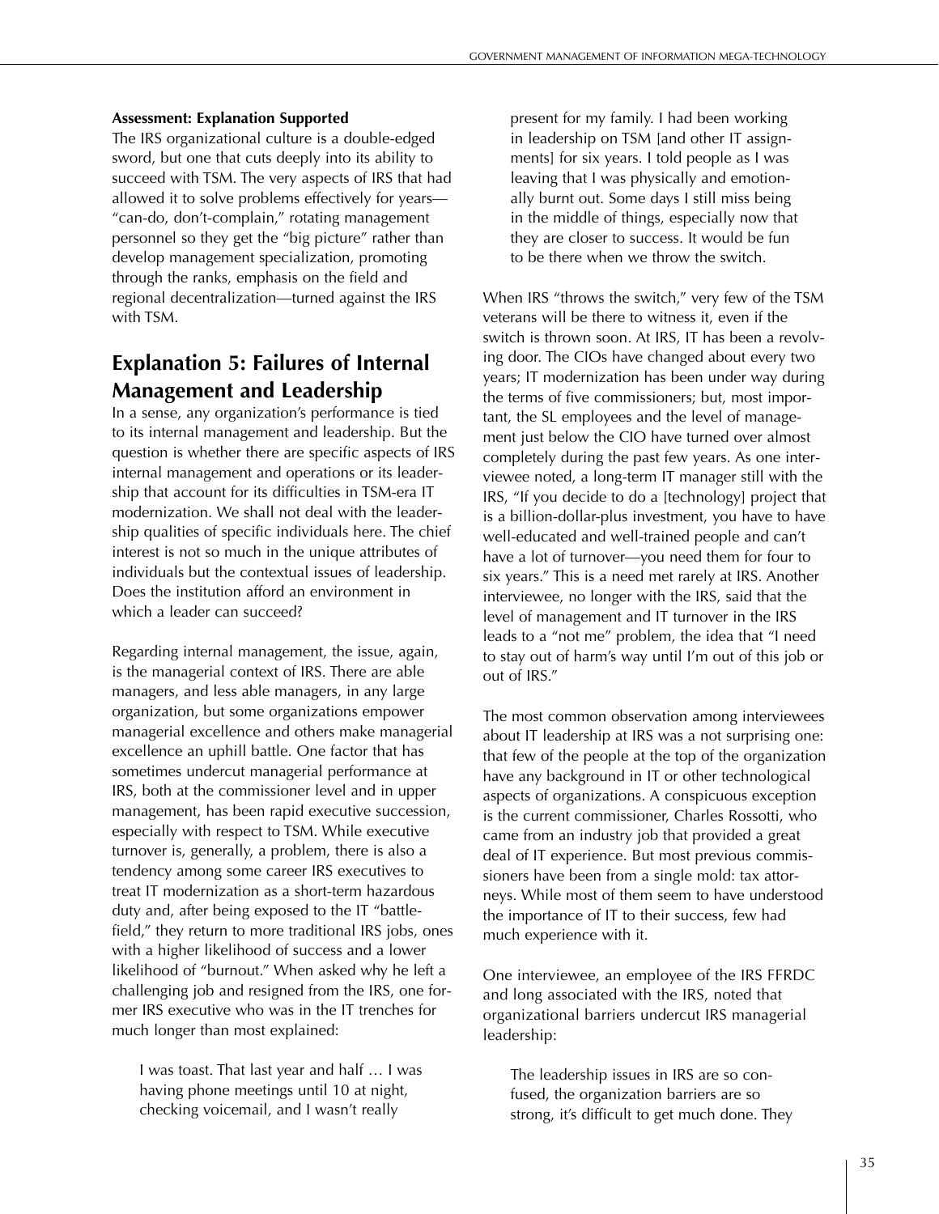**Assessment: Explanation Supported**

The IRS organizational culture is a double-edged sword, but one that cuts deeply into its ability to succeed with TSM. The very aspects of IRS that had allowed it to solve problems effectively for years—"can-do, don't-complain," rotating management personnel so they get the "big picture" rather than develop management specialization, promoting through the ranks, emphasis on the field and regional decentralization—turned against the IRS with TSM.

## Explanation 5: Failures of Internal Management and Leadership

In a sense, any organization's performance is tied to its internal management and leadership. But the question is whether there are specific aspects of IRS internal management and operations or its leadership that account for its difficulties in TSM-era IT modernization. We shall not deal with the leadership qualities of specific individuals here. The chief interest is not so much in the unique attributes of individuals but the contextual issues of leadership. Does the institution afford an environment in which a leader can succeed?

Regarding internal management, the issue, again, is the managerial context of IRS. There are able managers, and less able managers, in any large organization, but some organizations empower managerial excellence and others make managerial excellence an uphill battle. One factor that has sometimes undercut managerial performance at IRS, both at the commissioner level and in upper management, has been rapid executive succession, especially with respect to TSM. While executive turnover is, generally, a problem, there is also a tendency among some career IRS executives to treat IT modernization as a short-term hazardous duty and, after being exposed to the IT "battlefield," they return to more traditional IRS jobs, ones with a higher likelihood of success and a lower likelihood of "burnout." When asked why he left a challenging job and resigned from the IRS, one former IRS executive who was in the IT trenches for much longer than most explained:

> I was toast. That last year and half … I was having phone meetings until 10 at night, checking voicemail, and I wasn't really present for my family. I had been working in leadership on TSM [and other IT assignments] for six years. I told people as I was leaving that I was physically and emotionally burnt out. Some days I still miss being in the middle of things, especially now that they are closer to success. It would be fun to be there when we throw the switch.

When IRS "throws the switch," very few of the TSM veterans will be there to witness it, even if the switch is thrown soon. At IRS, IT has been a revolving door. The CIOs have changed about every two years; IT modernization has been under way during the terms of five commissioners; but, most important, the SL employees and the level of management just below the CIO have turned over almost completely during the past few years. As one interviewee noted, a long-term IT manager still with the IRS, "If you decide to do a [technology] project that is a billion-dollar-plus investment, you have to have well-educated and well-trained people and can't have a lot of turnover—you need them for four to six years." This is a need met rarely at IRS. Another interviewee, no longer with the IRS, said that the level of management and IT turnover in the IRS leads to a "not me" problem, the idea that "I need to stay out of harm's way until I'm out of this job or out of IRS."

The most common observation among interviewees about IT leadership at IRS was a not surprising one: that few of the people at the top of the organization have any background in IT or other technological aspects of organizations. A conspicuous exception is the current commissioner, Charles Rossotti, who came from an industry job that provided a great deal of IT experience. But most previous commissioners have been from a single mold: tax attorneys. While most of them seem to have understood the importance of IT to their success, few had much experience with it.

One interviewee, an employee of the IRS FFRDC and long associated with the IRS, noted that organizational barriers undercut IRS managerial leadership:

> The leadership issues in IRS are so confused, the organization barriers are so strong, it's difficult to get much done. They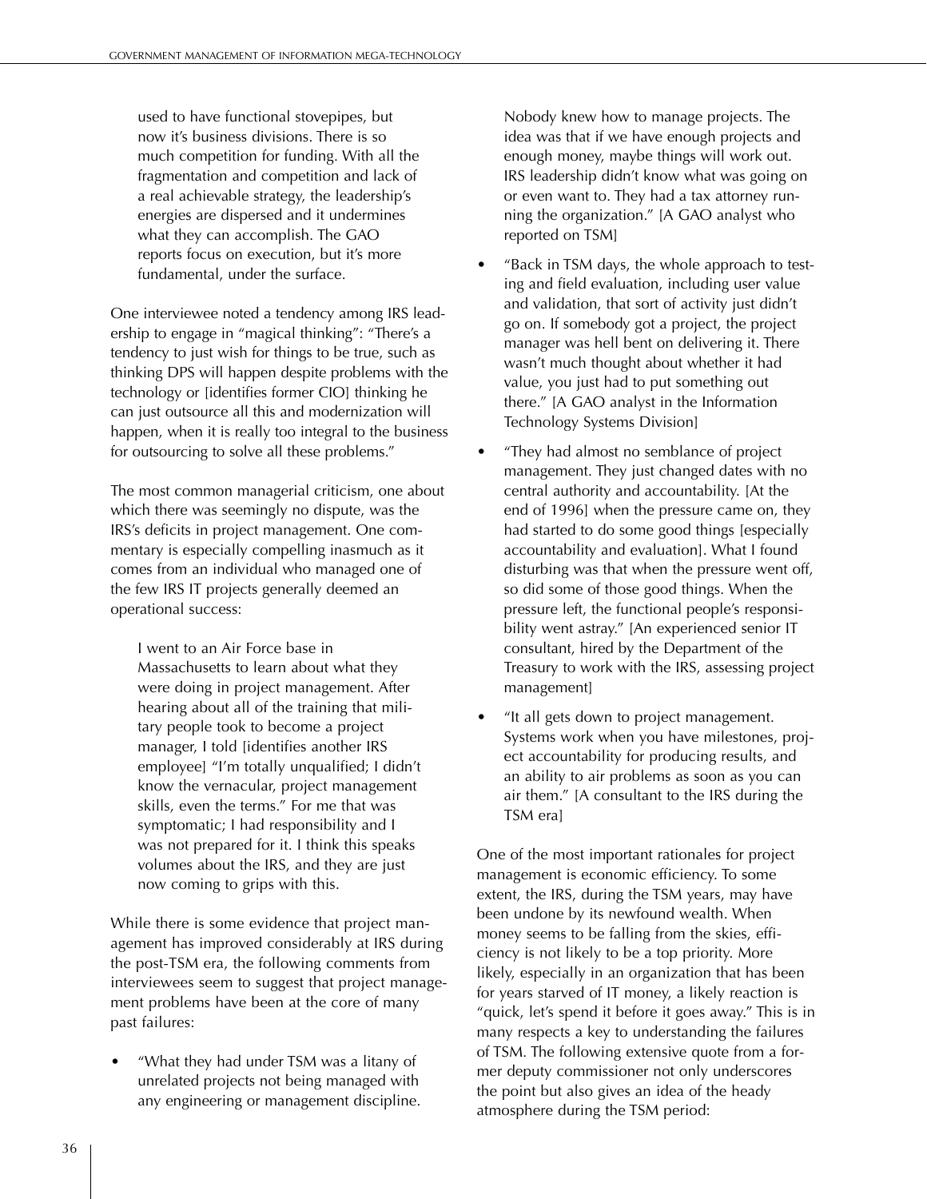used to have functional stovepipes, but now it's business divisions. There is so much competition for funding. With all the fragmentation and competition and lack of a real achievable strategy, the leadership's energies are dispersed and it undermines what they can accomplish. The GAO reports focus on execution, but it's more fundamental, under the surface.

One interviewee noted a tendency among IRS leadership to engage in "magical thinking": "There's a tendency to just wish for things to be true, such as thinking DPS will happen despite problems with the technology or [identifies former CIO] thinking he can just outsource all this and modernization will happen, when it is really too integral to the business for outsourcing to solve all these problems."

The most common managerial criticism, one about which there was seemingly no dispute, was the IRS's deficits in project management. One commentary is especially compelling inasmuch as it comes from an individual who managed one of the few IRS IT projects generally deemed an operational success:

> I went to an Air Force base in Massachusetts to learn about what they were doing in project management. After hearing about all of the training that military people took to become a project manager, I told [identifies another IRS employee] "I'm totally unqualified; I didn't know the vernacular, project management skills, even the terms." For me that was symptomatic; I had responsibility and I was not prepared for it. I think this speaks volumes about the IRS, and they are just now coming to grips with this.

While there is some evidence that project management has improved considerably at IRS during the post-TSM era, the following comments from interviewees seem to suggest that project management problems have been at the core of many past failures:

- "What they had under TSM was a litany of unrelated projects not being managed with any engineering or management discipline. Nobody knew how to manage projects. The idea was that if we have enough projects and enough money, maybe things will work out. IRS leadership didn't know what was going on or even want to. They had a tax attorney running the organization." [A GAO analyst who reported on TSM]
- "Back in TSM days, the whole approach to testing and field evaluation, including user value and validation, that sort of activity just didn't go on. If somebody got a project, the project manager was hell bent on delivering it. There wasn't much thought about whether it had value, you just had to put something out there." [A GAO analyst in the Information Technology Systems Division]
- "They had almost no semblance of project management. They just changed dates with no central authority and accountability. [At the end of 1996] when the pressure came on, they had started to do some good things [especially accountability and evaluation]. What I found disturbing was that when the pressure went off, so did some of those good things. When the pressure left, the functional people's responsibility went astray." [An experienced senior IT consultant, hired by the Department of the Treasury to work with the IRS, assessing project management]
- "It all gets down to project management. Systems work when you have milestones, project accountability for producing results, and an ability to air problems as soon as you can air them." [A consultant to the IRS during the TSM era]

One of the most important rationales for project management is economic efficiency. To some extent, the IRS, during the TSM years, may have been undone by its newfound wealth. When money seems to be falling from the skies, efficiency is not likely to be a top priority. More likely, especially in an organization that has been for years starved of IT money, a likely reaction is "quick, let's spend it before it goes away." This is in many respects a key to understanding the failures of TSM. The following extensive quote from a former deputy commissioner not only underscores the point but also gives an idea of the heady atmosphere during the TSM period: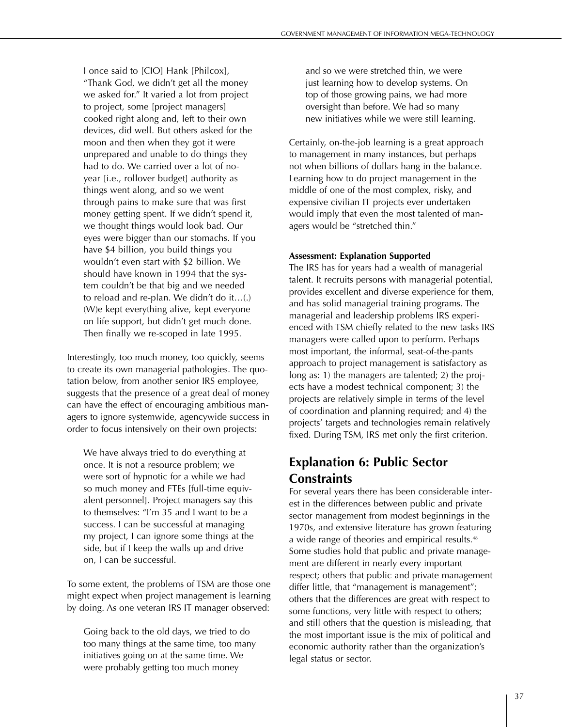> I once said to [CIO] Hank [Philcox], "Thank God, we didn't get all the money we asked for." It varied a lot from project to project, some [project managers] cooked right along and, left to their own devices, did well. But others asked for the moon and then when they got it were unprepared and unable to do things they had to do. We carried over a lot of no-year [i.e., rollover budget] authority as things went along, and so we went through pains to make sure that was first money getting spent. If we didn't spend it, we thought things would look bad. Our eyes were bigger than our stomachs. If you have $4 billion, you build things you wouldn't even start with $2 billion. We should have known in 1994 that the system couldn't be that big and we needed to reload and re-plan. We didn't do it…(.) (W)e kept everything alive, kept everyone on life support, but didn't get much done. Then finally we re-scoped in late 1995.

Interestingly, too much money, too quickly, seems to create its own managerial pathologies. The quotation below, from another senior IRS employee, suggests that the presence of a great deal of money can have the effect of encouraging ambitious managers to ignore systemwide, agencywide success in order to focus intensively on their own projects:

> We have always tried to do everything at once. It is not a resource problem; we were sort of hypnotic for a while we had so much money and FTEs [full-time equivalent personnel]. Project managers say this to themselves: "I'm 35 and I want to be a success. I can be successful at managing my project, I can ignore some things at the side, but if I keep the walls up and drive on, I can be successful.

To some extent, the problems of TSM are those one might expect when project management is learning by doing. As one veteran IRS IT manager observed:

> Going back to the old days, we tried to do too many things at the same time, too many initiatives going on at the same time. We were probably getting too much money and so we were stretched thin, we were just learning how to develop systems. On top of those growing pains, we had more oversight than before. We had so many new initiatives while we were still learning.

Certainly, on-the-job learning is a great approach to management in many instances, but perhaps not when billions of dollars hang in the balance. Learning how to do project management in the middle of one of the most complex, risky, and expensive civilian IT projects ever undertaken would imply that even the most talented of managers would be "stretched thin."

**Assessment: Explanation Supported**

The IRS has for years had a wealth of managerial talent. It recruits persons with managerial potential, provides excellent and diverse experience for them, and has solid managerial training programs. The managerial and leadership problems IRS experienced with TSM chiefly related to the new tasks IRS managers were called upon to perform. Perhaps most important, the informal, seat-of-the-pants approach to project management is satisfactory as long as: 1) the managers are talented; 2) the projects have a modest technical component; 3) the projects are relatively simple in terms of the level of coordination and planning required; and 4) the projects' targets and technologies remain relatively fixed. During TSM, IRS met only the first criterion.

## Explanation 6: Public Sector Constraints

For several years there has been considerable interest in the differences between public and private sector management from modest beginnings in the 1970s, and extensive literature has grown featuring a wide range of theories and empirical results.[48] Some studies hold that public and private management are different in nearly every important respect; others that public and private management differ little, that "management is management"; others that the differences are great with respect to some functions, very little with respect to others; and still others that the question is misleading, that the most important issue is the mix of political and economic authority rather than the organization's legal status or sector.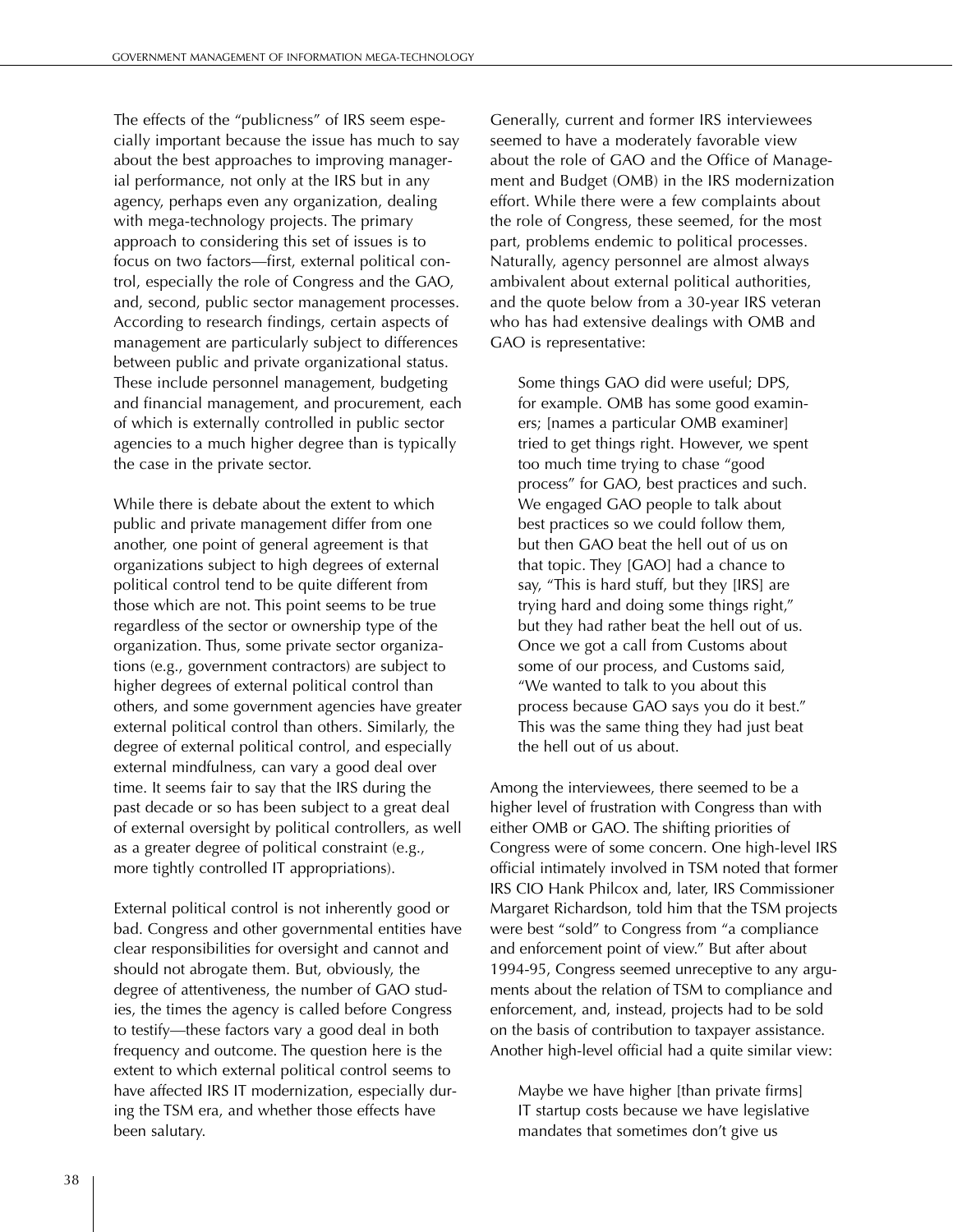The effects of the "publicness" of IRS seem especially important because the issue has much to say about the best approaches to improving managerial performance, not only at the IRS but in any agency, perhaps even any organization, dealing with mega-technology projects. The primary approach to considering this set of issues is to focus on two factors—first, external political control, especially the role of Congress and the GAO, and, second, public sector management processes. According to research findings, certain aspects of management are particularly subject to differences between public and private organizational status. These include personnel management, budgeting and financial management, and procurement, each of which is externally controlled in public sector agencies to a much higher degree than is typically the case in the private sector.

While there is debate about the extent to which public and private management differ from one another, one point of general agreement is that organizations subject to high degrees of external political control tend to be quite different from those which are not. This point seems to be true regardless of the sector or ownership type of the organization. Thus, some private sector organizations (e.g., government contractors) are subject to higher degrees of external political control than others, and some government agencies have greater external political control than others. Similarly, the degree of external political control, and especially external mindfulness, can vary a good deal over time. It seems fair to say that the IRS during the past decade or so has been subject to a great deal of external oversight by political controllers, as well as a greater degree of political constraint (e.g., more tightly controlled IT appropriations).

External political control is not inherently good or bad. Congress and other governmental entities have clear responsibilities for oversight and cannot and should not abrogate them. But, obviously, the degree of attentiveness, the number of GAO studies, the times the agency is called before Congress to testify—these factors vary a good deal in both frequency and outcome. The question here is the extent to which external political control seems to have affected IRS IT modernization, especially during the TSM era, and whether those effects have been salutary.

Generally, current and former IRS interviewees seemed to have a moderately favorable view about the role of GAO and the Office of Management and Budget (OMB) in the IRS modernization effort. While there were a few complaints about the role of Congress, these seemed, for the most part, problems endemic to political processes. Naturally, agency personnel are almost always ambivalent about external political authorities, and the quote below from a 30-year IRS veteran who has had extensive dealings with OMB and GAO is representative:

> Some things GAO did were useful; DPS, for example. OMB has some good examiners; [names a particular OMB examiner] tried to get things right. However, we spent too much time trying to chase "good process" for GAO, best practices and such. We engaged GAO people to talk about best practices so we could follow them, but then GAO beat the hell out of us on that topic. They [GAO] had a chance to say, "This is hard stuff, but they [IRS] are trying hard and doing some things right," but they had rather beat the hell out of us. Once we got a call from Customs about some of our process, and Customs said, "We wanted to talk to you about this process because GAO says you do it best." This was the same thing they had just beat the hell out of us about.

Among the interviewees, there seemed to be a higher level of frustration with Congress than with either OMB or GAO. The shifting priorities of Congress were of some concern. One high-level IRS official intimately involved in TSM noted that former IRS CIO Hank Philcox and, later, IRS Commissioner Margaret Richardson, told him that the TSM projects were best "sold" to Congress from "a compliance and enforcement point of view." But after about 1994-95, Congress seemed unreceptive to any arguments about the relation of TSM to compliance and enforcement, and, instead, projects had to be sold on the basis of contribution to taxpayer assistance. Another high-level official had a quite similar view:

> Maybe we have higher [than private firms] IT startup costs because we have legislative mandates that sometimes don't give us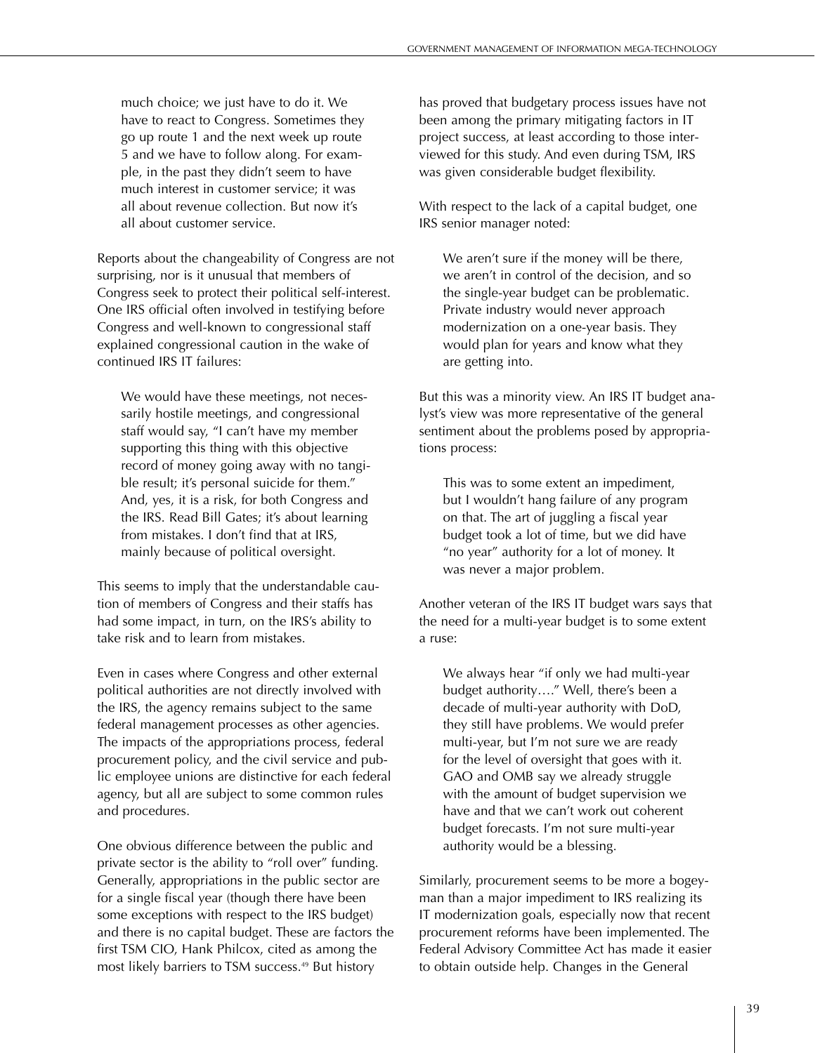much choice; we just have to do it. We have to react to Congress. Sometimes they go up route 1 and the next week up route 5 and we have to follow along. For example, in the past they didn't seem to have much interest in customer service; it was all about revenue collection. But now it's all about customer service.

Reports about the changeability of Congress are not surprising, nor is it unusual that members of Congress seek to protect their political self-interest. One IRS official often involved in testifying before Congress and well-known to congressional staff explained congressional caution in the wake of continued IRS IT failures:

> We would have these meetings, not necessarily hostile meetings, and congressional staff would say, "I can't have my member supporting this thing with this objective record of money going away with no tangible result; it's personal suicide for them." And, yes, it is a risk, for both Congress and the IRS. Read Bill Gates; it's about learning from mistakes. I don't find that at IRS, mainly because of political oversight.

This seems to imply that the understandable caution of members of Congress and their staffs has had some impact, in turn, on the IRS's ability to take risk and to learn from mistakes.

Even in cases where Congress and other external political authorities are not directly involved with the IRS, the agency remains subject to the same federal management processes as other agencies. The impacts of the appropriations process, federal procurement policy, and the civil service and public employee unions are distinctive for each federal agency, but all are subject to some common rules and procedures.

One obvious difference between the public and private sector is the ability to "roll over" funding. Generally, appropriations in the public sector are for a single fiscal year (though there have been some exceptions with respect to the IRS budget) and there is no capital budget. These are factors the first TSM CIO, Hank Philcox, cited as among the most likely barriers to TSM success.[49] But history has proved that budgetary process issues have not been among the primary mitigating factors in IT project success, at least according to those interviewed for this study. And even during TSM, IRS was given considerable budget flexibility.

With respect to the lack of a capital budget, one IRS senior manager noted:

> We aren't sure if the money will be there, we aren't in control of the decision, and so the single-year budget can be problematic. Private industry would never approach modernization on a one-year basis. They would plan for years and know what they are getting into.

But this was a minority view. An IRS IT budget analyst's view was more representative of the general sentiment about the problems posed by appropriations process:

> This was to some extent an impediment, but I wouldn't hang failure of any program on that. The art of juggling a fiscal year budget took a lot of time, but we did have "no year" authority for a lot of money. It was never a major problem.

Another veteran of the IRS IT budget wars says that the need for a multi-year budget is to some extent a ruse:

> We always hear "if only we had multi-year budget authority…." Well, there's been a decade of multi-year authority with DoD, they still have problems. We would prefer multi-year, but I'm not sure we are ready for the level of oversight that goes with it. GAO and OMB say we already struggle with the amount of budget supervision we have and that we can't work out coherent budget forecasts. I'm not sure multi-year authority would be a blessing.

Similarly, procurement seems to be more a bogeyman than a major impediment to IRS realizing its IT modernization goals, especially now that recent procurement reforms have been implemented. The Federal Advisory Committee Act has made it easier to obtain outside help. Changes in the General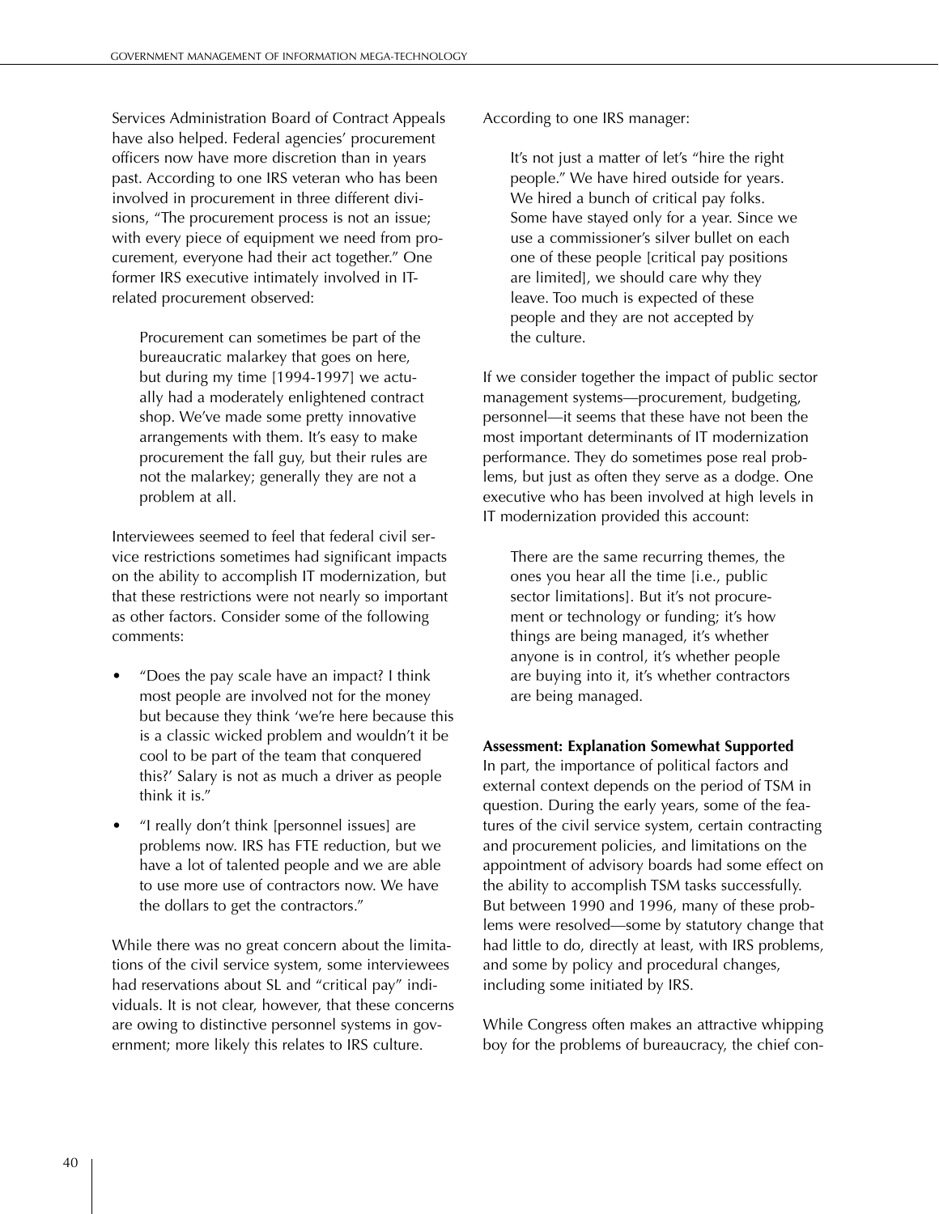Services Administration Board of Contract Appeals have also helped. Federal agencies' procurement officers now have more discretion than in years past. According to one IRS veteran who has been involved in procurement in three different divisions, "The procurement process is not an issue; with every piece of equipment we need from procurement, everyone had their act together." One former IRS executive intimately involved in IT-related procurement observed:

> Procurement can sometimes be part of the bureaucratic malarkey that goes on here, but during my time [1994-1997] we actually had a moderately enlightened contract shop. We've made some pretty innovative arrangements with them. It's easy to make procurement the fall guy, but their rules are not the malarkey; generally they are not a problem at all.

Interviewees seemed to feel that federal civil service restrictions sometimes had significant impacts on the ability to accomplish IT modernization, but that these restrictions were not nearly so important as other factors. Consider some of the following comments:

- "Does the pay scale have an impact? I think most people are involved not for the money but because they think 'we're here because this is a classic wicked problem and wouldn't it be cool to be part of the team that conquered this?' Salary is not as much a driver as people think it is."
- "I really don't think [personnel issues] are problems now. IRS has FTE reduction, but we have a lot of talented people and we are able to use more use of contractors now. We have the dollars to get the contractors."

While there was no great concern about the limitations of the civil service system, some interviewees had reservations about SL and "critical pay" individuals. It is not clear, however, that these concerns are owing to distinctive personnel systems in government; more likely this relates to IRS culture.

According to one IRS manager:

> It's not just a matter of let's "hire the right people." We have hired outside for years. We hired a bunch of critical pay folks. Some have stayed only for a year. Since we use a commissioner's silver bullet on each one of these people [critical pay positions are limited], we should care why they leave. Too much is expected of these people and they are not accepted by the culture.

If we consider together the impact of public sector management systems—procurement, budgeting, personnel—it seems that these have not been the most important determinants of IT modernization performance. They do sometimes pose real problems, but just as often they serve as a dodge. One executive who has been involved at high levels in IT modernization provided this account:

> There are the same recurring themes, the ones you hear all the time [i.e., public sector limitations]. But it's not procurement or technology or funding; it's how things are being managed, it's whether anyone is in control, it's whether people are buying into it, it's whether contractors are being managed.

**Assessment: Explanation Somewhat Supported**

In part, the importance of political factors and external context depends on the period of TSM in question. During the early years, some of the features of the civil service system, certain contracting and procurement policies, and limitations on the appointment of advisory boards had some effect on the ability to accomplish TSM tasks successfully. But between 1990 and 1996, many of these problems were resolved—some by statutory change that had little to do, directly at least, with IRS problems, and some by policy and procedural changes, including some initiated by IRS.

While Congress often makes an attractive whipping boy for the problems of bureaucracy, the chief con-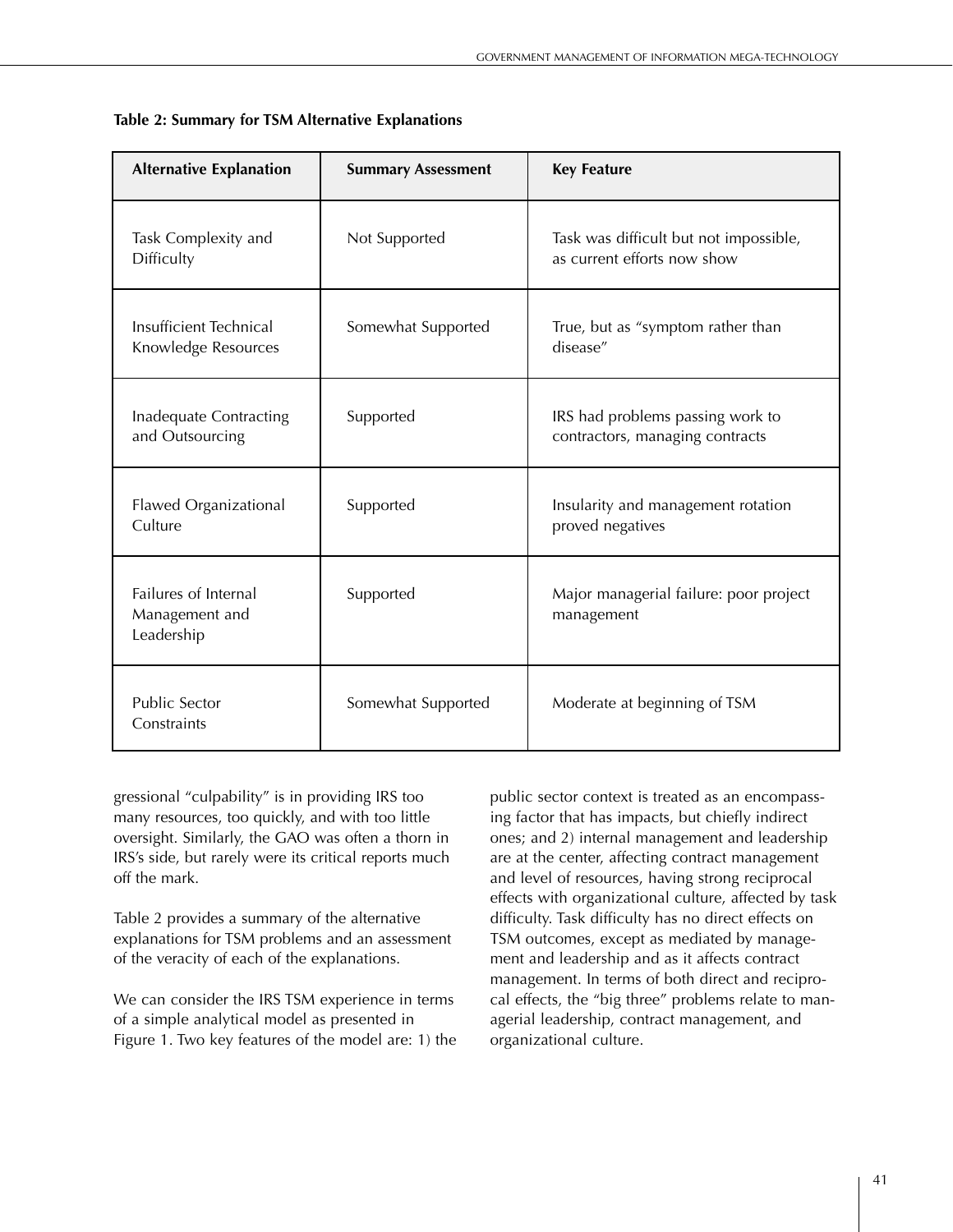**Table 2: Summary for TSM Alternative Explanations**

| Alternative Explanation | Summary Assessment | Key Feature |
|---|---|---|
| Task Complexity and Difficulty | Not Supported | Task was difficult but not impossible, as current efforts now show |
| Insufficient Technical Knowledge Resources | Somewhat Supported | True, but as "symptom rather than disease" |
| Inadequate Contracting and Outsourcing | Supported | IRS had problems passing work to contractors, managing contracts |
| Flawed Organizational Culture | Supported | Insularity and management rotation proved negatives |
| Failures of Internal Management and Leadership | Supported | Major managerial failure: poor project management |
| Public Sector Constraints | Somewhat Supported | Moderate at beginning of TSM |

gressional "culpability" is in providing IRS too many resources, too quickly, and with too little oversight. Similarly, the GAO was often a thorn in IRS's side, but rarely were its critical reports much off the mark.

Table 2 provides a summary of the alternative explanations for TSM problems and an assessment of the veracity of each of the explanations.

We can consider the IRS TSM experience in terms of a simple analytical model as presented in Figure 1. Two key features of the model are: 1) the public sector context is treated as an encompassing factor that has impacts, but chiefly indirect ones; and 2) internal management and leadership are at the center, affecting contract management and level of resources, having strong reciprocal effects with organizational culture, affected by task difficulty. Task difficulty has no direct effects on TSM outcomes, except as mediated by management and leadership and as it affects contract management. In terms of both direct and reciprocal effects, the "big three" problems relate to managerial leadership, contract management, and organizational culture.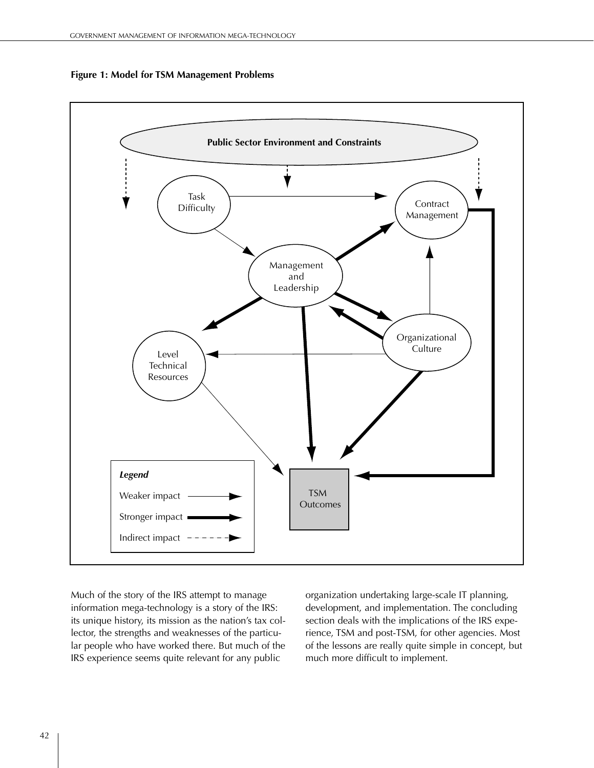**Figure 1: Model for TSM Management Problems**

Much of the story of the IRS attempt to manage information mega-technology is a story of the IRS: its unique history, its mission as the nation's tax collector, the strengths and weaknesses of the particular people who have worked there. But much of the IRS experience seems quite relevant for any public organization undertaking large-scale IT planning, development, and implementation. The concluding section deals with the implications of the IRS experience, TSM and post-TSM, for other agencies. Most of the lessons are really quite simple in concept, but much more difficult to implement.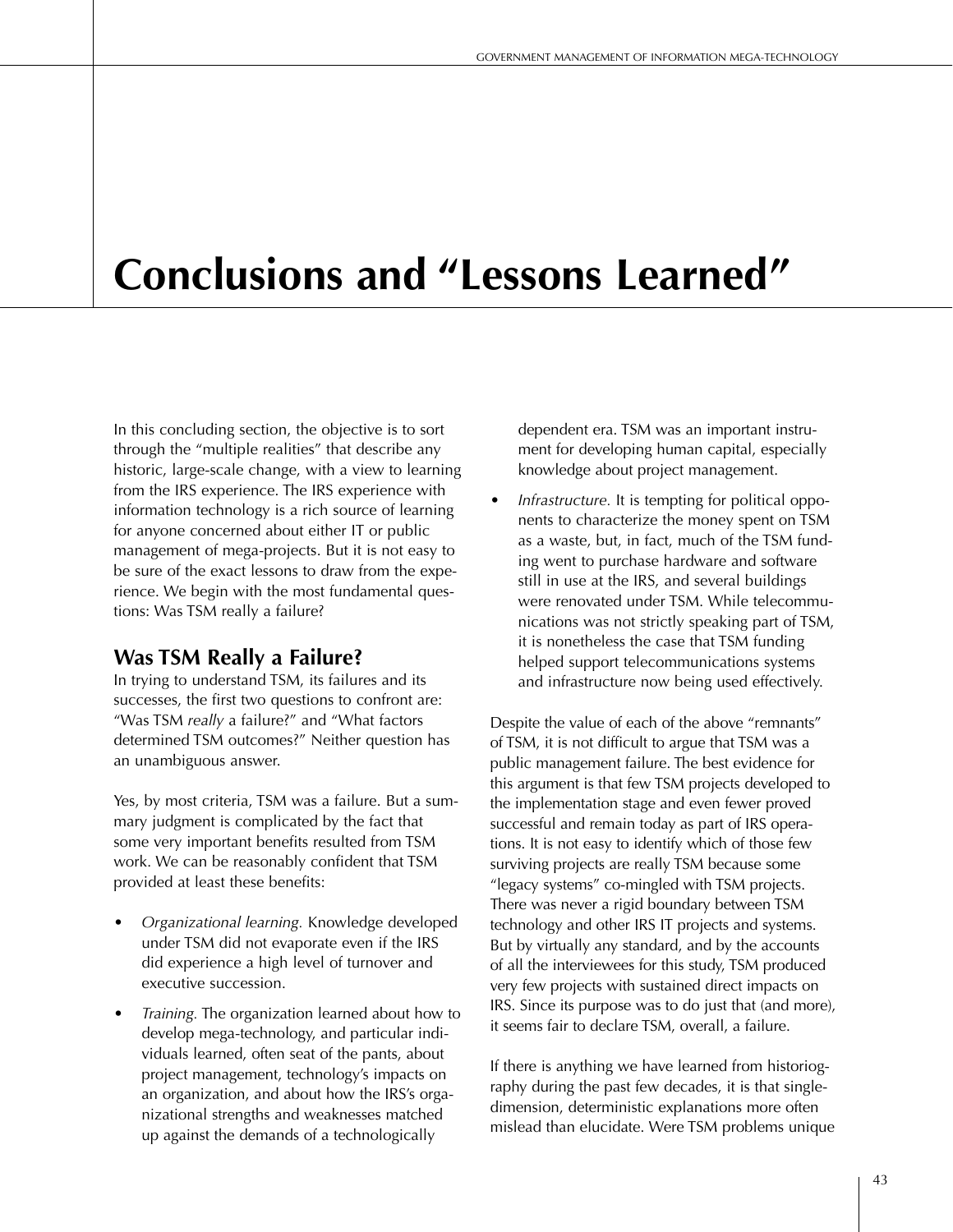# Conclusions and "Lessons Learned"

In this concluding section, the objective is to sort through the "multiple realities" that describe any historic, large-scale change, with a view to learning from the IRS experience. The IRS experience with information technology is a rich source of learning for anyone concerned about either IT or public management of mega-projects. But it is not easy to be sure of the exact lessons to draw from the experience. We begin with the most fundamental questions: Was TSM really a failure?

## Was TSM Really a Failure?

In trying to understand TSM, its failures and its successes, the first two questions to confront are: "Was TSM *really* a failure?" and "What factors determined TSM outcomes?" Neither question has an unambiguous answer.

Yes, by most criteria, TSM was a failure. But a summary judgment is complicated by the fact that some very important benefits resulted from TSM work. We can be reasonably confident that TSM provided at least these benefits:

- *Organizational learning.* Knowledge developed under TSM did not evaporate even if the IRS did experience a high level of turnover and executive succession.
- *Training.* The organization learned about how to develop mega-technology, and particular individuals learned, often seat of the pants, about project management, technology's impacts on an organization, and about how the IRS's organizational strengths and weaknesses matched up against the demands of a technologically dependent era. TSM was an important instrument for developing human capital, especially knowledge about project management.
- *Infrastructure.* It is tempting for political opponents to characterize the money spent on TSM as a waste, but, in fact, much of the TSM funding went to purchase hardware and software still in use at the IRS, and several buildings were renovated under TSM. While telecommunications was not strictly speaking part of TSM, it is nonetheless the case that TSM funding helped support telecommunications systems and infrastructure now being used effectively.

Despite the value of each of the above "remnants" of TSM, it is not difficult to argue that TSM was a public management failure. The best evidence for this argument is that few TSM projects developed to the implementation stage and even fewer proved successful and remain today as part of IRS operations. It is not easy to identify which of those few surviving projects are really TSM because some "legacy systems" co-mingled with TSM projects. There was never a rigid boundary between TSM technology and other IRS IT projects and systems. But by virtually any standard, and by the accounts of all the interviewees for this study, TSM produced very few projects with sustained direct impacts on IRS. Since its purpose was to do just that (and more), it seems fair to declare TSM, overall, a failure.

If there is anything we have learned from historiography during the past few decades, it is that single-dimension, deterministic explanations more often mislead than elucidate. Were TSM problems unique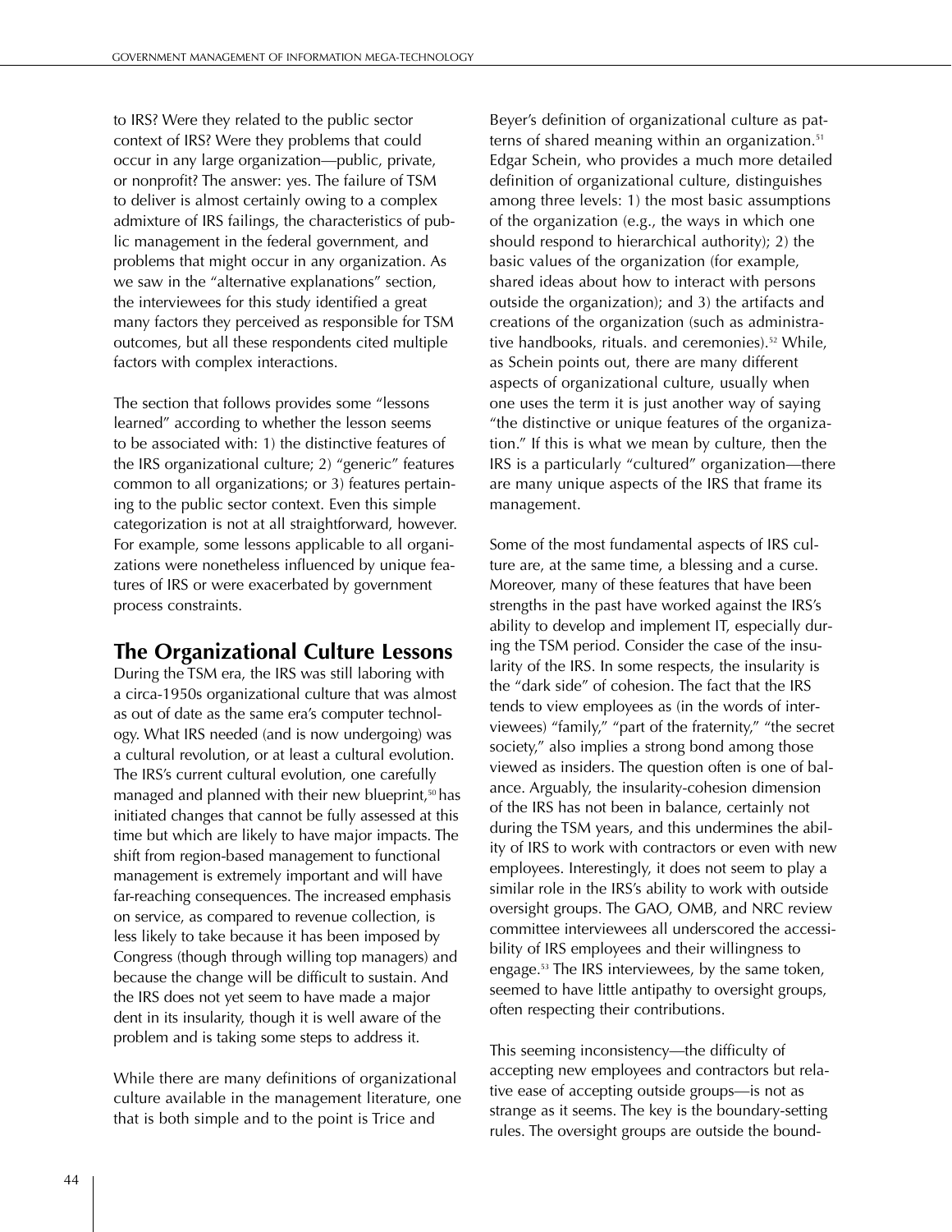to IRS? Were they related to the public sector context of IRS? Were they problems that could occur in any large organization—public, private, or nonprofit? The answer: yes. The failure of TSM to deliver is almost certainly owing to a complex admixture of IRS failings, the characteristics of public management in the federal government, and problems that might occur in any organization. As we saw in the "alternative explanations" section, the interviewees for this study identified a great many factors they perceived as responsible for TSM outcomes, but all these respondents cited multiple factors with complex interactions.

The section that follows provides some "lessons learned" according to whether the lesson seems to be associated with: 1) the distinctive features of the IRS organizational culture; 2) "generic" features common to all organizations; or 3) features pertaining to the public sector context. Even this simple categorization is not at all straightforward, however. For example, some lessons applicable to all organizations were nonetheless influenced by unique features of IRS or were exacerbated by government process constraints.

## The Organizational Culture Lessons

During the TSM era, the IRS was still laboring with a circa-1950s organizational culture that was almost as out of date as the same era's computer technology. What IRS needed (and is now undergoing) was a cultural revolution, or at least a cultural evolution. The IRS's current cultural evolution, one carefully managed and planned with their new blueprint,[50] has initiated changes that cannot be fully assessed at this time but which are likely to have major impacts. The shift from region-based management to functional management is extremely important and will have far-reaching consequences. The increased emphasis on service, as compared to revenue collection, is less likely to take because it has been imposed by Congress (though through willing top managers) and because the change will be difficult to sustain. And the IRS does not yet seem to have made a major dent in its insularity, though it is well aware of the problem and is taking some steps to address it.

While there are many definitions of organizational culture available in the management literature, one that is both simple and to the point is Trice and Beyer's definition of organizational culture as patterns of shared meaning within an organization.[51] Edgar Schein, who provides a much more detailed definition of organizational culture, distinguishes among three levels: 1) the most basic assumptions of the organization (e.g., the ways in which one should respond to hierarchical authority); 2) the basic values of the organization (for example, shared ideas about how to interact with persons outside the organization); and 3) the artifacts and creations of the organization (such as administrative handbooks, rituals. and ceremonies).[52] While, as Schein points out, there are many different aspects of organizational culture, usually when one uses the term it is just another way of saying "the distinctive or unique features of the organization." If this is what we mean by culture, then the IRS is a particularly "cultured" organization—there are many unique aspects of the IRS that frame its management.

Some of the most fundamental aspects of IRS culture are, at the same time, a blessing and a curse. Moreover, many of these features that have been strengths in the past have worked against the IRS's ability to develop and implement IT, especially during the TSM period. Consider the case of the insularity of the IRS. In some respects, the insularity is the "dark side" of cohesion. The fact that the IRS tends to view employees as (in the words of interviewees) "family," "part of the fraternity," "the secret society," also implies a strong bond among those viewed as insiders. The question often is one of balance. Arguably, the insularity-cohesion dimension of the IRS has not been in balance, certainly not during the TSM years, and this undermines the ability of IRS to work with contractors or even with new employees. Interestingly, it does not seem to play a similar role in the IRS's ability to work with outside oversight groups. The GAO, OMB, and NRC review committee interviewees all underscored the accessibility of IRS employees and their willingness to engage.[53] The IRS interviewees, by the same token, seemed to have little antipathy to oversight groups, often respecting their contributions.

This seeming inconsistency—the difficulty of accepting new employees and contractors but relative ease of accepting outside groups—is not as strange as it seems. The key is the boundary-setting rules. The oversight groups are outside the bound-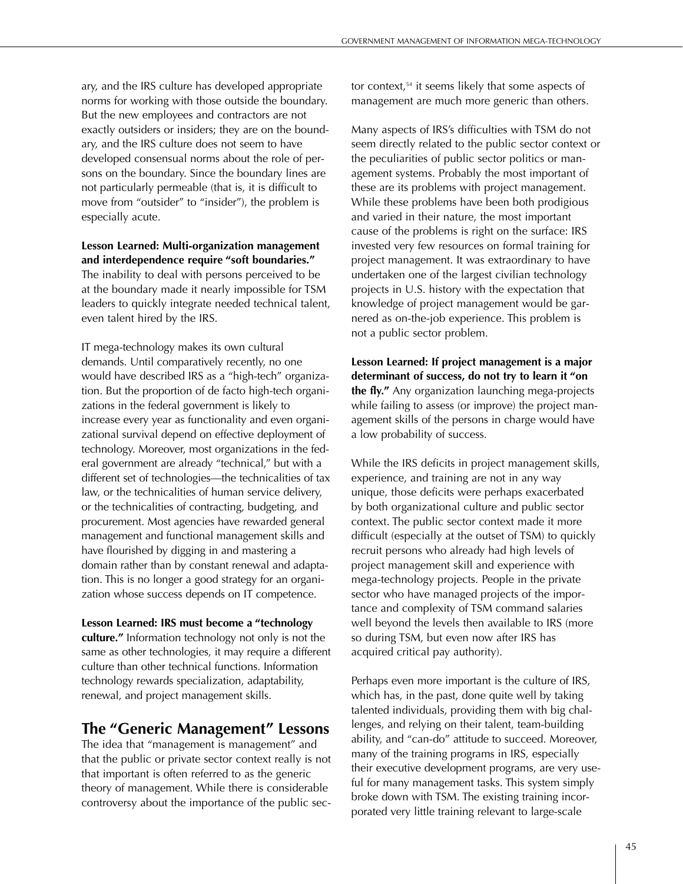ary, and the IRS culture has developed appropriate norms for working with those outside the boundary. But the new employees and contractors are not exactly outsiders or insiders; they are on the boundary, and the IRS culture does not seem to have developed consensual norms about the role of persons on the boundary. Since the boundary lines are not particularly permeable (that is, it is difficult to move from "outsider" to "insider"), the problem is especially acute.

**Lesson Learned: Multi-organization management and interdependence require "soft boundaries."** The inability to deal with persons perceived to be at the boundary made it nearly impossible for TSM leaders to quickly integrate needed technical talent, even talent hired by the IRS.

IT mega-technology makes its own cultural demands. Until comparatively recently, no one would have described IRS as a "high-tech" organization. But the proportion of de facto high-tech organizations in the federal government is likely to increase every year as functionality and even organizational survival depend on effective deployment of technology. Moreover, most organizations in the federal government are already "technical," but with a different set of technologies—the technicalities of tax law, or the technicalities of human service delivery, or the technicalities of contracting, budgeting, and procurement. Most agencies have rewarded general management and functional management skills and have flourished by digging in and mastering a domain rather than by constant renewal and adaptation. This is no longer a good strategy for an organization whose success depends on IT competence.

**Lesson Learned: IRS must become a "technology culture."** Information technology not only is not the same as other technologies, it may require a different culture than other technical functions. Information technology rewards specialization, adaptability, renewal, and project management skills.

## The "Generic Management" Lessons

The idea that "management is management" and that the public or private sector context really is not that important is often referred to as the generic theory of management. While there is considerable controversy about the importance of the public sector context,[54] it seems likely that some aspects of management are much more generic than others.

Many aspects of IRS's difficulties with TSM do not seem directly related to the public sector context or the peculiarities of public sector politics or management systems. Probably the most important of these are its problems with project management. While these problems have been both prodigious and varied in their nature, the most important cause of the problems is right on the surface: IRS invested very few resources on formal training for project management. It was extraordinary to have undertaken one of the largest civilian technology projects in U.S. history with the expectation that knowledge of project management would be garnered as on-the-job experience. This problem is not a public sector problem.

**Lesson Learned: If project management is a major determinant of success, do not try to learn it "on the fly."** Any organization launching mega-projects while failing to assess (or improve) the project management skills of the persons in charge would have a low probability of success.

While the IRS deficits in project management skills, experience, and training are not in any way unique, those deficits were perhaps exacerbated by both organizational culture and public sector context. The public sector context made it more difficult (especially at the outset of TSM) to quickly recruit persons who already had high levels of project management skill and experience with mega-technology projects. People in the private sector who have managed projects of the importance and complexity of TSM command salaries well beyond the levels then available to IRS (more so during TSM, but even now after IRS has acquired critical pay authority).

Perhaps even more important is the culture of IRS, which has, in the past, done quite well by taking talented individuals, providing them with big challenges, and relying on their talent, team-building ability, and "can-do" attitude to succeed. Moreover, many of the training programs in IRS, especially their executive development programs, are very useful for many management tasks. This system simply broke down with TSM. The existing training incorporated very little training relevant to large-scale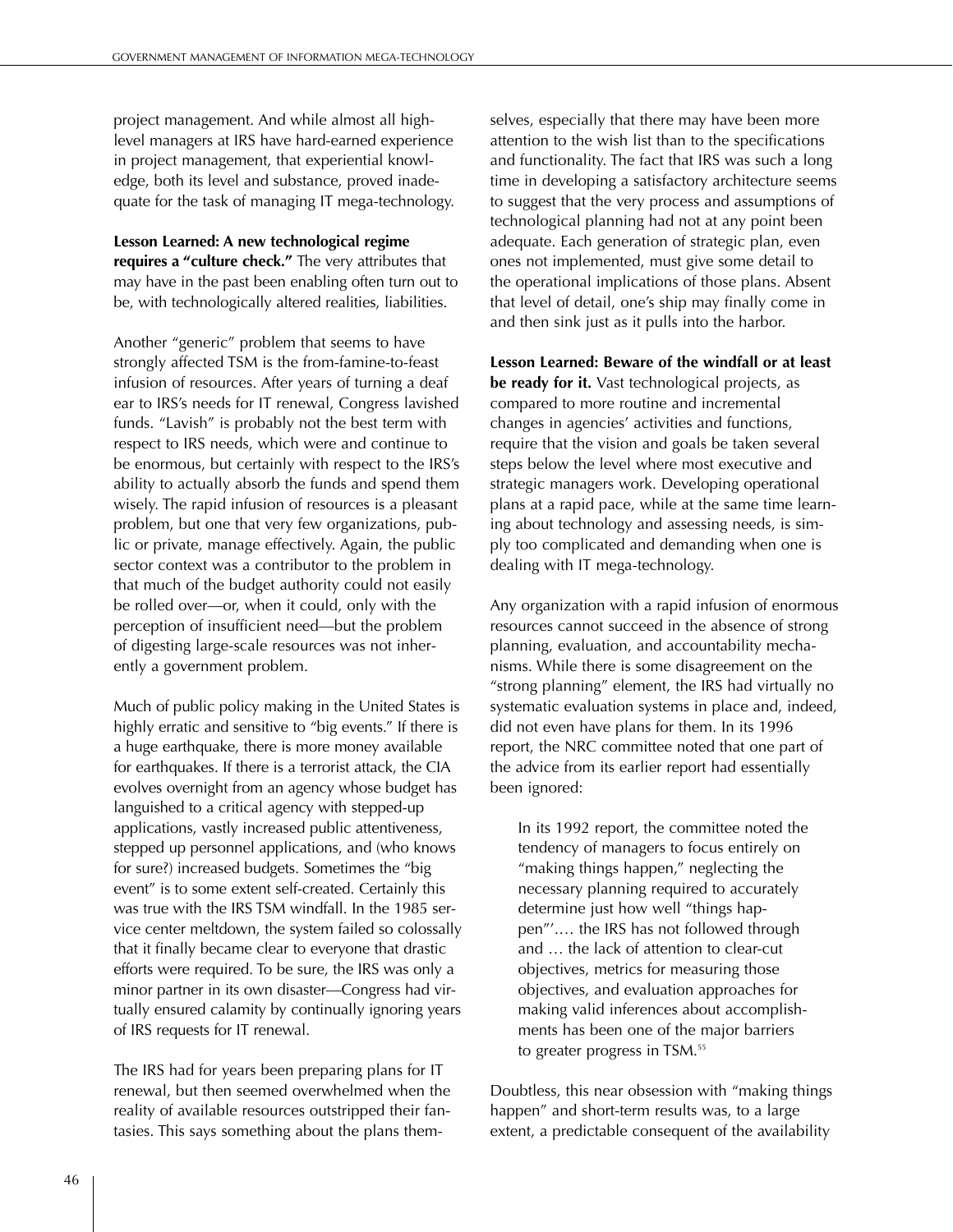project management. And while almost all high-level managers at IRS have hard-earned experience in project management, that experiential knowledge, both its level and substance, proved inadequate for the task of managing IT mega-technology.

**Lesson Learned: A new technological regime requires a "culture check."** The very attributes that may have in the past been enabling often turn out to be, with technologically altered realities, liabilities.

Another "generic" problem that seems to have strongly affected TSM is the from-famine-to-feast infusion of resources. After years of turning a deaf ear to IRS's needs for IT renewal, Congress lavished funds. "Lavish" is probably not the best term with respect to IRS needs, which were and continue to be enormous, but certainly with respect to the IRS's ability to actually absorb the funds and spend them wisely. The rapid infusion of resources is a pleasant problem, but one that very few organizations, public or private, manage effectively. Again, the public sector context was a contributor to the problem in that much of the budget authority could not easily be rolled over—or, when it could, only with the perception of insufficient need—but the problem of digesting large-scale resources was not inherently a government problem.

Much of public policy making in the United States is highly erratic and sensitive to "big events." If there is a huge earthquake, there is more money available for earthquakes. If there is a terrorist attack, the CIA evolves overnight from an agency whose budget has languished to a critical agency with stepped-up applications, vastly increased public attentiveness, stepped up personnel applications, and (who knows for sure?) increased budgets. Sometimes the "big event" is to some extent self-created. Certainly this was true with the IRS TSM windfall. In the 1985 service center meltdown, the system failed so colossally that it finally became clear to everyone that drastic efforts were required. To be sure, the IRS was only a minor partner in its own disaster—Congress had virtually ensured calamity by continually ignoring years of IRS requests for IT renewal.

The IRS had for years been preparing plans for IT renewal, but then seemed overwhelmed when the reality of available resources outstripped their fantasies. This says something about the plans themselves, especially that there may have been more attention to the wish list than to the specifications and functionality. The fact that IRS was such a long time in developing a satisfactory architecture seems to suggest that the very process and assumptions of technological planning had not at any point been adequate. Each generation of strategic plan, even ones not implemented, must give some detail to the operational implications of those plans. Absent that level of detail, one's ship may finally come in and then sink just as it pulls into the harbor.

**Lesson Learned: Beware of the windfall or at least be ready for it.** Vast technological projects, as compared to more routine and incremental changes in agencies' activities and functions, require that the vision and goals be taken several steps below the level where most executive and strategic managers work. Developing operational plans at a rapid pace, while at the same time learning about technology and assessing needs, is simply too complicated and demanding when one is dealing with IT mega-technology.

Any organization with a rapid infusion of enormous resources cannot succeed in the absence of strong planning, evaluation, and accountability mechanisms. While there is some disagreement on the "strong planning" element, the IRS had virtually no systematic evaluation systems in place and, indeed, did not even have plans for them. In its 1996 report, the NRC committee noted that one part of the advice from its earlier report had essentially been ignored:

> In its 1992 report, the committee noted the tendency of managers to focus entirely on "making things happen," neglecting the necessary planning required to accurately determine just how well "things happen"'.… the IRS has not followed through and … the lack of attention to clear-cut objectives, metrics for measuring those objectives, and evaluation approaches for making valid inferences about accomplishments has been one of the major barriers to greater progress in TSM.[55]

Doubtless, this near obsession with "making things happen" and short-term results was, to a large extent, a predictable consequent of the availability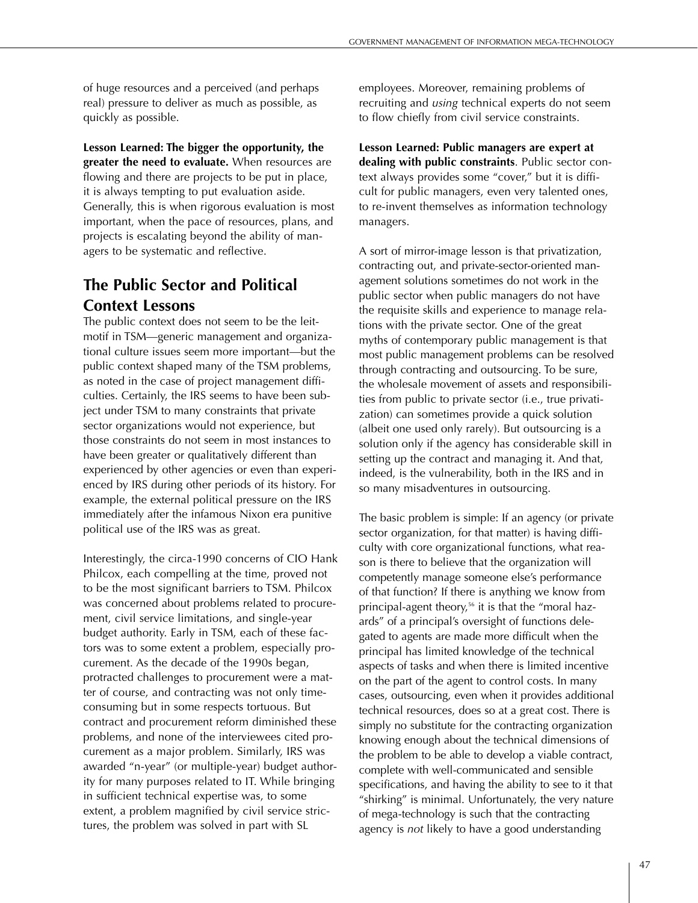of huge resources and a perceived (and perhaps real) pressure to deliver as much as possible, as quickly as possible.

**Lesson Learned: The bigger the opportunity, the greater the need to evaluate.** When resources are flowing and there are projects to be put in place, it is always tempting to put evaluation aside. Generally, this is when rigorous evaluation is most important, when the pace of resources, plans, and projects is escalating beyond the ability of managers to be systematic and reflective.

## The Public Sector and Political Context Lessons

The public context does not seem to be the leitmotif in TSM—generic management and organizational culture issues seem more important—but the public context shaped many of the TSM problems, as noted in the case of project management difficulties. Certainly, the IRS seems to have been subject under TSM to many constraints that private sector organizations would not experience, but those constraints do not seem in most instances to have been greater or qualitatively different than experienced by other agencies or even than experienced by IRS during other periods of its history. For example, the external political pressure on the IRS immediately after the infamous Nixon era punitive political use of the IRS was as great.

Interestingly, the circa-1990 concerns of CIO Hank Philcox, each compelling at the time, proved not to be the most significant barriers to TSM. Philcox was concerned about problems related to procurement, civil service limitations, and single-year budget authority. Early in TSM, each of these factors was to some extent a problem, especially procurement. As the decade of the 1990s began, protracted challenges to procurement were a matter of course, and contracting was not only time-consuming but in some respects tortuous. But contract and procurement reform diminished these problems, and none of the interviewees cited procurement as a major problem. Similarly, IRS was awarded "n-year" (or multiple-year) budget authority for many purposes related to IT. While bringing in sufficient technical expertise was, to some extent, a problem magnified by civil service strictures, the problem was solved in part with SL employees. Moreover, remaining problems of recruiting and *using* technical experts do not seem to flow chiefly from civil service constraints.

**Lesson Learned: Public managers are expert at dealing with public constraints**. Public sector context always provides some "cover," but it is difficult for public managers, even very talented ones, to re-invent themselves as information technology managers.

A sort of mirror-image lesson is that privatization, contracting out, and private-sector-oriented management solutions sometimes do not work in the public sector when public managers do not have the requisite skills and experience to manage relations with the private sector. One of the great myths of contemporary public management is that most public management problems can be resolved through contracting and outsourcing. To be sure, the wholesale movement of assets and responsibilities from public to private sector (i.e., true privatization) can sometimes provide a quick solution (albeit one used only rarely). But outsourcing is a solution only if the agency has considerable skill in setting up the contract and managing it. And that, indeed, is the vulnerability, both in the IRS and in so many misadventures in outsourcing.

The basic problem is simple: If an agency (or private sector organization, for that matter) is having difficulty with core organizational functions, what reason is there to believe that the organization will competently manage someone else's performance of that function? If there is anything we know from principal-agent theory,[56] it is that the "moral hazards" of a principal's oversight of functions delegated to agents are made more difficult when the principal has limited knowledge of the technical aspects of tasks and when there is limited incentive on the part of the agent to control costs. In many cases, outsourcing, even when it provides additional technical resources, does so at a great cost. There is simply no substitute for the contracting organization knowing enough about the technical dimensions of the problem to be able to develop a viable contract, complete with well-communicated and sensible specifications, and having the ability to see to it that "shirking" is minimal. Unfortunately, the very nature of mega-technology is such that the contracting agency is *not* likely to have a good understanding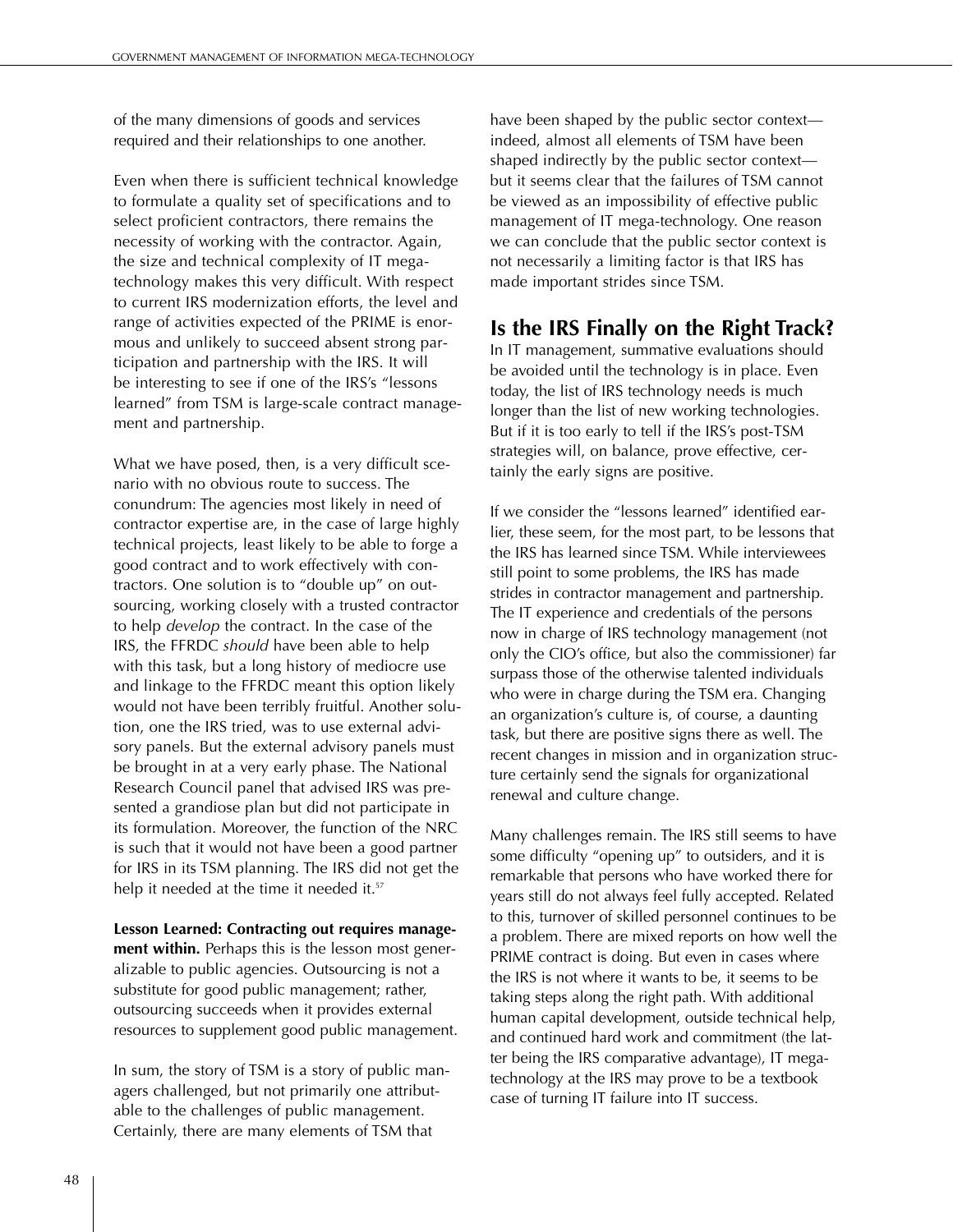of the many dimensions of goods and services required and their relationships to one another.

Even when there is sufficient technical knowledge to formulate a quality set of specifications and to select proficient contractors, there remains the necessity of working with the contractor. Again, the size and technical complexity of IT mega-technology makes this very difficult. With respect to current IRS modernization efforts, the level and range of activities expected of the PRIME is enormous and unlikely to succeed absent strong participation and partnership with the IRS. It will be interesting to see if one of the IRS's "lessons learned" from TSM is large-scale contract management and partnership.

What we have posed, then, is a very difficult scenario with no obvious route to success. The conundrum: The agencies most likely in need of contractor expertise are, in the case of large highly technical projects, least likely to be able to forge a good contract and to work effectively with contractors. One solution is to "double up" on outsourcing, working closely with a trusted contractor to help *develop* the contract. In the case of the IRS, the FFRDC *should* have been able to help with this task, but a long history of mediocre use and linkage to the FFRDC meant this option likely would not have been terribly fruitful. Another solution, one the IRS tried, was to use external advisory panels. But the external advisory panels must be brought in at a very early phase. The National Research Council panel that advised IRS was presented a grandiose plan but did not participate in its formulation. Moreover, the function of the NRC is such that it would not have been a good partner for IRS in its TSM planning. The IRS did not get the help it needed at the time it needed it.[57]

**Lesson Learned: Contracting out requires management within.** Perhaps this is the lesson most generalizable to public agencies. Outsourcing is not a substitute for good public management; rather, outsourcing succeeds when it provides external resources to supplement good public management.

In sum, the story of TSM is a story of public managers challenged, but not primarily one attributable to the challenges of public management. Certainly, there are many elements of TSM that have been shaped by the public sector context—indeed, almost all elements of TSM have been shaped indirectly by the public sector context—but it seems clear that the failures of TSM cannot be viewed as an impossibility of effective public management of IT mega-technology. One reason we can conclude that the public sector context is not necessarily a limiting factor is that IRS has made important strides since TSM.

## Is the IRS Finally on the Right Track?

In IT management, summative evaluations should be avoided until the technology is in place. Even today, the list of IRS technology needs is much longer than the list of new working technologies. But if it is too early to tell if the IRS's post-TSM strategies will, on balance, prove effective, certainly the early signs are positive.

If we consider the "lessons learned" identified earlier, these seem, for the most part, to be lessons that the IRS has learned since TSM. While interviewees still point to some problems, the IRS has made strides in contractor management and partnership. The IT experience and credentials of the persons now in charge of IRS technology management (not only the CIO's office, but also the commissioner) far surpass those of the otherwise talented individuals who were in charge during the TSM era. Changing an organization's culture is, of course, a daunting task, but there are positive signs there as well. The recent changes in mission and in organization structure certainly send the signals for organizational renewal and culture change.

Many challenges remain. The IRS still seems to have some difficulty "opening up" to outsiders, and it is remarkable that persons who have worked there for years still do not always feel fully accepted. Related to this, turnover of skilled personnel continues to be a problem. There are mixed reports on how well the PRIME contract is doing. But even in cases where the IRS is not where it wants to be, it seems to be taking steps along the right path. With additional human capital development, outside technical help, and continued hard work and commitment (the latter being the IRS comparative advantage), IT mega-technology at the IRS may prove to be a textbook case of turning IT failure into IT success.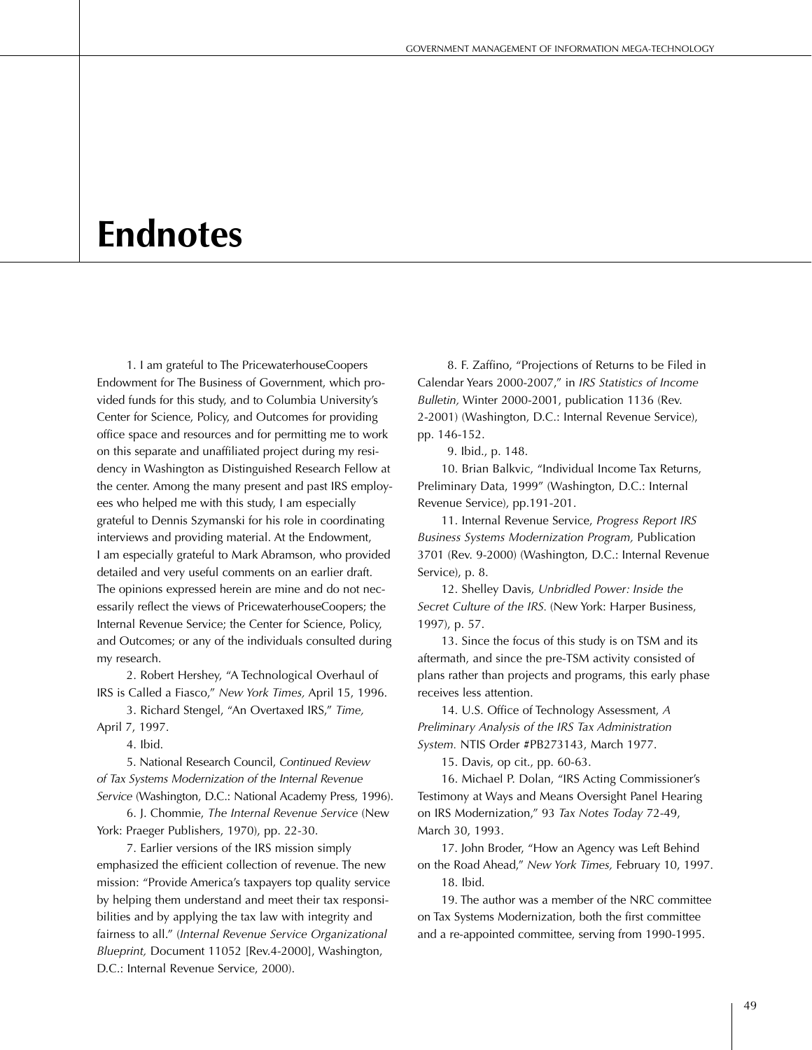# Endnotes

1. I am grateful to The PricewaterhouseCoopers Endowment for The Business of Government, which provided funds for this study, and to Columbia University's Center for Science, Policy, and Outcomes for providing office space and resources and for permitting me to work on this separate and unaffiliated project during my residency in Washington as Distinguished Research Fellow at the center. Among the many present and past IRS employees who helped me with this study, I am especially grateful to Dennis Szymanski for his role in coordinating interviews and providing material. At the Endowment, I am especially grateful to Mark Abramson, who provided detailed and very useful comments on an earlier draft. The opinions expressed herein are mine and do not necessarily reflect the views of PricewaterhouseCoopers; the Internal Revenue Service; the Center for Science, Policy, and Outcomes; or any of the individuals consulted during my research.

2. Robert Hershey, "A Technological Overhaul of IRS is Called a Fiasco," *New York Times,* April 15, 1996.

3. Richard Stengel, "An Overtaxed IRS," *Time,* April 7, 1997.

4. Ibid.

5. National Research Council, *Continued Review of Tax Systems Modernization of the Internal Revenue Service* (Washington, D.C.: National Academy Press, 1996).

6. J. Chommie, *The Internal Revenue Service* (New York: Praeger Publishers, 1970), pp. 22-30.

7. Earlier versions of the IRS mission simply emphasized the efficient collection of revenue. The new mission: "Provide America's taxpayers top quality service by helping them understand and meet their tax responsibilities and by applying the tax law with integrity and fairness to all." (*Internal Revenue Service Organizational Blueprint,* Document 11052 [Rev.4-2000], Washington, D.C.: Internal Revenue Service, 2000).

8. F. Zaffino, "Projections of Returns to be Filed in Calendar Years 2000-2007," in *IRS Statistics of Income Bulletin,* Winter 2000-2001, publication 1136 (Rev. 2-2001) (Washington, D.C.: Internal Revenue Service), pp. 146-152.

9. Ibid., p. 148.

10. Brian Balkvic, "Individual Income Tax Returns, Preliminary Data, 1999" (Washington, D.C.: Internal Revenue Service), pp.191-201.

11. Internal Revenue Service, *Progress Report IRS Business Systems Modernization Program,* Publication 3701 (Rev. 9-2000) (Washington, D.C.: Internal Revenue Service), p. 8.

12. Shelley Davis, *Unbridled Power: Inside the Secret Culture of the IRS.* (New York: Harper Business, 1997), p. 57.

13. Since the focus of this study is on TSM and its aftermath, and since the pre-TSM activity consisted of plans rather than projects and programs, this early phase receives less attention.

14. U.S. Office of Technology Assessment, *A Preliminary Analysis of the IRS Tax Administration System.* NTIS Order #PB273143, March 1977.

15. Davis, op cit., pp. 60-63.

16. Michael P. Dolan, "IRS Acting Commissioner's Testimony at Ways and Means Oversight Panel Hearing on IRS Modernization," 93 *Tax Notes Today* 72-49, March 30, 1993.

17. John Broder, "How an Agency was Left Behind on the Road Ahead," *New York Times,* February 10, 1997.

18. Ibid.

19. The author was a member of the NRC committee on Tax Systems Modernization, both the first committee and a re-appointed committee, serving from 1990-1995.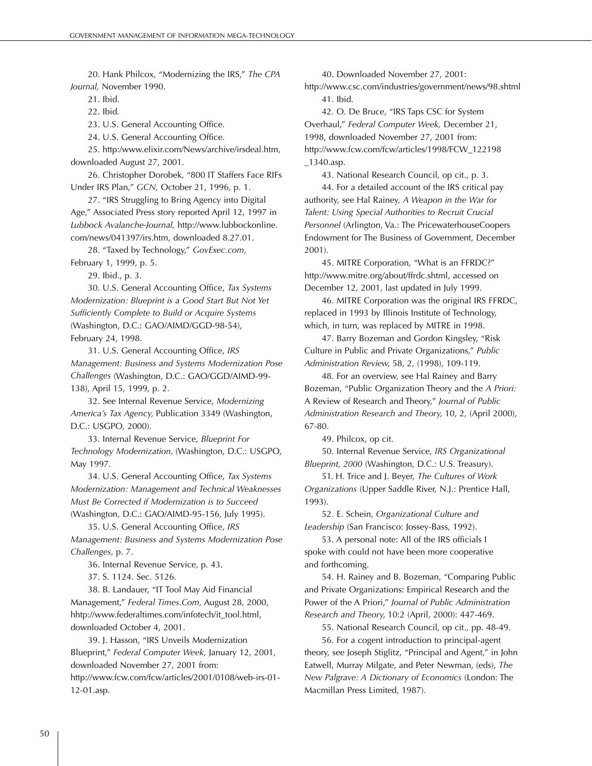20. Hank Philcox, "Modernizing the IRS," *The CPA Journal,* November 1990.

21. Ibid.

22. Ibid.

23. U.S. General Accounting Office.

24. U.S. General Accounting Office.

25. http:/www.elixir.com/News/archive/irsdeal.htm, downloaded August 27, 2001.

26. Christopher Dorobek, "800 IT Staffers Face RIFs Under IRS Plan," *GCN,* October 21, 1996, p. 1.

27. "IRS Struggling to Bring Agency into Digital Age," Associated Press story reported April 12, 1997 in *Lubbock Avalanche-Journal,* http://www.lubbockonline.com/news/041397/irs.htm, downloaded 8.27.01.

28. "Taxed by Technology," *GovExec.com,* February 1, 1999, p. 5.

29. Ibid., p. 3.

30. U.S. General Accounting Office, *Tax Systems Modernization: Blueprint is a Good Start But Not Yet Sufficiently Complete to Build or Acquire Systems* (Washington, D.C.: GAO/AIMD/GGD-98-54), February 24, 1998.

31. U.S. General Accounting Office, *IRS Management: Business and Systems Modernization Pose Challenges* (Washington, D.C.: GAO/GGD/AIMD-99-138), April 15, 1999, p. 2.

32. See Internal Revenue Service, *Modernizing America's Tax Agency,* Publication 3349 (Washington, D.C.: USGPO, 2000).

33. Internal Revenue Service, *Blueprint For Technology Modernization,* (Washington, D.C.: USGPO, May 1997.

34. U.S. General Accounting Office, *Tax Systems Modernization: Management and Technical Weaknesses Must Be Corrected if Modernization is to Succeed* (Washington, D.C.: GAO/AIMD-95-156, July 1995).

35. U.S. General Accounting Office, *IRS Management: Business and Systems Modernization Pose Challenges,* p. 7.

36. Internal Revenue Service, p. 43.

37. S. 1124. Sec. 5126.

38. B. Landauer, "IT Tool May Aid Financial Management," *Federal Times.Com,* August 28, 2000, hhtp://www.federaltimes.com/infotech/it_tool.html, downloaded October 4, 2001.

39. J. Hasson, "IRS Unveils Modernization Blueprint," *Federal Computer Week,* January 12, 2001, downloaded November 27, 2001 from: http://www.fcw.com/fcw/articles/2001/0108/web-irs-01-12-01.asp.

40. Downloaded November 27, 2001: http://www.csc.com/industries/government/news/98.shtml

41. Ibid.

42. O. De Bruce, "IRS Taps CSC for System Overhaul," *Federal Computer Week,* December 21, 1998, downloaded November 27, 2001 from: http://www.fcw.com/fcw/articles/1998/FCW_122198_1340.asp.

43. National Research Council, op cit., p. 3.

44. For a detailed account of the IRS critical pay authority, see Hal Rainey, *A Weapon in the War for Talent: Using Special Authorities to Recruit Crucial Personnel* (Arlington, Va.: The PricewaterhouseCoopers Endowment for The Business of Government, December 2001).

45. MITRE Corporation, "What is an FFRDC?" http://www.mitre.org/about/ffrdc.shtml, accessed on December 12, 2001, last updated in July 1999.

46. MITRE Corporation was the original IRS FFRDC, replaced in 1993 by Illinois Institute of Technology, which, in turn, was replaced by MITRE in 1998.

47. Barry Bozeman and Gordon Kingsley, "Risk Culture in Public and Private Organizations," *Public Administration Review,* 58, 2, (1998), 109-119.

48. For an overview, see Hal Rainey and Barry Bozeman, "Public Organization Theory and the *A Priori:* A Review of Research and Theory," *Journal of Public Administration Research and Theory,* 10, 2, (April 2000), 67-80.

49. Philcox, op cit.

50. Internal Revenue Service, *IRS Organizational Blueprint, 2000* (Washington, D.C.: U.S. Treasury).

51. H. Trice and J. Beyer, *The Cultures of Work Organizations* (Upper Saddle River, N.J.: Prentice Hall, 1993).

52. E. Schein, *Organizational Culture and Leadership* (San Francisco: Jossey-Bass, 1992).

53. A personal note: All of the IRS officials I spoke with could not have been more cooperative and forthcoming.

54. H. Rainey and B. Bozeman, "Comparing Public and Private Organizations: Empirical Research and the Power of the A Priori," *Journal of Public Administration Research and Theory,* 10:2 (April, 2000): 447-469.

55. National Research Council, op cit., pp. 48-49.

56. For a cogent introduction to principal-agent theory, see Joseph Stiglitz, "Principal and Agent," in John Eatwell, Murray Milgate, and Peter Newman, (eds), *The New Palgrave: A Dictionary of Economics* (London: The Macmillan Press Limited, 1987).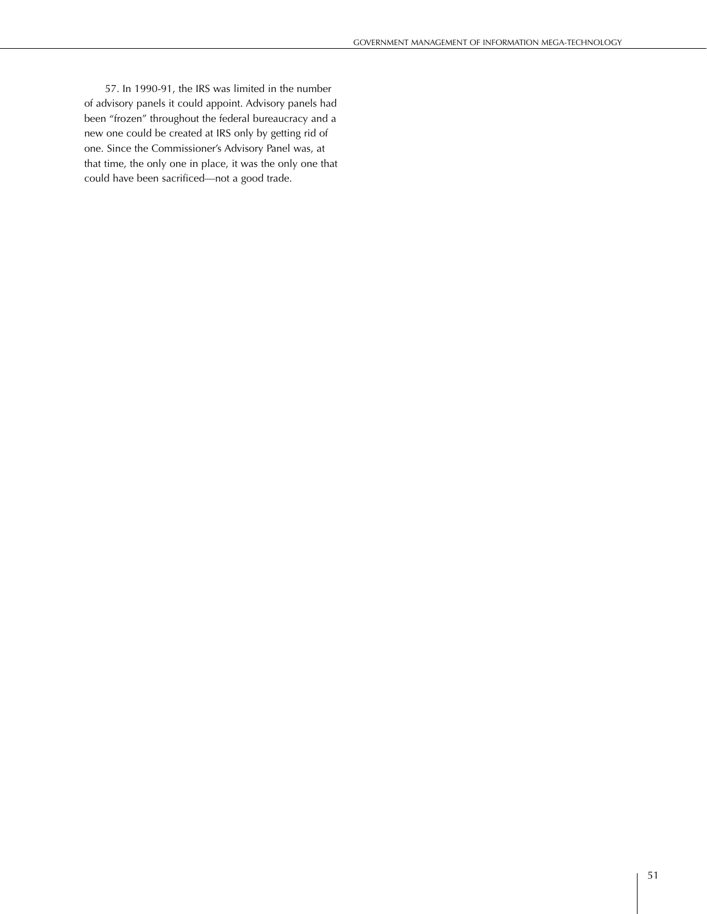57. In 1990-91, the IRS was limited in the number of advisory panels it could appoint. Advisory panels had been "frozen" throughout the federal bureaucracy and a new one could be created at IRS only by getting rid of one. Since the Commissioner's Advisory Panel was, at that time, the only one in place, it was the only one that could have been sacrificed—not a good trade.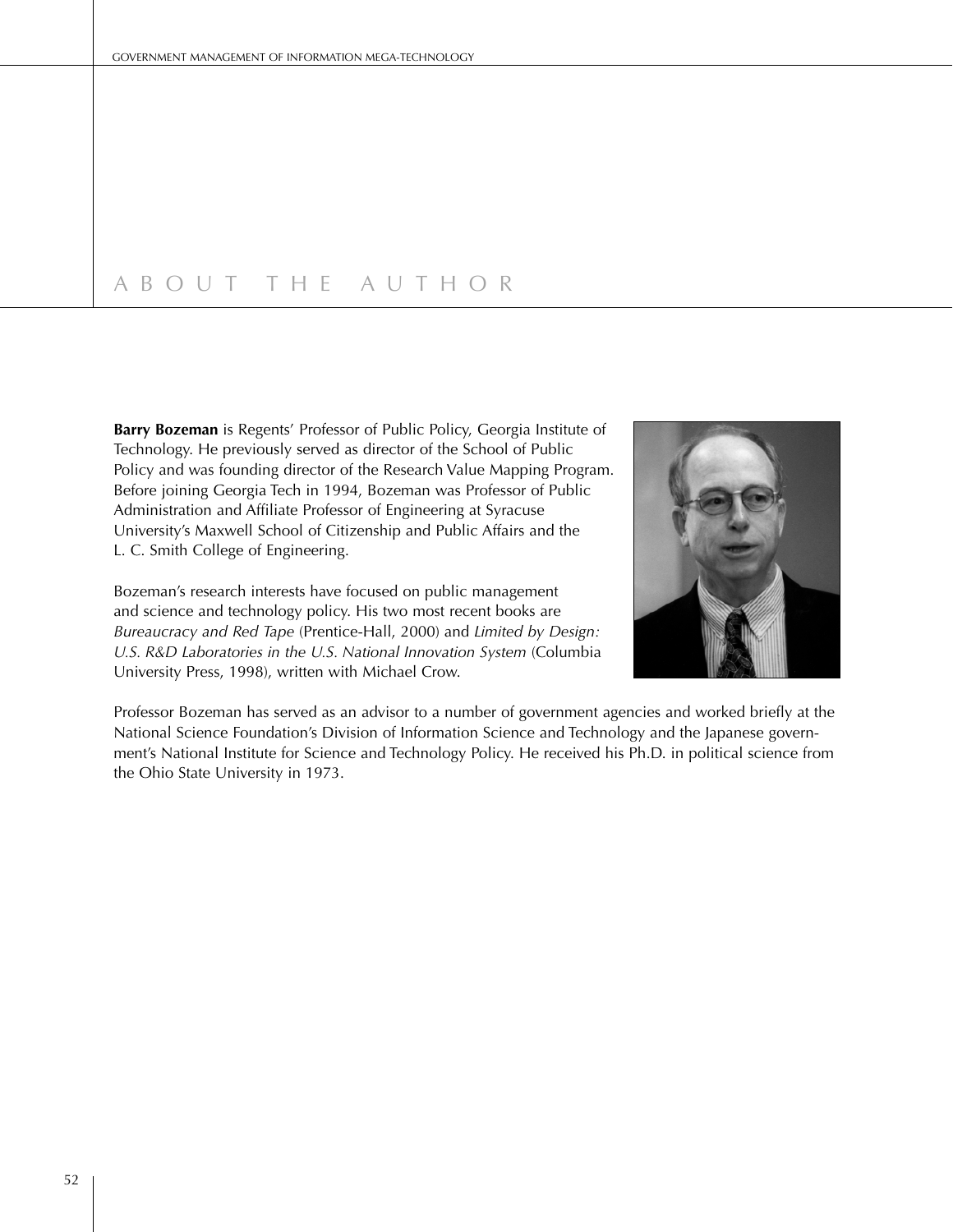# ABOUT THE AUTHOR

**Barry Bozeman** is Regents' Professor of Public Policy, Georgia Institute of Technology. He previously served as director of the School of Public Policy and was founding director of the Research Value Mapping Program. Before joining Georgia Tech in 1994, Bozeman was Professor of Public Administration and Affiliate Professor of Engineering at Syracuse University's Maxwell School of Citizenship and Public Affairs and the L. C. Smith College of Engineering.

Bozeman's research interests have focused on public management and science and technology policy. His two most recent books are *Bureaucracy and Red Tape* (Prentice-Hall, 2000) and *Limited by Design: U.S. R&D Laboratories in the U.S. National Innovation System* (Columbia University Press, 1998), written with Michael Crow.

Professor Bozeman has served as an advisor to a number of government agencies and worked briefly at the National Science Foundation's Division of Information Science and Technology and the Japanese government's National Institute for Science and Technology Policy. He received his Ph.D. in political science from the Ohio State University in 1973.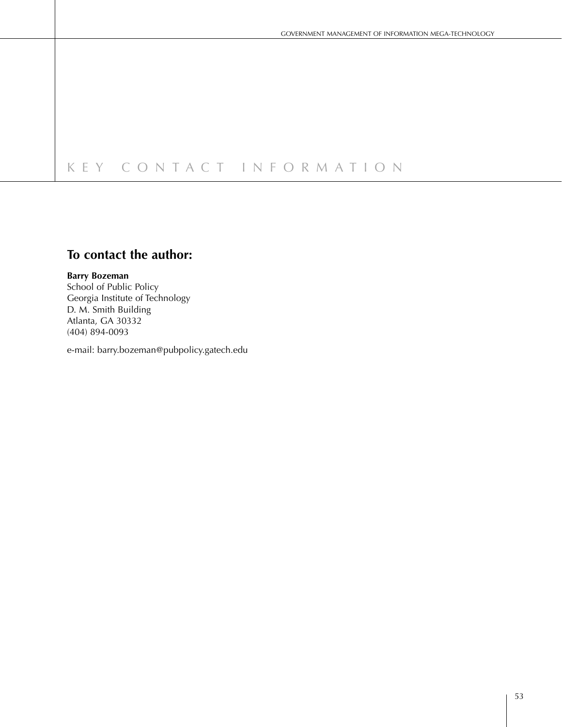# KEY CONTACT INFORMATION

## To contact the author:

**Barry Bozeman**
School of Public Policy
Georgia Institute of Technology
D. M. Smith Building
Atlanta, GA 30332
(404) 894-0093

e-mail: barry.bozeman@pubpolicy.gatech.edu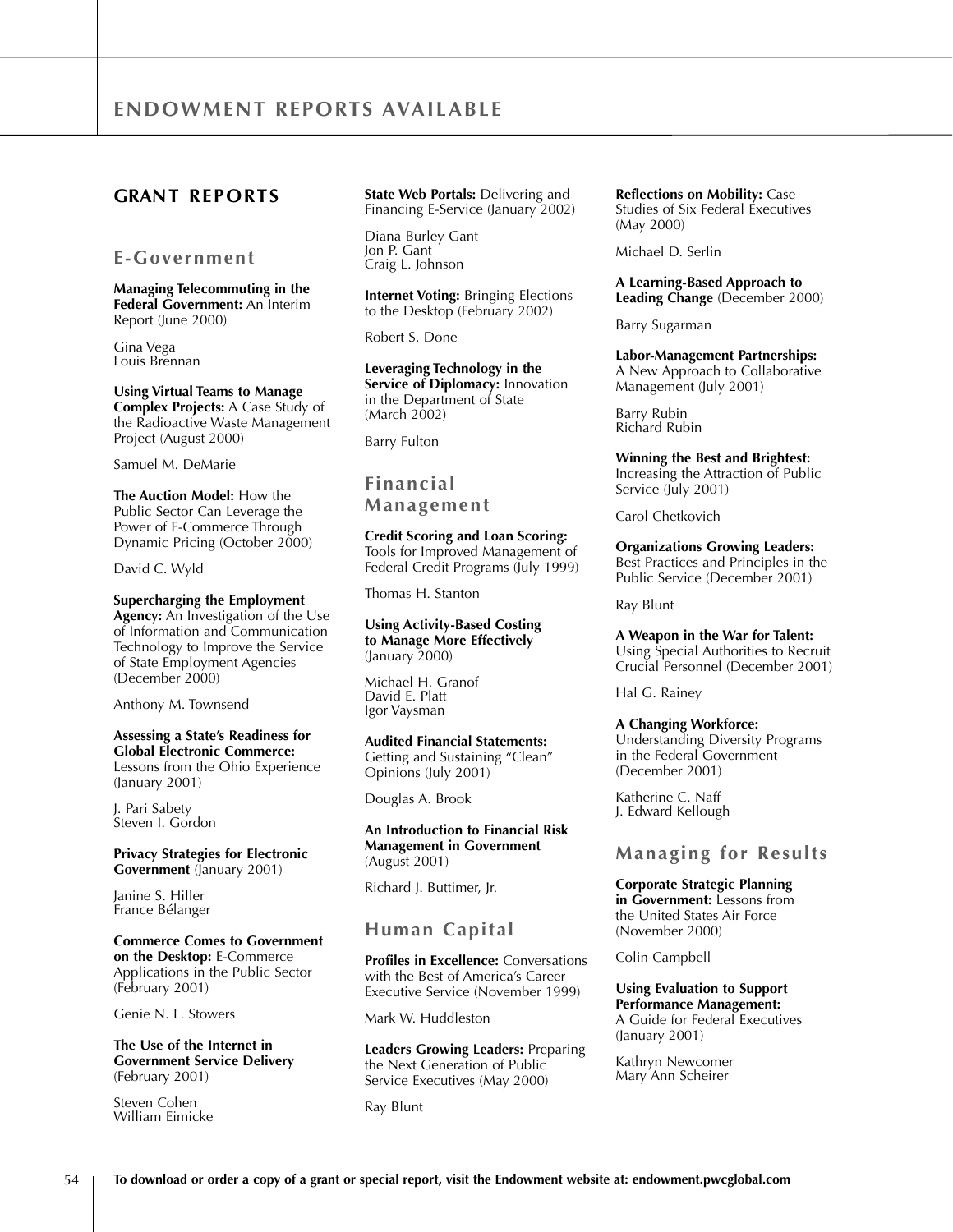# ENDOWMENT REPORTS AVAILABLE

## GRANT REPORTS

### E-Government

**Managing Telecommuting in the Federal Government:** An Interim Report (June 2000)

Gina Vega
Louis Brennan

**Using Virtual Teams to Manage Complex Projects:** A Case Study of the Radioactive Waste Management Project (August 2000)

Samuel M. DeMarie

**The Auction Model:** How the Public Sector Can Leverage the Power of E-Commerce Through Dynamic Pricing (October 2000)

David C. Wyld

**Supercharging the Employment Agency:** An Investigation of the Use of Information and Communication Technology to Improve the Service of State Employment Agencies (December 2000)

Anthony M. Townsend

**Assessing a State's Readiness for Global Electronic Commerce:** Lessons from the Ohio Experience (January 2001)

J. Pari Sabety
Steven I. Gordon

**Privacy Strategies for Electronic Government** (January 2001)

Janine S. Hiller
France Bélanger

**Commerce Comes to Government on the Desktop:** E-Commerce Applications in the Public Sector (February 2001)

Genie N. L. Stowers

**The Use of the Internet in Government Service Delivery** (February 2001)

Steven Cohen
William Eimicke

**State Web Portals:** Delivering and Financing E-Service (January 2002)

Diana Burley Gant
Jon P. Gant
Craig L. Johnson

**Internet Voting:** Bringing Elections to the Desktop (February 2002)

Robert S. Done

**Leveraging Technology in the Service of Diplomacy:** Innovation in the Department of State (March 2002)

Barry Fulton

### Financial Management

**Credit Scoring and Loan Scoring:** Tools for Improved Management of Federal Credit Programs (July 1999)

Thomas H. Stanton

**Using Activity-Based Costing to Manage More Effectively** (January 2000)

Michael H. Granof
David E. Platt
Igor Vaysman

**Audited Financial Statements:** Getting and Sustaining "Clean" Opinions (July 2001)

Douglas A. Brook

**An Introduction to Financial Risk Management in Government** (August 2001)

Richard J. Buttimer, Jr.

### Human Capital

**Profiles in Excellence:** Conversations with the Best of America's Career Executive Service (November 1999)

Mark W. Huddleston

**Leaders Growing Leaders:** Preparing the Next Generation of Public Service Executives (May 2000)

Ray Blunt

**Reflections on Mobility:** Case Studies of Six Federal Executives (May 2000)

Michael D. Serlin

**A Learning-Based Approach to Leading Change** (December 2000)

Barry Sugarman

**Labor-Management Partnerships:** A New Approach to Collaborative Management (July 2001)

Barry Rubin
Richard Rubin

**Winning the Best and Brightest:** Increasing the Attraction of Public Service (July 2001)

Carol Chetkovich

**Organizations Growing Leaders:** Best Practices and Principles in the Public Service (December 2001)

Ray Blunt

**A Weapon in the War for Talent:** Using Special Authorities to Recruit Crucial Personnel (December 2001)

Hal G. Rainey

**A Changing Workforce:** Understanding Diversity Programs in the Federal Government (December 2001)

Katherine C. Naff
J. Edward Kellough

### Managing for Results

**Corporate Strategic Planning in Government:** Lessons from the United States Air Force (November 2000)

Colin Campbell

**Using Evaluation to Support Performance Management:** A Guide for Federal Executives (January 2001)

Kathryn Newcomer
Mary Ann Scheirer

**To download or order a copy of a grant or special report, visit the Endowment website at: endowment.pwcglobal.com**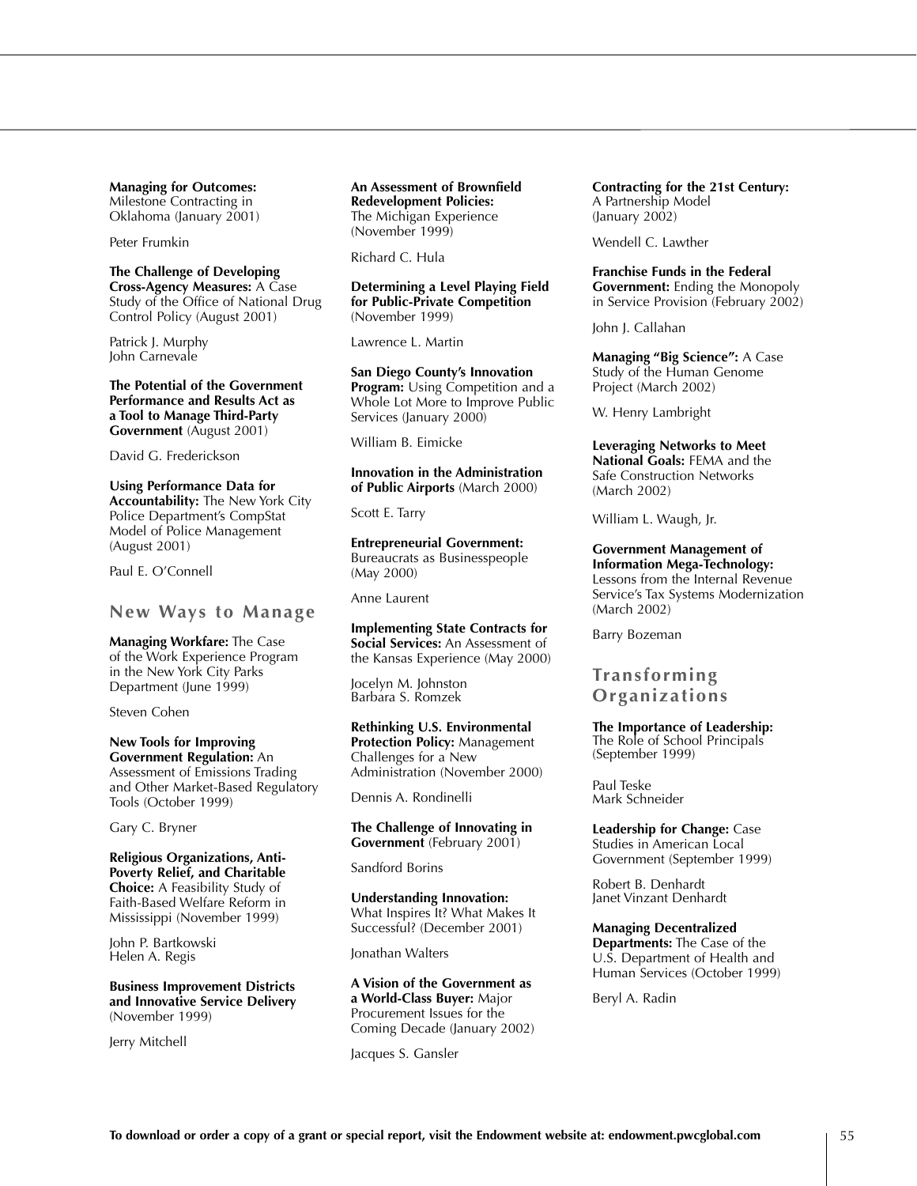**Managing for Outcomes:** Milestone Contracting in Oklahoma (January 2001)

Peter Frumkin

**The Challenge of Developing Cross-Agency Measures:** A Case Study of the Office of National Drug Control Policy (August 2001)

Patrick J. Murphy
John Carnevale

**The Potential of the Government Performance and Results Act as a Tool to Manage Third-Party Government** (August 2001)

David G. Frederickson

**Using Performance Data for Accountability:** The New York City Police Department's CompStat Model of Police Management (August 2001)

Paul E. O'Connell

## New Ways to Manage

**Managing Workfare:** The Case of the Work Experience Program in the New York City Parks Department (June 1999)

Steven Cohen

**New Tools for Improving Government Regulation:** An Assessment of Emissions Trading and Other Market-Based Regulatory Tools (October 1999)

Gary C. Bryner

**Religious Organizations, Anti-Poverty Relief, and Charitable Choice:** A Feasibility Study of Faith-Based Welfare Reform in Mississippi (November 1999)

John P. Bartkowski
Helen A. Regis

**Business Improvement Districts and Innovative Service Delivery** (November 1999)

Jerry Mitchell

**An Assessment of Brownfield Redevelopment Policies:** The Michigan Experience (November 1999)

Richard C. Hula

**Determining a Level Playing Field for Public-Private Competition** (November 1999)

Lawrence L. Martin

**San Diego County's Innovation Program:** Using Competition and a Whole Lot More to Improve Public Services (January 2000)

William B. Eimicke

**Innovation in the Administration of Public Airports** (March 2000)

Scott E. Tarry

**Entrepreneurial Government:** Bureaucrats as Businesspeople (May 2000)

Anne Laurent

**Implementing State Contracts for Social Services:** An Assessment of the Kansas Experience (May 2000)

Jocelyn M. Johnston
Barbara S. Romzek

**Rethinking U.S. Environmental Protection Policy:** Management Challenges for a New Administration (November 2000)

Dennis A. Rondinelli

**The Challenge of Innovating in Government** (February 2001)

Sandford Borins

**Understanding Innovation:** What Inspires It? What Makes It Successful? (December 2001)

Jonathan Walters

**A Vision of the Government as a World-Class Buyer:** Major Procurement Issues for the Coming Decade (January 2002)

Jacques S. Gansler

**Contracting for the 21st Century:** A Partnership Model (January 2002)

Wendell C. Lawther

**Franchise Funds in the Federal Government:** Ending the Monopoly in Service Provision (February 2002)

John J. Callahan

**Managing "Big Science":** A Case Study of the Human Genome Project (March 2002)

W. Henry Lambright

**Leveraging Networks to Meet National Goals:** FEMA and the Safe Construction Networks (March 2002)

William L. Waugh, Jr.

**Government Management of Information Mega-Technology:** Lessons from the Internal Revenue Service's Tax Systems Modernization (March 2002)

Barry Bozeman

## Transforming Organizations

**The Importance of Leadership:** The Role of School Principals (September 1999)

Paul Teske
Mark Schneider

**Leadership for Change:** Case Studies in American Local Government (September 1999)

Robert B. Denhardt
Janet Vinzant Denhardt

**Managing Decentralized Departments:** The Case of the U.S. Department of Health and Human Services (October 1999)

Beryl A. Radin

**To download or order a copy of a grant or special report, visit the Endowment website at: endowment.pwcglobal.com**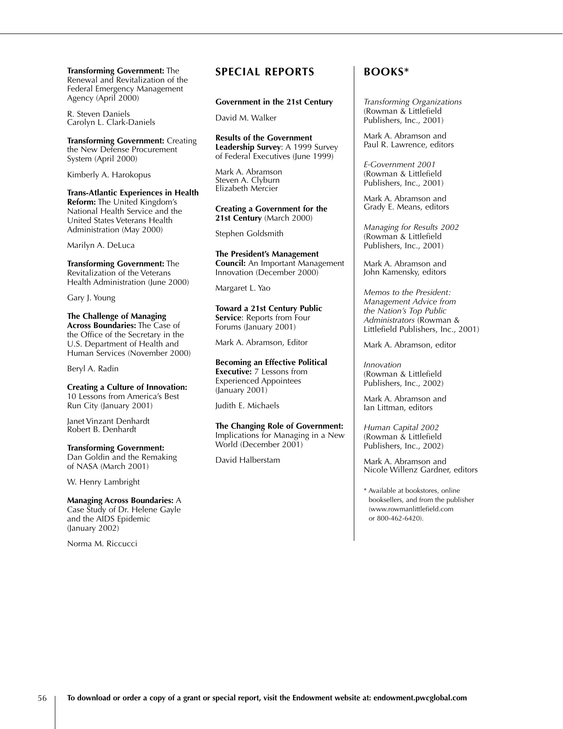**Transforming Government:** The Renewal and Revitalization of the Federal Emergency Management Agency (April 2000)

R. Steven Daniels
Carolyn L. Clark-Daniels

**Transforming Government:** Creating the New Defense Procurement System (April 2000)

Kimberly A. Harokopus

**Trans-Atlantic Experiences in Health Reform:** The United Kingdom's National Health Service and the United States Veterans Health Administration (May 2000)

Marilyn A. DeLuca

**Transforming Government:** The Revitalization of the Veterans Health Administration (June 2000)

Gary J. Young

**The Challenge of Managing Across Boundaries:** The Case of the Office of the Secretary in the U.S. Department of Health and Human Services (November 2000)

Beryl A. Radin

**Creating a Culture of Innovation:** 10 Lessons from America's Best Run City (January 2001)

Janet Vinzant Denhardt
Robert B. Denhardt

**Transforming Government:** Dan Goldin and the Remaking of NASA (March 2001)

W. Henry Lambright

**Managing Across Boundaries:** A Case Study of Dr. Helene Gayle and the AIDS Epidemic (January 2002)

Norma M. Riccucci

## SPECIAL REPORTS

**Government in the 21st Century**

David M. Walker

**Results of the Government Leadership Survey**: A 1999 Survey of Federal Executives (June 1999)

Mark A. Abramson
Steven A. Clyburn
Elizabeth Mercier

**Creating a Government for the 21st Century** (March 2000)

Stephen Goldsmith

**The President's Management Council:** An Important Management Innovation (December 2000)

Margaret L. Yao

**Toward a 21st Century Public Service**: Reports from Four Forums (January 2001)

Mark A. Abramson, Editor

**Becoming an Effective Political Executive:** 7 Lessons from Experienced Appointees (January 2001)

Judith E. Michaels

**The Changing Role of Government:** Implications for Managing in a New World (December 2001)

David Halberstam

## BOOKS*

*Transforming Organizations* (Rowman & Littlefield Publishers, Inc., 2001)

Mark A. Abramson and Paul R. Lawrence, editors

*E-Government 2001* (Rowman & Littlefield Publishers, Inc., 2001)

Mark A. Abramson and Grady E. Means, editors

*Managing for Results 2002* (Rowman & Littlefield Publishers, Inc., 2001)

Mark A. Abramson and John Kamensky, editors

*Memos to the President: Management Advice from the Nation's Top Public Administrators* (Rowman & Littlefield Publishers, Inc., 2001)

Mark A. Abramson, editor

*Innovation* (Rowman & Littlefield Publishers, Inc., 2002)

Mark A. Abramson and Ian Littman, editors

*Human Capital 2002* (Rowman & Littlefield Publishers, Inc., 2002)

Mark A. Abramson and Nicole Willenz Gardner, editors

* Available at bookstores, online booksellers, and from the publisher (www.rowmanlittlefield.com or 800-462-6420).

**To download or order a copy of a grant or special report, visit the Endowment website at: endowment.pwcglobal.com**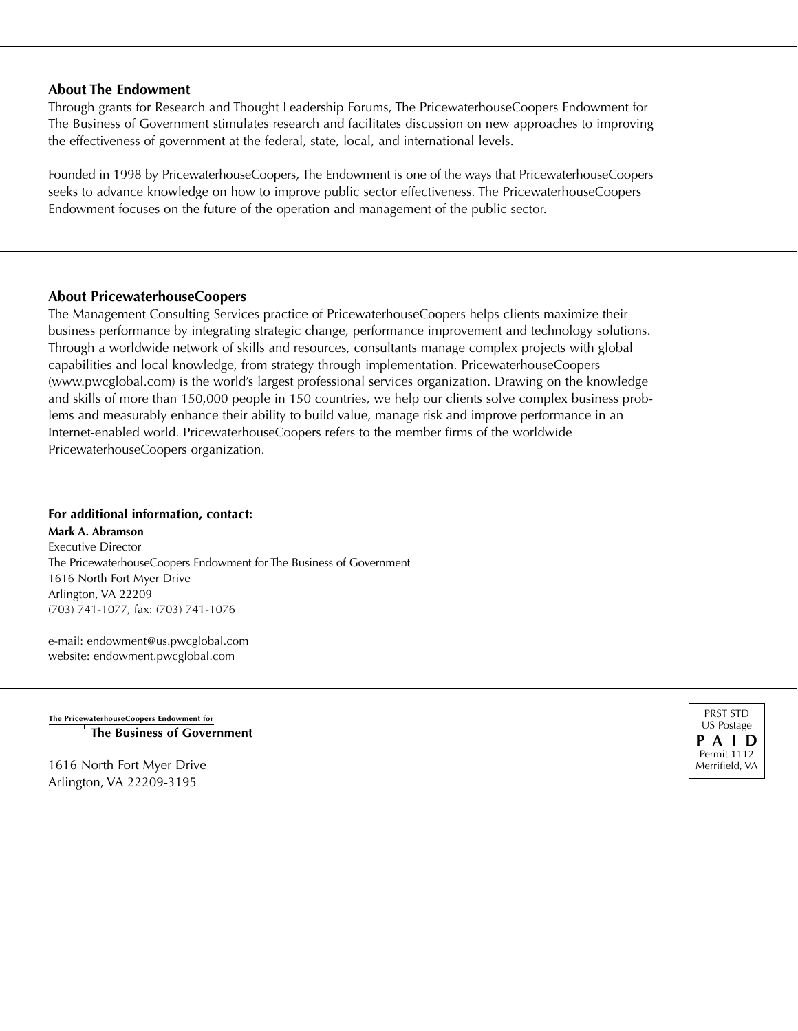## About The Endowment

Through grants for Research and Thought Leadership Forums, The PricewaterhouseCoopers Endowment for The Business of Government stimulates research and facilitates discussion on new approaches to improving the effectiveness of government at the federal, state, local, and international levels.

Founded in 1998 by PricewaterhouseCoopers, The Endowment is one of the ways that PricewaterhouseCoopers seeks to advance knowledge on how to improve public sector effectiveness. The PricewaterhouseCoopers Endowment focuses on the future of the operation and management of the public sector.

## About PricewaterhouseCoopers

The Management Consulting Services practice of PricewaterhouseCoopers helps clients maximize their business performance by integrating strategic change, performance improvement and technology solutions. Through a worldwide network of skills and resources, consultants manage complex projects with global capabilities and local knowledge, from strategy through implementation. PricewaterhouseCoopers (www.pwcglobal.com) is the world's largest professional services organization. Drawing on the knowledge and skills of more than 150,000 people in 150 countries, we help our clients solve complex business problems and measurably enhance their ability to build value, manage risk and improve performance in an Internet-enabled world. PricewaterhouseCoopers refers to the member firms of the worldwide PricewaterhouseCoopers organization.

**For additional information, contact:**

**Mark A. Abramson**
Executive Director
The PricewaterhouseCoopers Endowment for The Business of Government
1616 North Fort Myer Drive
Arlington, VA 22209
(703) 741-1077, fax: (703) 741-1076

e-mail: endowment@us.pwcglobal.com
website: endowment.pwcglobal.com

**The PricewaterhouseCoopers Endowment for**
**The Business of Government**

1616 North Fort Myer Drive
Arlington, VA 22209-3195

PRST STD
US Postage
**PAID**
Permit 1112
Merrifield, VA